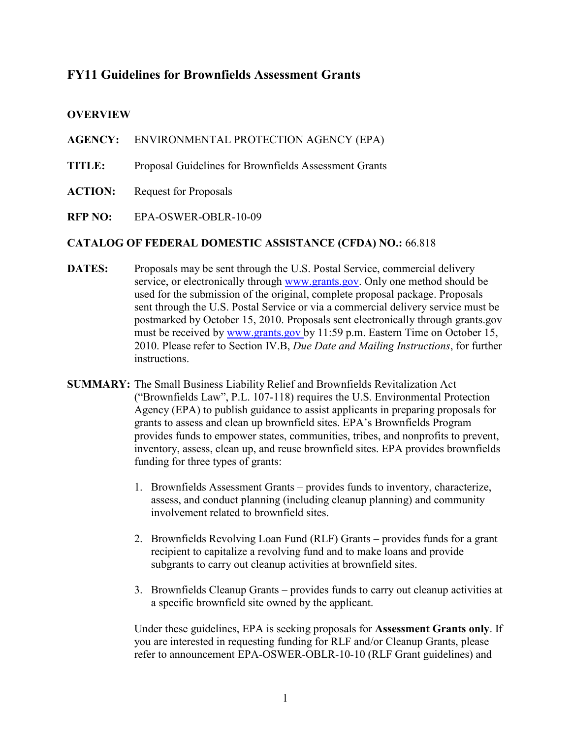# FY11 Guidelines for Brownfields Assessment Grants

## OVERVIEW

**AGENCY:** ENVIRONMENTAL PROTECTION AGENCY (EPA)

**TITLE:** Proposal Guidelines for Brownfields Assessment Grants

**ACTION:** Request for Proposals

**RFP NO:** EPA-OSWER-OBLR-10-09

**CATALOG OF FEDERAL DOMESTIC ASSISTANCE (CFDA) NO.:** 66.818

**DATES:** Proposals may be sent through the U.S. Postal Service, commercial delivery service, or electronically through [www.grants.gov](www.grants.gov). Only one method should be used for the submission of the original, complete proposal package. Proposals sent through the U.S. Postal Service or via a commercial delivery service must be postmarked by October 15, 2010. Proposals sent electronically through grants.gov must be received by [www.grants.gov](www.grants.gov) by 11:59 p.m. Eastern Time on October 15, 2010. Please refer to Section IV.B, *Due Date and Mailing Instructions*, for further instructions.

**SUMMARY:** The Small Business Liability Relief and Brownfields Revitalization Act ("Brownfields Law", P.L. 107-118) requires the U.S. Environmental Protection Agency (EPA) to publish guidance to assist applicants in preparing proposals for grants to assess and clean up brownfield sites. EPA's Brownfields Program provides funds to empower states, communities, tribes, and nonprofits to prevent, inventory, assess, clean up, and reuse brownfield sites. EPA provides brownfields funding for three types of grants:

1. Brownfields Assessment Grants – provides funds to inventory, characterize, assess, and conduct planning (including cleanup planning) and community involvement related to brownfield sites.

2. Brownfields Revolving Loan Fund (RLF) Grants – provides funds for a grant recipient to capitalize a revolving fund and to make loans and provide subgrants to carry out cleanup activities at brownfield sites.

3. Brownfields Cleanup Grants – provides funds to carry out cleanup activities at a specific brownfield site owned by the applicant.

Under these guidelines, EPA is seeking proposals for **Assessment Grants only**. If you are interested in requesting funding for RLF and/or Cleanup Grants, please refer to announcement EPA-OSWER-OBLR-10-10 (RLF Grant guidelines) and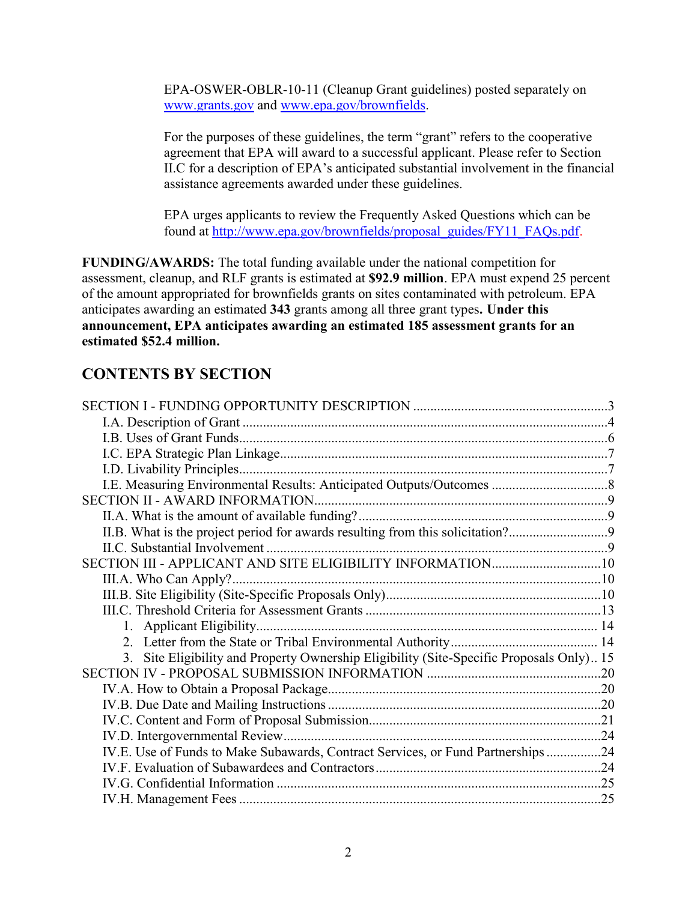EPA-OSWER-OBLR-10-11 (Cleanup Grant guidelines) posted separately on [www.grants.gov](http://www.grants.gov) and [www.epa.gov/brownfields](http://www.epa.gov/brownfields).

For the purposes of these guidelines, the term "grant" refers to the cooperative agreement that EPA will award to a successful applicant. Please refer to Section II.C for a description of EPA's anticipated substantial involvement in the financial assistance agreements awarded under these guidelines.

EPA urges applicants to review the Frequently Asked Questions which can be found at [http://www.epa.gov/brownfields/proposal_guides/FY11_FAQs.pdf](http://www.epa.gov/brownfields/proposal_guides/FY11_FAQs.pdf).

**FUNDING/AWARDS:** The total funding available under the national competition for assessment, cleanup, and RLF grants is estimated at **$92.9 million**. EPA must expend 25 percent of the amount appropriated for brownfields grants on sites contaminated with petroleum. EPA anticipates awarding an estimated **343** grants among all three grant types**. Under this announcement, EPA anticipates awarding an estimated 185 assessment grants for an estimated $52.4 million.**

## CONTENTS BY SECTION

SECTION I - FUNDING OPPORTUNITY DESCRIPTION ....................................................... 3
- I.A. Description of Grant ....................................................................................... 4
- I.B. Uses of Grant Funds ....................................................................................... 6
- I.C. EPA Strategic Plan Linkage ............................................................................ 7
- I.D. Livability Principles ........................................................................................ 7
- I.E. Measuring Environmental Results: Anticipated Outputs/Outcomes ................................ 8

SECTION II - AWARD INFORMATION ........................................................................ 9
- II.A. What is the amount of available funding? ....................................................... 9
- II.B. What is the project period for awards resulting from this solicitation? ........................... 9
- II.C. Substantial Involvement ................................................................................. 9

SECTION III - APPLICANT AND SITE ELIGIBILITY INFORMATION .................................... 10
- III.A. Who Can Apply? ........................................................................................ 10
- III.B. Site Eligibility (Site-Specific Proposals Only) .................................................. 10
- III.C. Threshold Criteria for Assessment Grants ....................................................... 13
  1. Applicant Eligibility ............................................................................... 14
  2. Letter from the State or Tribal Environmental Authority ..................................... 14
  3. Site Eligibility and Property Ownership Eligibility (Site-Specific Proposals Only) .. 15

SECTION IV - PROPOSAL SUBMISSION INFORMATION .................................................. 20
- IV.A. How to Obtain a Proposal Package ................................................................ 20
- IV.B. Due Date and Mailing Instructions ................................................................ 20
- IV.C. Content and Form of Proposal Submission ...................................................... 21
- IV.D. Intergovernmental Review ........................................................................... 24
- IV.E. Use of Funds to Make Subawards, Contract Services, or Fund Partnerships ................ 24
- IV.F. Evaluation of Subawardees and Contractors ..................................................... 24
- IV.G. Confidential Information ............................................................................. 25
- IV.H. Management Fees ...................................................................................... 25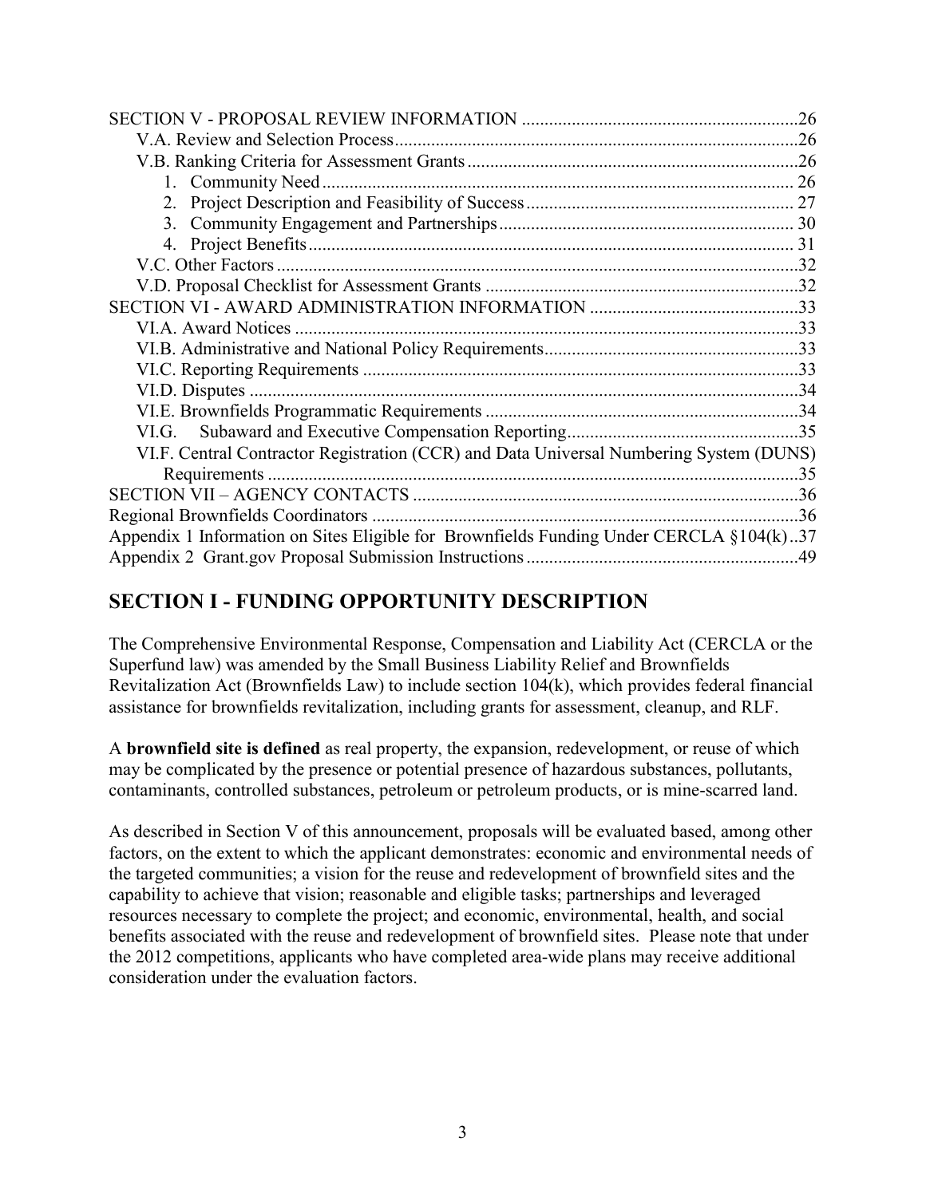SECTION V - PROPOSAL REVIEW INFORMATION ............................................................26
V.A. Review and Selection Process.........................................................................................26
V.B. Ranking Criteria for Assessment Grants.........................................................................26
1. Community Need........................................................................................................ 26
2. Project Description and Feasibility of Success........................................................... 27
3. Community Engagement and Partnerships................................................................. 30
4. Project Benefits........................................................................................................... 31
V.C. Other Factors...................................................................................................................32
V.D. Proposal Checklist for Assessment Grants .....................................................................32
SECTION VI - AWARD ADMINISTRATION INFORMATION .............................................33
VI.A. Award Notices ...............................................................................................................33
VI.B. Administrative and National Policy Requirements........................................................33
VI.C. Reporting Requirements ................................................................................................33
VI.D. Disputes .........................................................................................................................34
VI.E. Brownfields Programmatic Requirements .....................................................................34
VI.G. Subaward and Executive Compensation Reporting...................................................35
VI.F. Central Contractor Registration (CCR) and Data Universal Numbering System (DUNS) Requirements .....................................................................................................................35
SECTION VII – AGENCY CONTACTS .....................................................................................36
Regional Brownfields Coordinators .............................................................................................36
Appendix 1 Information on Sites Eligible for Brownfields Funding Under CERCLA §104(k)..37
Appendix 2 Grant.gov Proposal Submission Instructions............................................................49

## SECTION I - FUNDING OPPORTUNITY DESCRIPTION

The Comprehensive Environmental Response, Compensation and Liability Act (CERCLA or the Superfund law) was amended by the Small Business Liability Relief and Brownfields Revitalization Act (Brownfields Law) to include section 104(k), which provides federal financial assistance for brownfields revitalization, including grants for assessment, cleanup, and RLF.

A **brownfield site is defined** as real property, the expansion, redevelopment, or reuse of which may be complicated by the presence or potential presence of hazardous substances, pollutants, contaminants, controlled substances, petroleum or petroleum products, or is mine-scarred land.

As described in Section V of this announcement, proposals will be evaluated based, among other factors, on the extent to which the applicant demonstrates: economic and environmental needs of the targeted communities; a vision for the reuse and redevelopment of brownfield sites and the capability to achieve that vision; reasonable and eligible tasks; partnerships and leveraged resources necessary to complete the project; and economic, environmental, health, and social benefits associated with the reuse and redevelopment of brownfield sites. Please note that under the 2012 competitions, applicants who have completed area-wide plans may receive additional consideration under the evaluation factors.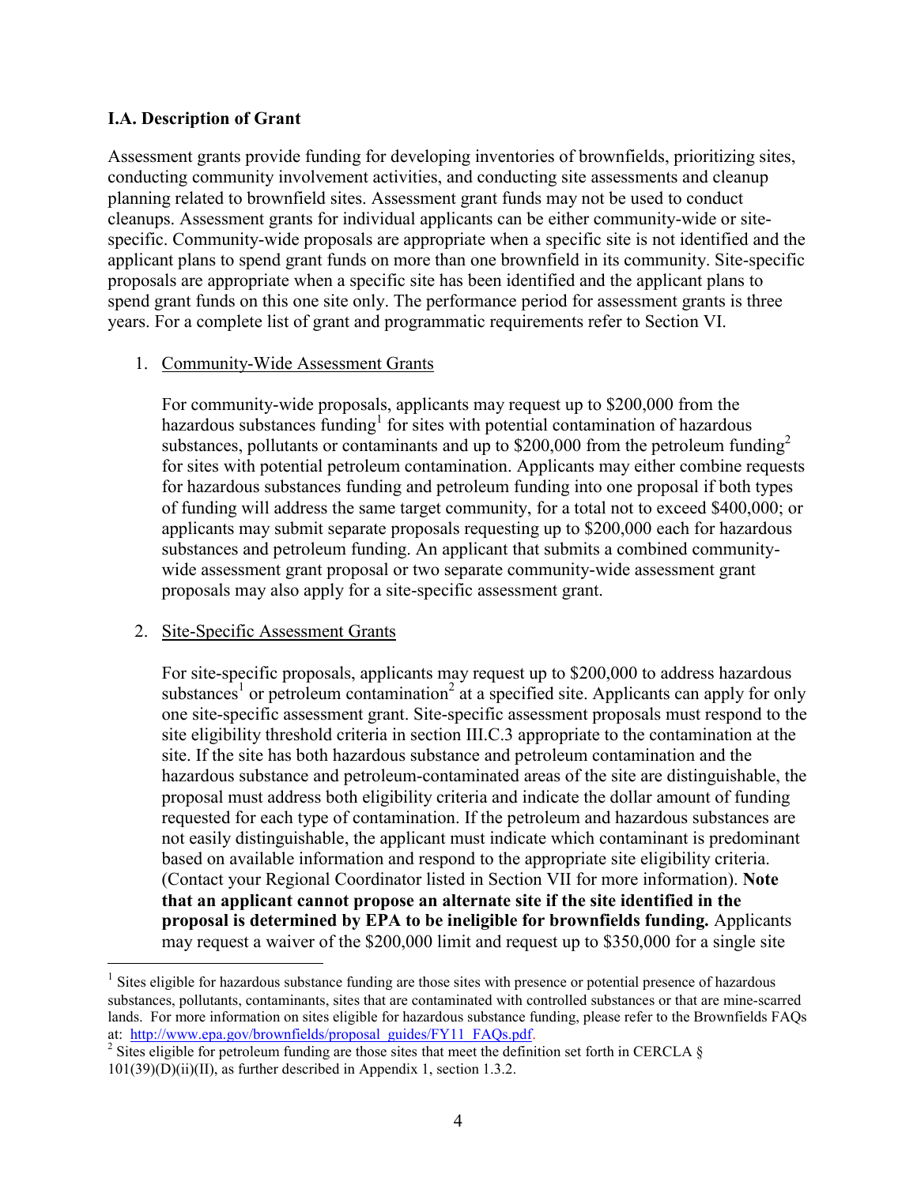### I.A. Description of Grant

Assessment grants provide funding for developing inventories of brownfields, prioritizing sites, conducting community involvement activities, and conducting site assessments and cleanup planning related to brownfield sites. Assessment grant funds may not be used to conduct cleanups. Assessment grants for individual applicants can be either community-wide or site-specific. Community-wide proposals are appropriate when a specific site is not identified and the applicant plans to spend grant funds on more than one brownfield in its community. Site-specific proposals are appropriate when a specific site has been identified and the applicant plans to spend grant funds on this one site only. The performance period for assessment grants is three years. For a complete list of grant and programmatic requirements refer to Section VI.

1. Community-Wide Assessment Grants

   For community-wide proposals, applicants may request up to $200,000 from the hazardous substances funding[1] for sites with potential contamination of hazardous substances, pollutants or contaminants and up to $200,000 from the petroleum funding[2] for sites with potential petroleum contamination. Applicants may either combine requests for hazardous substances funding and petroleum funding into one proposal if both types of funding will address the same target community, for a total not to exceed $400,000; or applicants may submit separate proposals requesting up to $200,000 each for hazardous substances and petroleum funding. An applicant that submits a combined community-wide assessment grant proposal or two separate community-wide assessment grant proposals may also apply for a site-specific assessment grant.

2. Site-Specific Assessment Grants

   For site-specific proposals, applicants may request up to $200,000 to address hazardous substances[1] or petroleum contamination[2] at a specified site. Applicants can apply for only one site-specific assessment grant. Site-specific assessment proposals must respond to the site eligibility threshold criteria in section III.C.3 appropriate to the contamination at the site. If the site has both hazardous substance and petroleum contamination and the hazardous substance and petroleum-contaminated areas of the site are distinguishable, the proposal must address both eligibility criteria and indicate the dollar amount of funding requested for each type of contamination. If the petroleum and hazardous substances are not easily distinguishable, the applicant must indicate which contaminant is predominant based on available information and respond to the appropriate site eligibility criteria. (Contact your Regional Coordinator listed in Section VII for more information). **Note that an applicant cannot propose an alternate site if the site identified in the proposal is determined by EPA to be ineligible for brownfields funding.** Applicants may request a waiver of the $200,000 limit and request up to $350,000 for a single site

---

[1] Sites eligible for hazardous substance funding are those sites with presence or potential presence of hazardous substances, pollutants, contaminants, sites that are contaminated with controlled substances or that are mine-scarred lands. For more information on sites eligible for hazardous substance funding, please refer to the Brownfields FAQs at: http://www.epa.gov/brownfields/proposal_guides/FY11_FAQs.pdf.

[2] Sites eligible for petroleum funding are those sites that meet the definition set forth in CERCLA § 101(39)(D)(ii)(II), as further described in Appendix 1, section 1.3.2.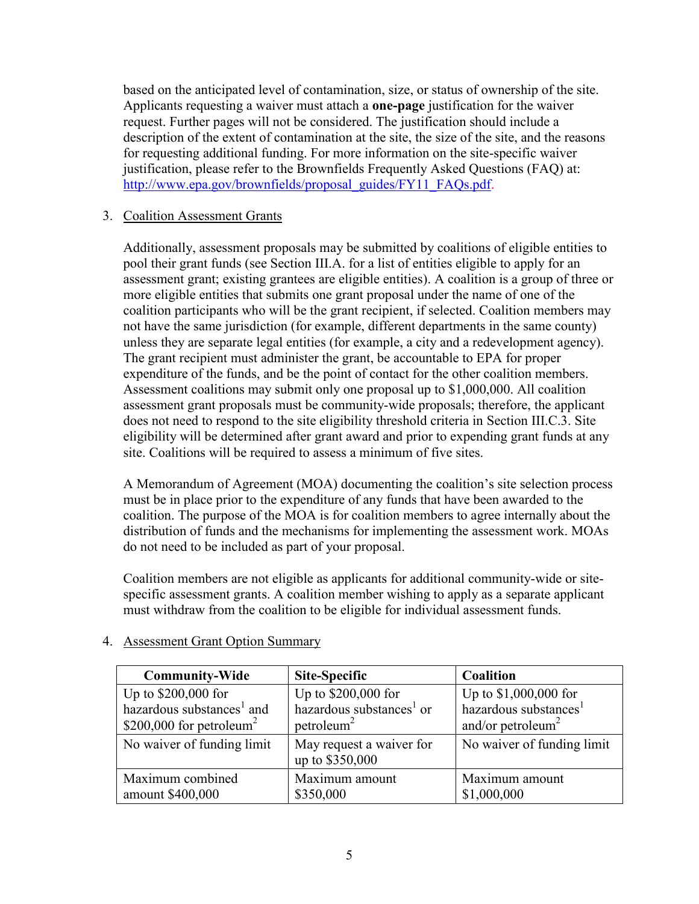based on the anticipated level of contamination, size, or status of ownership of the site. Applicants requesting a waiver must attach a **one-page** justification for the waiver request. Further pages will not be considered. The justification should include a description of the extent of contamination at the site, the size of the site, and the reasons for requesting additional funding. For more information on the site-specific waiver justification, please refer to the Brownfields Frequently Asked Questions (FAQ) at: [http://www.epa.gov/brownfields/proposal_guides/FY11_FAQs.pdf](http://www.epa.gov/brownfields/proposal_guides/FY11_FAQs.pdf).

3. Coalition Assessment Grants

   Additionally, assessment proposals may be submitted by coalitions of eligible entities to pool their grant funds (see Section III.A. for a list of entities eligible to apply for an assessment grant; existing grantees are eligible entities). A coalition is a group of three or more eligible entities that submits one grant proposal under the name of one of the coalition participants who will be the grant recipient, if selected. Coalition members may not have the same jurisdiction (for example, different departments in the same county) unless they are separate legal entities (for example, a city and a redevelopment agency). The grant recipient must administer the grant, be accountable to EPA for proper expenditure of the funds, and be the point of contact for the other coalition members. Assessment coalitions may submit only one proposal up to $1,000,000. All coalition assessment grant proposals must be community-wide proposals; therefore, the applicant does not need to respond to the site eligibility threshold criteria in Section III.C.3. Site eligibility will be determined after grant award and prior to expending grant funds at any site. Coalitions will be required to assess a minimum of five sites.

   A Memorandum of Agreement (MOA) documenting the coalition's site selection process must be in place prior to the expenditure of any funds that have been awarded to the coalition. The purpose of the MOA is for coalition members to agree internally about the distribution of funds and the mechanisms for implementing the assessment work. MOAs do not need to be included as part of your proposal.

   Coalition members are not eligible as applicants for additional community-wide or site-specific assessment grants. A coalition member wishing to apply as a separate applicant must withdraw from the coalition to be eligible for individual assessment funds.

4. Assessment Grant Option Summary

| Community-Wide | Site-Specific | Coalition |
|---|---|---|
| Up to $200,000 for hazardous substances[1] and $200,000 for petroleum[2] | Up to $200,000 for hazardous substances[1] or petroleum[2] | Up to $1,000,000 for hazardous substances[1] and/or petroleum[2] |
| No waiver of funding limit | May request a waiver for up to $350,000 | No waiver of funding limit |
| Maximum combined amount $400,000 | Maximum amount $350,000 | Maximum amount $1,000,000 |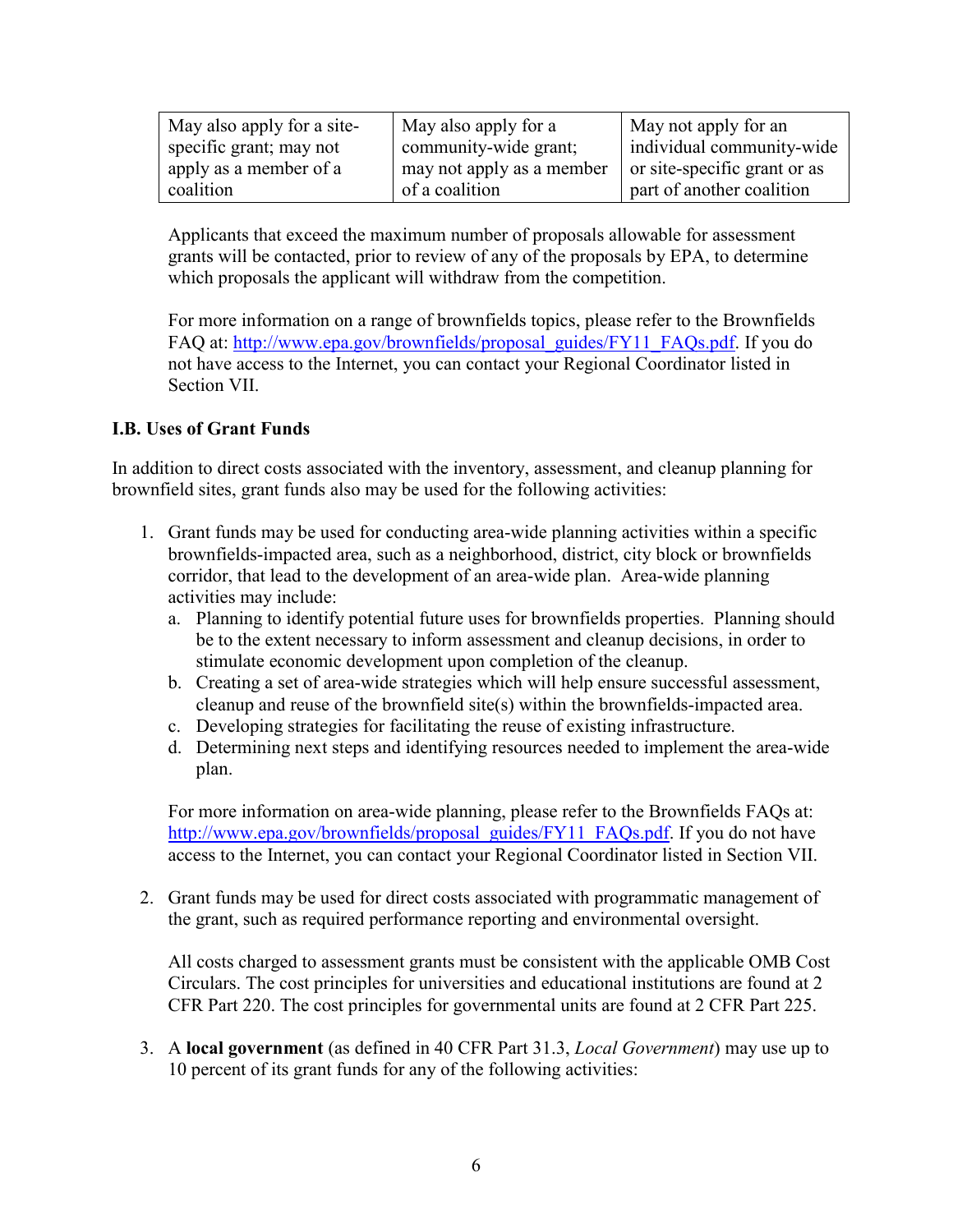| May also apply for a site-specific grant; may not apply as a member of a coalition | May also apply for a community-wide grant; may not apply as a member of a coalition | May not apply for an individual community-wide or site-specific grant or as part of another coalition |
|---|---|---|

Applicants that exceed the maximum number of proposals allowable for assessment grants will be contacted, prior to review of any of the proposals by EPA, to determine which proposals the applicant will withdraw from the competition.

For more information on a range of brownfields topics, please refer to the Brownfields FAQ at: http://www.epa.gov/brownfields/proposal_guides/FY11_FAQs.pdf. If you do not have access to the Internet, you can contact your Regional Coordinator listed in Section VII.

**I.B. Uses of Grant Funds**

In addition to direct costs associated with the inventory, assessment, and cleanup planning for brownfield sites, grant funds also may be used for the following activities:

1. Grant funds may be used for conducting area-wide planning activities within a specific brownfields-impacted area, such as a neighborhood, district, city block or brownfields corridor, that lead to the development of an area-wide plan. Area-wide planning activities may include:
   a. Planning to identify potential future uses for brownfields properties. Planning should be to the extent necessary to inform assessment and cleanup decisions, in order to stimulate economic development upon completion of the cleanup.
   b. Creating a set of area-wide strategies which will help ensure successful assessment, cleanup and reuse of the brownfield site(s) within the brownfields-impacted area.
   c. Developing strategies for facilitating the reuse of existing infrastructure.
   d. Determining next steps and identifying resources needed to implement the area-wide plan.

   For more information on area-wide planning, please refer to the Brownfields FAQs at: http://www.epa.gov/brownfields/proposal_guides/FY11_FAQs.pdf. If you do not have access to the Internet, you can contact your Regional Coordinator listed in Section VII.

2. Grant funds may be used for direct costs associated with programmatic management of the grant, such as required performance reporting and environmental oversight.

   All costs charged to assessment grants must be consistent with the applicable OMB Cost Circulars. The cost principles for universities and educational institutions are found at 2 CFR Part 220. The cost principles for governmental units are found at 2 CFR Part 225.

3. A **local government** (as defined in 40 CFR Part 31.3, *Local Government*) may use up to 10 percent of its grant funds for any of the following activities: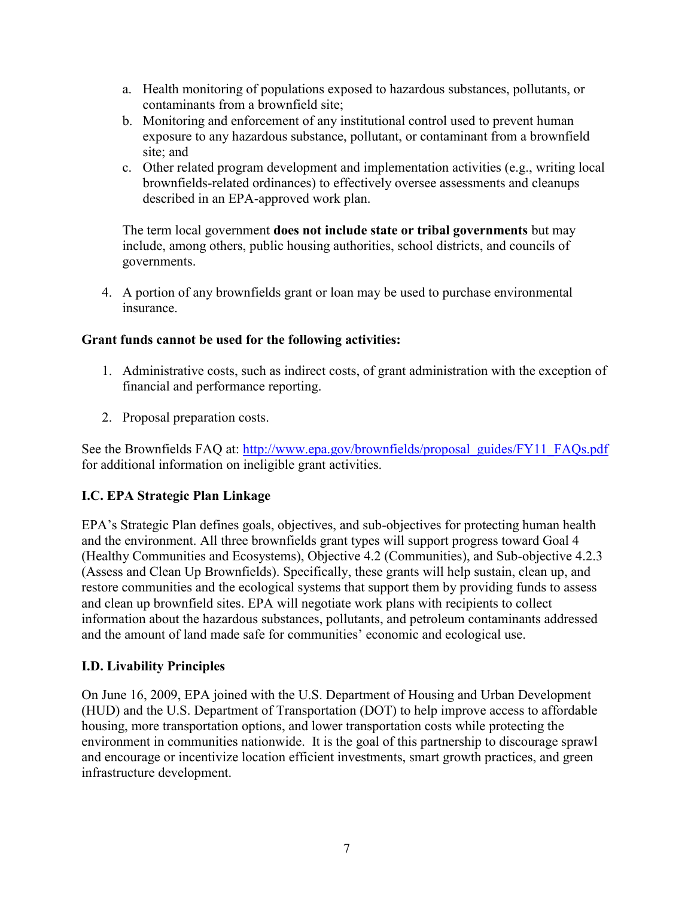a. Health monitoring of populations exposed to hazardous substances, pollutants, or contaminants from a brownfield site;
   b. Monitoring and enforcement of any institutional control used to prevent human exposure to any hazardous substance, pollutant, or contaminant from a brownfield site; and
   c. Other related program development and implementation activities (e.g., writing local brownfields-related ordinances) to effectively oversee assessments and cleanups described in an EPA-approved work plan.

   The term local government **does not include state or tribal governments** but may include, among others, public housing authorities, school districts, and councils of governments.

4. A portion of any brownfields grant or loan may be used to purchase environmental insurance.

**Grant funds cannot be used for the following activities:**

1. Administrative costs, such as indirect costs, of grant administration with the exception of financial and performance reporting.

2. Proposal preparation costs.

See the Brownfields FAQ at: http://www.epa.gov/brownfields/proposal_guides/FY11_FAQs.pdf for additional information on ineligible grant activities.

### I.C. EPA Strategic Plan Linkage

EPA's Strategic Plan defines goals, objectives, and sub-objectives for protecting human health and the environment. All three brownfields grant types will support progress toward Goal 4 (Healthy Communities and Ecosystems), Objective 4.2 (Communities), and Sub-objective 4.2.3 (Assess and Clean Up Brownfields). Specifically, these grants will help sustain, clean up, and restore communities and the ecological systems that support them by providing funds to assess and clean up brownfield sites. EPA will negotiate work plans with recipients to collect information about the hazardous substances, pollutants, and petroleum contaminants addressed and the amount of land made safe for communities' economic and ecological use.

### I.D. Livability Principles

On June 16, 2009, EPA joined with the U.S. Department of Housing and Urban Development (HUD) and the U.S. Department of Transportation (DOT) to help improve access to affordable housing, more transportation options, and lower transportation costs while protecting the environment in communities nationwide. It is the goal of this partnership to discourage sprawl and encourage or incentivize location efficient investments, smart growth practices, and green infrastructure development.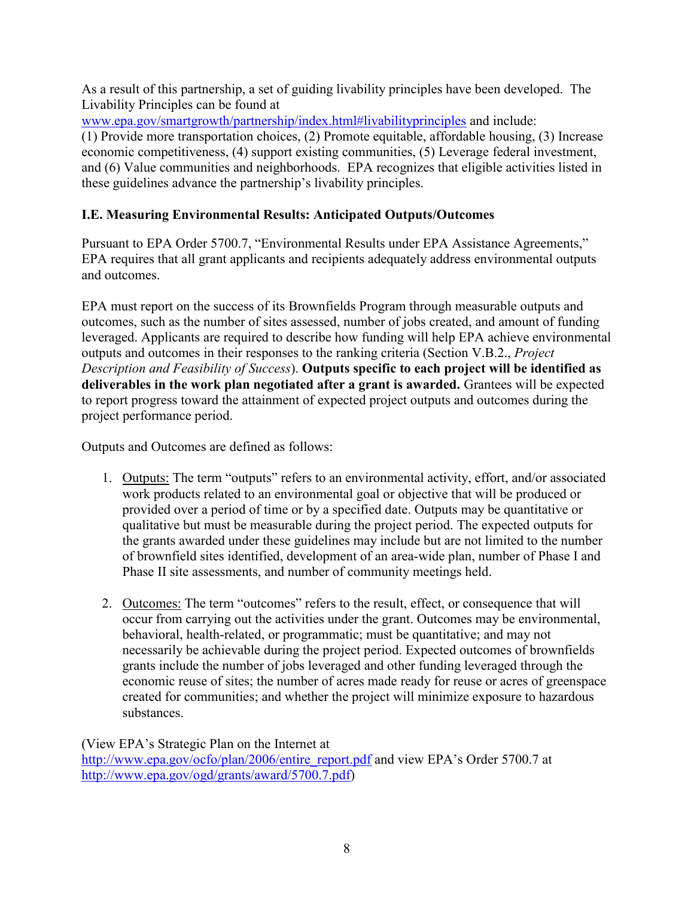As a result of this partnership, a set of guiding livability principles have been developed. The Livability Principles can be found at www.epa.gov/smartgrowth/partnership/index.html#livabilityprinciples and include: (1) Provide more transportation choices, (2) Promote equitable, affordable housing, (3) Increase economic competitiveness, (4) support existing communities, (5) Leverage federal investment, and (6) Value communities and neighborhoods. EPA recognizes that eligible activities listed in these guidelines advance the partnership's livability principles.

### I.E. Measuring Environmental Results: Anticipated Outputs/Outcomes

Pursuant to EPA Order 5700.7, "Environmental Results under EPA Assistance Agreements," EPA requires that all grant applicants and recipients adequately address environmental outputs and outcomes.

EPA must report on the success of its Brownfields Program through measurable outputs and outcomes, such as the number of sites assessed, number of jobs created, and amount of funding leveraged. Applicants are required to describe how funding will help EPA achieve environmental outputs and outcomes in their responses to the ranking criteria (Section V.B.2., *Project Description and Feasibility of Success*). **Outputs specific to each project will be identified as deliverables in the work plan negotiated after a grant is awarded.** Grantees will be expected to report progress toward the attainment of expected project outputs and outcomes during the project performance period.

Outputs and Outcomes are defined as follows:

1. Outputs: The term "outputs" refers to an environmental activity, effort, and/or associated work products related to an environmental goal or objective that will be produced or provided over a period of time or by a specified date. Outputs may be quantitative or qualitative but must be measurable during the project period. The expected outputs for the grants awarded under these guidelines may include but are not limited to the number of brownfield sites identified, development of an area-wide plan, number of Phase I and Phase II site assessments, and number of community meetings held.

2. Outcomes: The term "outcomes" refers to the result, effect, or consequence that will occur from carrying out the activities under the grant. Outcomes may be environmental, behavioral, health-related, or programmatic; must be quantitative; and may not necessarily be achievable during the project period. Expected outcomes of brownfields grants include the number of jobs leveraged and other funding leveraged through the economic reuse of sites; the number of acres made ready for reuse or acres of greenspace created for communities; and whether the project will minimize exposure to hazardous substances.

(View EPA's Strategic Plan on the Internet at http://www.epa.gov/ocfo/plan/2006/entire_report.pdf and view EPA's Order 5700.7 at http://www.epa.gov/ogd/grants/award/5700.7.pdf)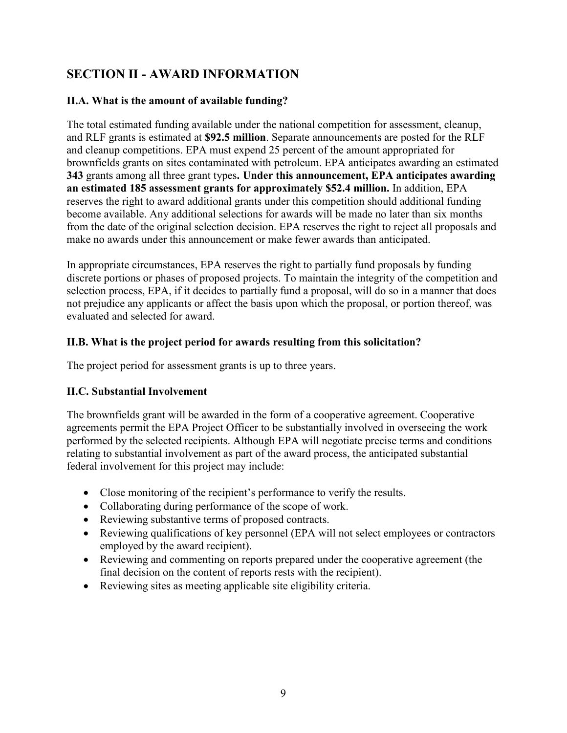## SECTION II - AWARD INFORMATION

### II.A. What is the amount of available funding?

The total estimated funding available under the national competition for assessment, cleanup, and RLF grants is estimated at **$92.5 million**. Separate announcements are posted for the RLF and cleanup competitions. EPA must expend 25 percent of the amount appropriated for brownfields grants on sites contaminated with petroleum. EPA anticipates awarding an estimated **343** grants among all three grant types**. Under this announcement, EPA anticipates awarding an estimated 185 assessment grants for approximately $52.4 million.** In addition, EPA reserves the right to award additional grants under this competition should additional funding become available. Any additional selections for awards will be made no later than six months from the date of the original selection decision. EPA reserves the right to reject all proposals and make no awards under this announcement or make fewer awards than anticipated.

In appropriate circumstances, EPA reserves the right to partially fund proposals by funding discrete portions or phases of proposed projects. To maintain the integrity of the competition and selection process, EPA, if it decides to partially fund a proposal, will do so in a manner that does not prejudice any applicants or affect the basis upon which the proposal, or portion thereof, was evaluated and selected for award.

### II.B. What is the project period for awards resulting from this solicitation?

The project period for assessment grants is up to three years.

### II.C. Substantial Involvement

The brownfields grant will be awarded in the form of a cooperative agreement. Cooperative agreements permit the EPA Project Officer to be substantially involved in overseeing the work performed by the selected recipients. Although EPA will negotiate precise terms and conditions relating to substantial involvement as part of the award process, the anticipated substantial federal involvement for this project may include:

- Close monitoring of the recipient's performance to verify the results.
- Collaborating during performance of the scope of work.
- Reviewing substantive terms of proposed contracts.
- Reviewing qualifications of key personnel (EPA will not select employees or contractors employed by the award recipient).
- Reviewing and commenting on reports prepared under the cooperative agreement (the final decision on the content of reports rests with the recipient).
- Reviewing sites as meeting applicable site eligibility criteria.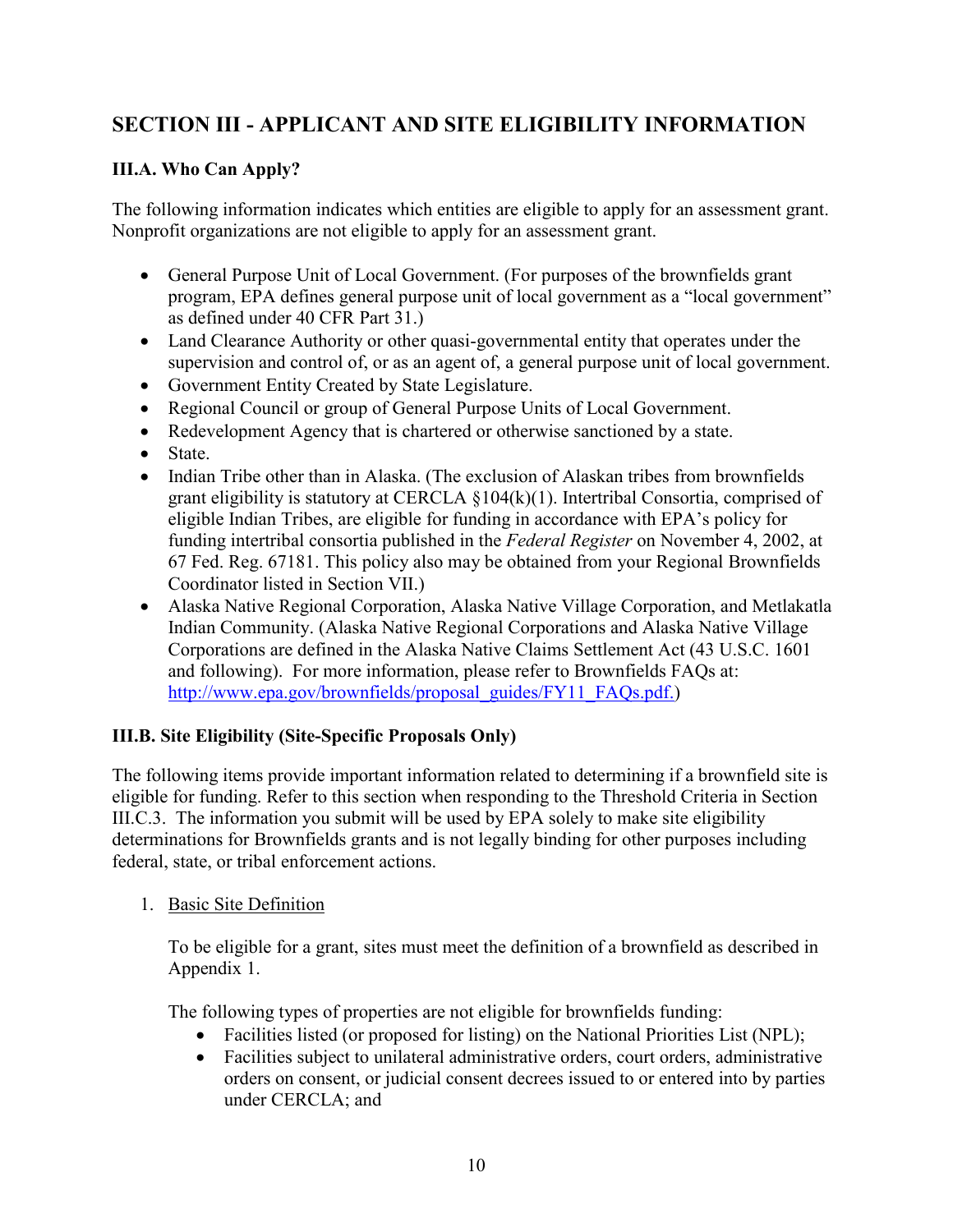## SECTION III - APPLICANT AND SITE ELIGIBILITY INFORMATION

### III.A. Who Can Apply?

The following information indicates which entities are eligible to apply for an assessment grant. Nonprofit organizations are not eligible to apply for an assessment grant.

- General Purpose Unit of Local Government. (For purposes of the brownfields grant program, EPA defines general purpose unit of local government as a "local government" as defined under 40 CFR Part 31.)
- Land Clearance Authority or other quasi-governmental entity that operates under the supervision and control of, or as an agent of, a general purpose unit of local government.
- Government Entity Created by State Legislature.
- Regional Council or group of General Purpose Units of Local Government.
- Redevelopment Agency that is chartered or otherwise sanctioned by a state.
- State.
- Indian Tribe other than in Alaska. (The exclusion of Alaskan tribes from brownfields grant eligibility is statutory at CERCLA §104(k)(1). Intertribal Consortia, comprised of eligible Indian Tribes, are eligible for funding in accordance with EPA's policy for funding intertribal consortia published in the *Federal Register* on November 4, 2002, at 67 Fed. Reg. 67181. This policy also may be obtained from your Regional Brownfields Coordinator listed in Section VII.)
- Alaska Native Regional Corporation, Alaska Native Village Corporation, and Metlakatla Indian Community. (Alaska Native Regional Corporations and Alaska Native Village Corporations are defined in the Alaska Native Claims Settlement Act (43 U.S.C. 1601 and following). For more information, please refer to Brownfields FAQs at: http://www.epa.gov/brownfields/proposal_guides/FY11_FAQs.pdf.)

### III.B. Site Eligibility (Site-Specific Proposals Only)

The following items provide important information related to determining if a brownfield site is eligible for funding. Refer to this section when responding to the Threshold Criteria in Section III.C.3. The information you submit will be used by EPA solely to make site eligibility determinations for Brownfields grants and is not legally binding for other purposes including federal, state, or tribal enforcement actions.

1. Basic Site Definition

   To be eligible for a grant, sites must meet the definition of a brownfield as described in Appendix 1.

   The following types of properties are not eligible for brownfields funding:

   - Facilities listed (or proposed for listing) on the National Priorities List (NPL);
   - Facilities subject to unilateral administrative orders, court orders, administrative orders on consent, or judicial consent decrees issued to or entered into by parties under CERCLA; and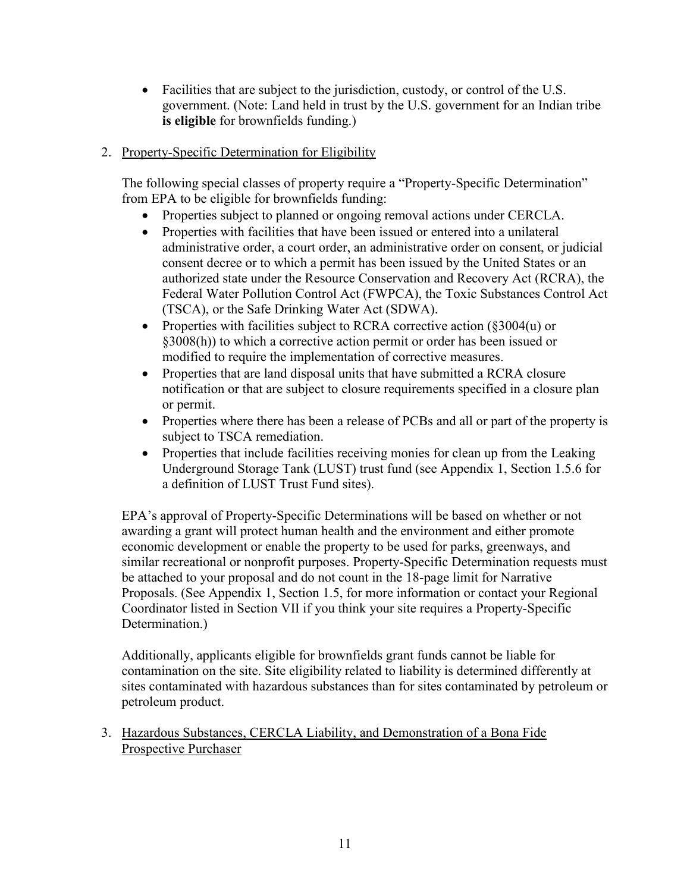- Facilities that are subject to the jurisdiction, custody, or control of the U.S. government. (Note: Land held in trust by the U.S. government for an Indian tribe **is eligible** for brownfields funding.)

2. Property-Specific Determination for Eligibility

   The following special classes of property require a "Property-Specific Determination" from EPA to be eligible for brownfields funding:

   - Properties subject to planned or ongoing removal actions under CERCLA.
   - Properties with facilities that have been issued or entered into a unilateral administrative order, a court order, an administrative order on consent, or judicial consent decree or to which a permit has been issued by the United States or an authorized state under the Resource Conservation and Recovery Act (RCRA), the Federal Water Pollution Control Act (FWPCA), the Toxic Substances Control Act (TSCA), or the Safe Drinking Water Act (SDWA).
   - Properties with facilities subject to RCRA corrective action (§3004(u) or §3008(h)) to which a corrective action permit or order has been issued or modified to require the implementation of corrective measures.
   - Properties that are land disposal units that have submitted a RCRA closure notification or that are subject to closure requirements specified in a closure plan or permit.
   - Properties where there has been a release of PCBs and all or part of the property is subject to TSCA remediation.
   - Properties that include facilities receiving monies for clean up from the Leaking Underground Storage Tank (LUST) trust fund (see Appendix 1, Section 1.5.6 for a definition of LUST Trust Fund sites).

   EPA's approval of Property-Specific Determinations will be based on whether or not awarding a grant will protect human health and the environment and either promote economic development or enable the property to be used for parks, greenways, and similar recreational or nonprofit purposes. Property-Specific Determination requests must be attached to your proposal and do not count in the 18-page limit for Narrative Proposals. (See Appendix 1, Section 1.5, for more information or contact your Regional Coordinator listed in Section VII if you think your site requires a Property-Specific Determination.)

   Additionally, applicants eligible for brownfields grant funds cannot be liable for contamination on the site. Site eligibility related to liability is determined differently at sites contaminated with hazardous substances than for sites contaminated by petroleum or petroleum product.

3. Hazardous Substances, CERCLA Liability, and Demonstration of a Bona Fide Prospective Purchaser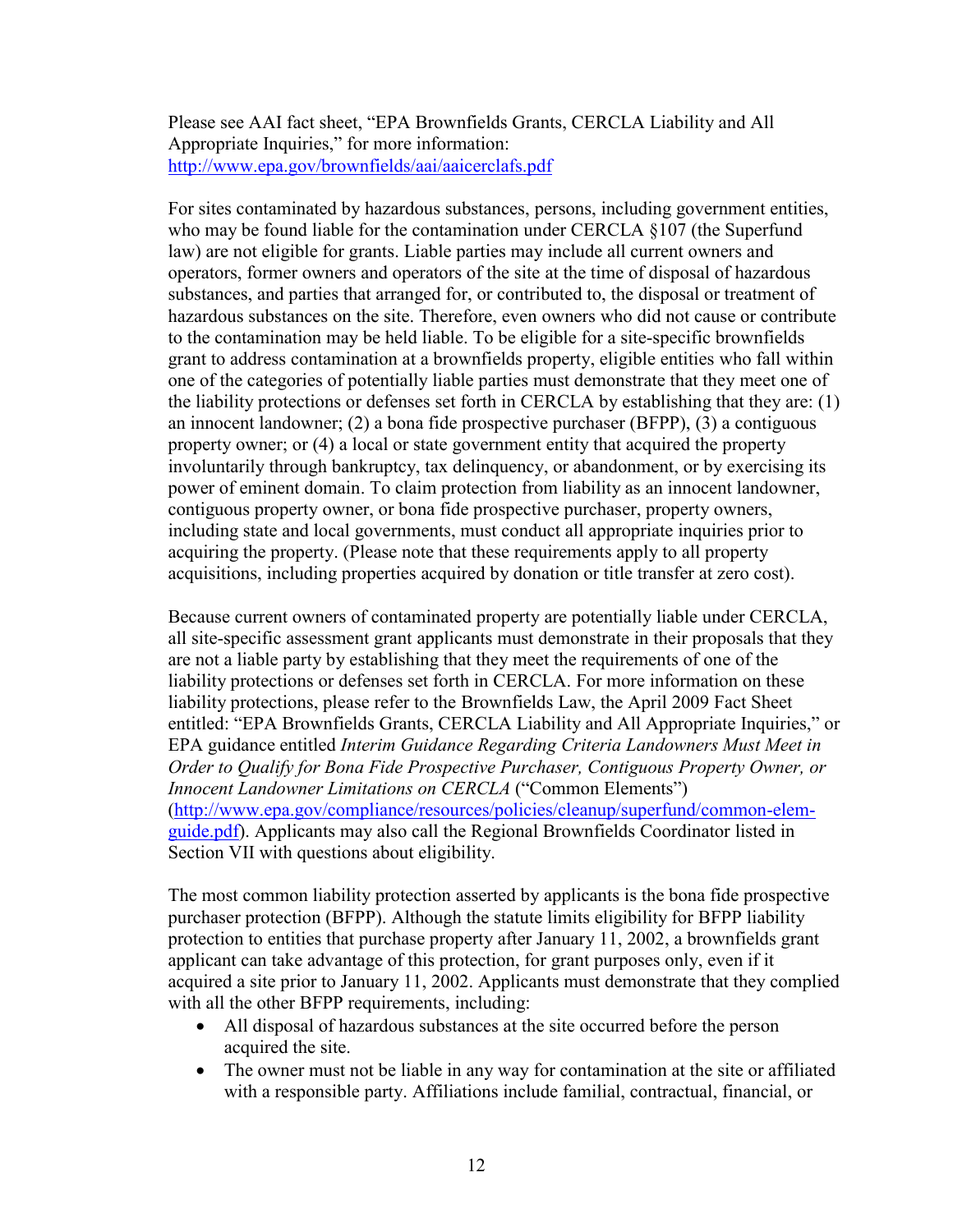Please see AAI fact sheet, "EPA Brownfields Grants, CERCLA Liability and All Appropriate Inquiries," for more information: [http://www.epa.gov/brownfields/aai/aaicerclafs.pdf](http://www.epa.gov/brownfields/aai/aaicerclafs.pdf)

For sites contaminated by hazardous substances, persons, including government entities, who may be found liable for the contamination under CERCLA §107 (the Superfund law) are not eligible for grants. Liable parties may include all current owners and operators, former owners and operators of the site at the time of disposal of hazardous substances, and parties that arranged for, or contributed to, the disposal or treatment of hazardous substances on the site. Therefore, even owners who did not cause or contribute to the contamination may be held liable. To be eligible for a site-specific brownfields grant to address contamination at a brownfields property, eligible entities who fall within one of the categories of potentially liable parties must demonstrate that they meet one of the liability protections or defenses set forth in CERCLA by establishing that they are: (1) an innocent landowner; (2) a bona fide prospective purchaser (BFPP), (3) a contiguous property owner; or (4) a local or state government entity that acquired the property involuntarily through bankruptcy, tax delinquency, or abandonment, or by exercising its power of eminent domain. To claim protection from liability as an innocent landowner, contiguous property owner, or bona fide prospective purchaser, property owners, including state and local governments, must conduct all appropriate inquiries prior to acquiring the property. (Please note that these requirements apply to all property acquisitions, including properties acquired by donation or title transfer at zero cost).

Because current owners of contaminated property are potentially liable under CERCLA, all site-specific assessment grant applicants must demonstrate in their proposals that they are not a liable party by establishing that they meet the requirements of one of the liability protections or defenses set forth in CERCLA. For more information on these liability protections, please refer to the Brownfields Law, the April 2009 Fact Sheet entitled: "EPA Brownfields Grants, CERCLA Liability and All Appropriate Inquiries," or EPA guidance entitled *Interim Guidance Regarding Criteria Landowners Must Meet in Order to Qualify for Bona Fide Prospective Purchaser, Contiguous Property Owner, or Innocent Landowner Limitations on CERCLA* ("Common Elements") ([http://www.epa.gov/compliance/resources/policies/cleanup/superfund/common-elem-guide.pdf](http://www.epa.gov/compliance/resources/policies/cleanup/superfund/common-elem-guide.pdf)). Applicants may also call the Regional Brownfields Coordinator listed in Section VII with questions about eligibility.

The most common liability protection asserted by applicants is the bona fide prospective purchaser protection (BFPP). Although the statute limits eligibility for BFPP liability protection to entities that purchase property after January 11, 2002, a brownfields grant applicant can take advantage of this protection, for grant purposes only, even if it acquired a site prior to January 11, 2002. Applicants must demonstrate that they complied with all the other BFPP requirements, including:

- All disposal of hazardous substances at the site occurred before the person acquired the site.
- The owner must not be liable in any way for contamination at the site or affiliated with a responsible party. Affiliations include familial, contractual, financial, or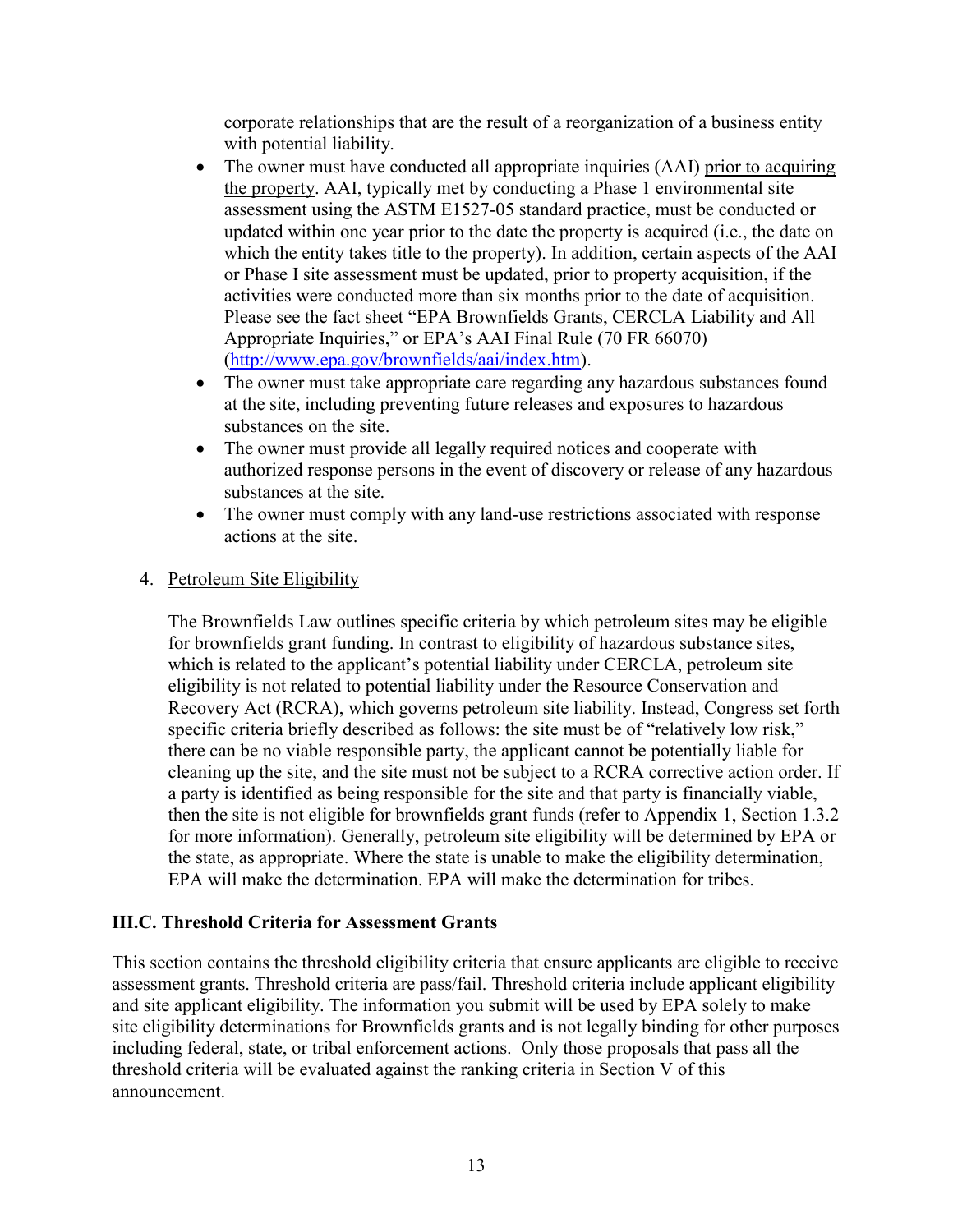corporate relationships that are the result of a reorganization of a business entity with potential liability.

- The owner must have conducted all appropriate inquiries (AAI) prior to acquiring the property. AAI, typically met by conducting a Phase 1 environmental site assessment using the ASTM E1527-05 standard practice, must be conducted or updated within one year prior to the date the property is acquired (i.e., the date on which the entity takes title to the property). In addition, certain aspects of the AAI or Phase I site assessment must be updated, prior to property acquisition, if the activities were conducted more than six months prior to the date of acquisition. Please see the fact sheet "EPA Brownfields Grants, CERCLA Liability and All Appropriate Inquiries," or EPA's AAI Final Rule (70 FR 66070) (http://www.epa.gov/brownfields/aai/index.htm).
- The owner must take appropriate care regarding any hazardous substances found at the site, including preventing future releases and exposures to hazardous substances on the site.
- The owner must provide all legally required notices and cooperate with authorized response persons in the event of discovery or release of any hazardous substances at the site.
- The owner must comply with any land-use restrictions associated with response actions at the site.

4. Petroleum Site Eligibility

   The Brownfields Law outlines specific criteria by which petroleum sites may be eligible for brownfields grant funding. In contrast to eligibility of hazardous substance sites, which is related to the applicant's potential liability under CERCLA, petroleum site eligibility is not related to potential liability under the Resource Conservation and Recovery Act (RCRA), which governs petroleum site liability. Instead, Congress set forth specific criteria briefly described as follows: the site must be of "relatively low risk," there can be no viable responsible party, the applicant cannot be potentially liable for cleaning up the site, and the site must not be subject to a RCRA corrective action order. If a party is identified as being responsible for the site and that party is financially viable, then the site is not eligible for brownfields grant funds (refer to Appendix 1, Section 1.3.2 for more information). Generally, petroleum site eligibility will be determined by EPA or the state, as appropriate. Where the state is unable to make the eligibility determination, EPA will make the determination. EPA will make the determination for tribes.

### III.C. Threshold Criteria for Assessment Grants

This section contains the threshold eligibility criteria that ensure applicants are eligible to receive assessment grants. Threshold criteria are pass/fail. Threshold criteria include applicant eligibility and site applicant eligibility. The information you submit will be used by EPA solely to make site eligibility determinations for Brownfields grants and is not legally binding for other purposes including federal, state, or tribal enforcement actions. Only those proposals that pass all the threshold criteria will be evaluated against the ranking criteria in Section V of this announcement.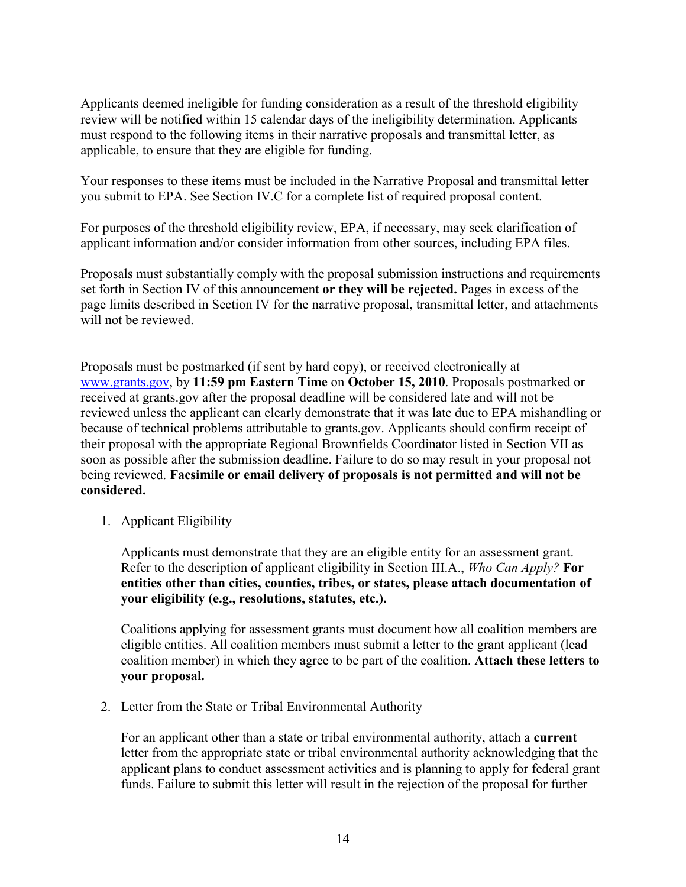Applicants deemed ineligible for funding consideration as a result of the threshold eligibility review will be notified within 15 calendar days of the ineligibility determination. Applicants must respond to the following items in their narrative proposals and transmittal letter, as applicable, to ensure that they are eligible for funding.

Your responses to these items must be included in the Narrative Proposal and transmittal letter you submit to EPA. See Section IV.C for a complete list of required proposal content.

For purposes of the threshold eligibility review, EPA, if necessary, may seek clarification of applicant information and/or consider information from other sources, including EPA files.

Proposals must substantially comply with the proposal submission instructions and requirements set forth in Section IV of this announcement **or they will be rejected.** Pages in excess of the page limits described in Section IV for the narrative proposal, transmittal letter, and attachments will not be reviewed.

Proposals must be postmarked (if sent by hard copy), or received electronically at [www.grants.gov](www.grants.gov), by **11:59 pm Eastern Time** on **October 15, 2010**. Proposals postmarked or received at grants.gov after the proposal deadline will be considered late and will not be reviewed unless the applicant can clearly demonstrate that it was late due to EPA mishandling or because of technical problems attributable to grants.gov. Applicants should confirm receipt of their proposal with the appropriate Regional Brownfields Coordinator listed in Section VII as soon as possible after the submission deadline. Failure to do so may result in your proposal not being reviewed. **Facsimile or email delivery of proposals is not permitted and will not be considered.**

1. Applicant Eligibility

   Applicants must demonstrate that they are an eligible entity for an assessment grant. Refer to the description of applicant eligibility in Section III.A., *Who Can Apply?* **For entities other than cities, counties, tribes, or states, please attach documentation of your eligibility (e.g., resolutions, statutes, etc.).**

   Coalitions applying for assessment grants must document how all coalition members are eligible entities. All coalition members must submit a letter to the grant applicant (lead coalition member) in which they agree to be part of the coalition. **Attach these letters to your proposal.**

2. Letter from the State or Tribal Environmental Authority

   For an applicant other than a state or tribal environmental authority, attach a **current** letter from the appropriate state or tribal environmental authority acknowledging that the applicant plans to conduct assessment activities and is planning to apply for federal grant funds. Failure to submit this letter will result in the rejection of the proposal for further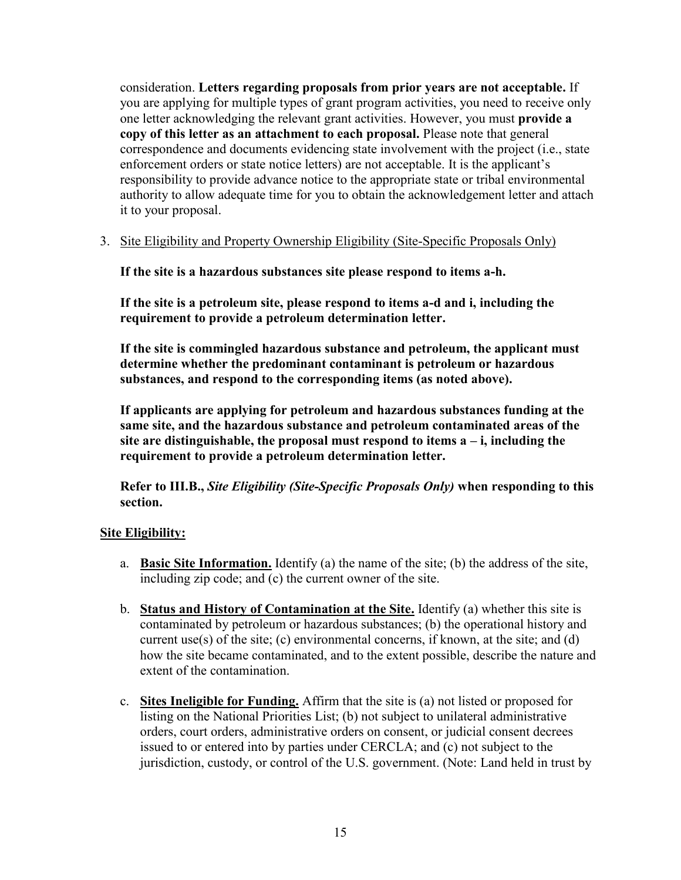consideration. **Letters regarding proposals from prior years are not acceptable.** If you are applying for multiple types of grant program activities, you need to receive only one letter acknowledging the relevant grant activities. However, you must **provide a copy of this letter as an attachment to each proposal.** Please note that general correspondence and documents evidencing state involvement with the project (i.e., state enforcement orders or state notice letters) are not acceptable. It is the applicant's responsibility to provide advance notice to the appropriate state or tribal environmental authority to allow adequate time for you to obtain the acknowledgement letter and attach it to your proposal.

3. Site Eligibility and Property Ownership Eligibility (Site-Specific Proposals Only)

   **If the site is a hazardous substances site please respond to items a-h.**

   **If the site is a petroleum site, please respond to items a-d and i, including the requirement to provide a petroleum determination letter.**

   **If the site is commingled hazardous substance and petroleum, the applicant must determine whether the predominant contaminant is petroleum or hazardous substances, and respond to the corresponding items (as noted above).**

   **If applicants are applying for petroleum and hazardous substances funding at the same site, and the hazardous substance and petroleum contaminated areas of the site are distinguishable, the proposal must respond to items a – i, including the requirement to provide a petroleum determination letter.**

   **Refer to III.B.,** ***Site Eligibility (Site-Specific Proposals Only)*** **when responding to this section.**

**Site Eligibility:**

a. **Basic Site Information.** Identify (a) the name of the site; (b) the address of the site, including zip code; and (c) the current owner of the site.

b. **Status and History of Contamination at the Site.** Identify (a) whether this site is contaminated by petroleum or hazardous substances; (b) the operational history and current use(s) of the site; (c) environmental concerns, if known, at the site; and (d) how the site became contaminated, and to the extent possible, describe the nature and extent of the contamination.

c. **Sites Ineligible for Funding.** Affirm that the site is (a) not listed or proposed for listing on the National Priorities List; (b) not subject to unilateral administrative orders, court orders, administrative orders on consent, or judicial consent decrees issued to or entered into by parties under CERCLA; and (c) not subject to the jurisdiction, custody, or control of the U.S. government. (Note: Land held in trust by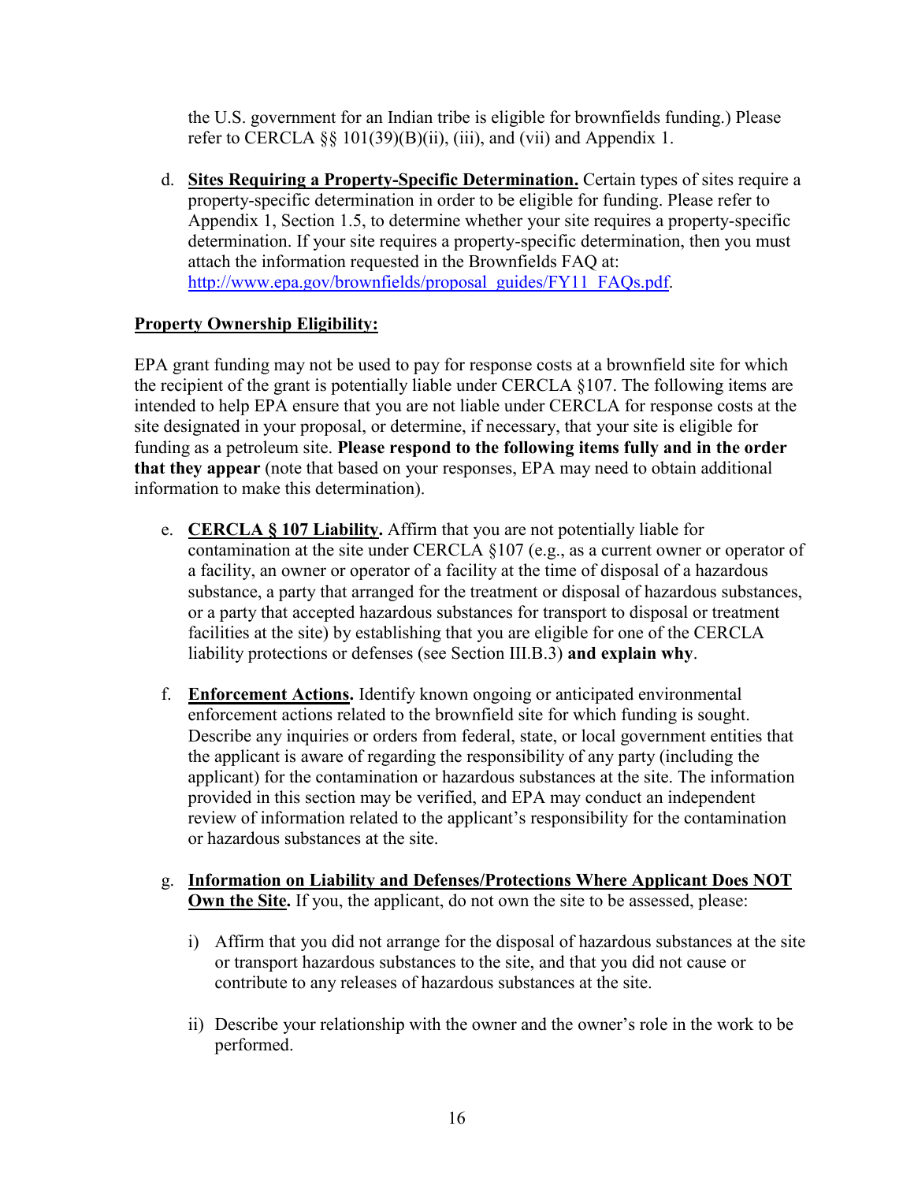the U.S. government for an Indian tribe is eligible for brownfields funding.) Please refer to CERCLA §§ 101(39)(B)(ii), (iii), and (vii) and Appendix 1.

d. **Sites Requiring a Property-Specific Determination.** Certain types of sites require a property-specific determination in order to be eligible for funding. Please refer to Appendix 1, Section 1.5, to determine whether your site requires a property-specific determination. If your site requires a property-specific determination, then you must attach the information requested in the Brownfields FAQ at: http://www.epa.gov/brownfields/proposal_guides/FY11_FAQs.pdf.

**Property Ownership Eligibility:**

EPA grant funding may not be used to pay for response costs at a brownfield site for which the recipient of the grant is potentially liable under CERCLA §107. The following items are intended to help EPA ensure that you are not liable under CERCLA for response costs at the site designated in your proposal, or determine, if necessary, that your site is eligible for funding as a petroleum site. **Please respond to the following items fully and in the order that they appear** (note that based on your responses, EPA may need to obtain additional information to make this determination).

e. **CERCLA § 107 Liability.** Affirm that you are not potentially liable for contamination at the site under CERCLA §107 (e.g., as a current owner or operator of a facility, an owner or operator of a facility at the time of disposal of a hazardous substance, a party that arranged for the treatment or disposal of hazardous substances, or a party that accepted hazardous substances for transport to disposal or treatment facilities at the site) by establishing that you are eligible for one of the CERCLA liability protections or defenses (see Section III.B.3) **and explain why**.

f. **Enforcement Actions.** Identify known ongoing or anticipated environmental enforcement actions related to the brownfield site for which funding is sought. Describe any inquiries or orders from federal, state, or local government entities that the applicant is aware of regarding the responsibility of any party (including the applicant) for the contamination or hazardous substances at the site. The information provided in this section may be verified, and EPA may conduct an independent review of information related to the applicant's responsibility for the contamination or hazardous substances at the site.

g. **Information on Liability and Defenses/Protections Where Applicant Does NOT Own the Site.** If you, the applicant, do not own the site to be assessed, please:

   i) Affirm that you did not arrange for the disposal of hazardous substances at the site or transport hazardous substances to the site, and that you did not cause or contribute to any releases of hazardous substances at the site.

   ii) Describe your relationship with the owner and the owner's role in the work to be performed.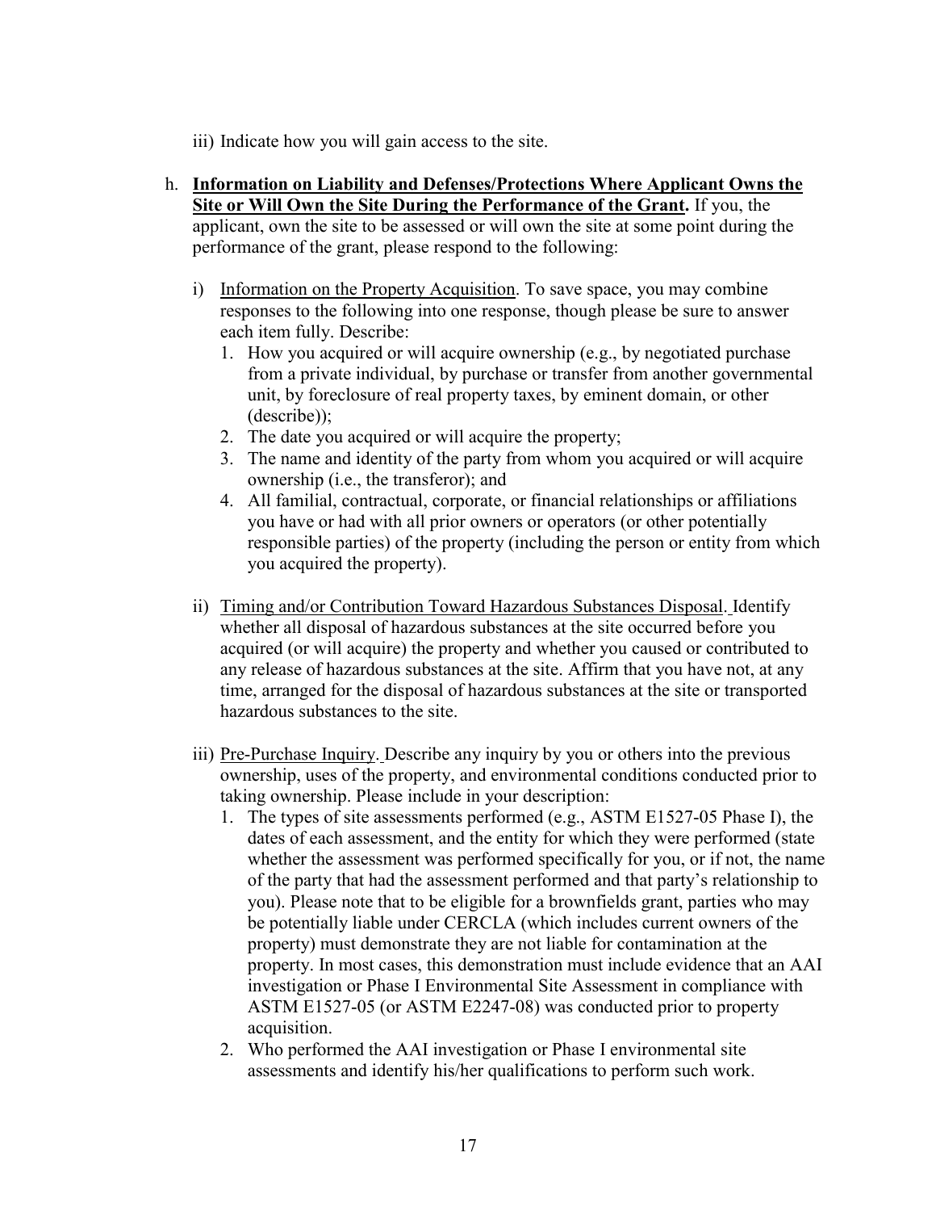iii) Indicate how you will gain access to the site.

h. **Information on Liability and Defenses/Protections Where Applicant Owns the Site or Will Own the Site During the Performance of the Grant.** If you, the applicant, own the site to be assessed or will own the site at some point during the performance of the grant, please respond to the following:

   i) Information on the Property Acquisition. To save space, you may combine responses to the following into one response, though please be sure to answer each item fully. Describe:
      1. How you acquired or will acquire ownership (e.g., by negotiated purchase from a private individual, by purchase or transfer from another governmental unit, by foreclosure of real property taxes, by eminent domain, or other (describe));
      2. The date you acquired or will acquire the property;
      3. The name and identity of the party from whom you acquired or will acquire ownership (i.e., the transferor); and
      4. All familial, contractual, corporate, or financial relationships or affiliations you have or had with all prior owners or operators (or other potentially responsible parties) of the property (including the person or entity from which you acquired the property).

   ii) Timing and/or Contribution Toward Hazardous Substances Disposal. Identify whether all disposal of hazardous substances at the site occurred before you acquired (or will acquire) the property and whether you caused or contributed to any release of hazardous substances at the site. Affirm that you have not, at any time, arranged for the disposal of hazardous substances at the site or transported hazardous substances to the site.

   iii) Pre-Purchase Inquiry. Describe any inquiry by you or others into the previous ownership, uses of the property, and environmental conditions conducted prior to taking ownership. Please include in your description:
      1. The types of site assessments performed (e.g., ASTM E1527-05 Phase I), the dates of each assessment, and the entity for which they were performed (state whether the assessment was performed specifically for you, or if not, the name of the party that had the assessment performed and that party's relationship to you). Please note that to be eligible for a brownfields grant, parties who may be potentially liable under CERCLA (which includes current owners of the property) must demonstrate they are not liable for contamination at the property. In most cases, this demonstration must include evidence that an AAI investigation or Phase I Environmental Site Assessment in compliance with ASTM E1527-05 (or ASTM E2247-08) was conducted prior to property acquisition.
      2. Who performed the AAI investigation or Phase I environmental site assessments and identify his/her qualifications to perform such work.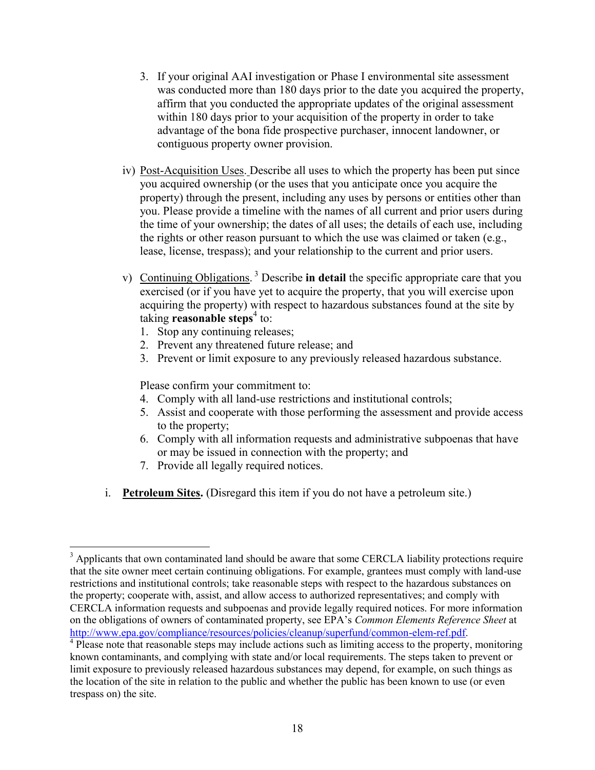3. If your original AAI investigation or Phase I environmental site assessment was conducted more than 180 days prior to the date you acquired the property, affirm that you conducted the appropriate updates of the original assessment within 180 days prior to your acquisition of the property in order to take advantage of the bona fide prospective purchaser, innocent landowner, or contiguous property owner provision.

iv) Post-Acquisition Uses. Describe all uses to which the property has been put since you acquired ownership (or the uses that you anticipate once you acquire the property) through the present, including any uses by persons or entities other than you. Please provide a timeline with the names of all current and prior users during the time of your ownership; the dates of all uses; the details of each use, including the rights or other reason pursuant to which the use was claimed or taken (e.g., lease, license, trespass); and your relationship to the current and prior users.

v) Continuing Obligations. [3] Describe **in detail** the specific appropriate care that you exercised (or if you have yet to acquire the property, that you will exercise upon acquiring the property) with respect to hazardous substances found at the site by taking **reasonable steps**[4] to:

1. Stop any continuing releases;
2. Prevent any threatened future release; and
3. Prevent or limit exposure to any previously released hazardous substance.

Please confirm your commitment to:

4. Comply with all land-use restrictions and institutional controls;
5. Assist and cooperate with those performing the assessment and provide access to the property;
6. Comply with all information requests and administrative subpoenas that have or may be issued in connection with the property; and
7. Provide all legally required notices.

i. **Petroleum Sites.** (Disregard this item if you do not have a petroleum site.)

---

[3] Applicants that own contaminated land should be aware that some CERCLA liability protections require that the site owner meet certain continuing obligations. For example, grantees must comply with land-use restrictions and institutional controls; take reasonable steps with respect to the hazardous substances on the property; cooperate with, assist, and allow access to authorized representatives; and comply with CERCLA information requests and subpoenas and provide legally required notices. For more information on the obligations of owners of contaminated property, see EPA's *Common Elements Reference Sheet* at http://www.epa.gov/compliance/resources/policies/cleanup/superfund/common-elem-ref.pdf.

[4] Please note that reasonable steps may include actions such as limiting access to the property, monitoring known contaminants, and complying with state and/or local requirements. The steps taken to prevent or limit exposure to previously released hazardous substances may depend, for example, on such things as the location of the site in relation to the public and whether the public has been known to use (or even trespass on) the site.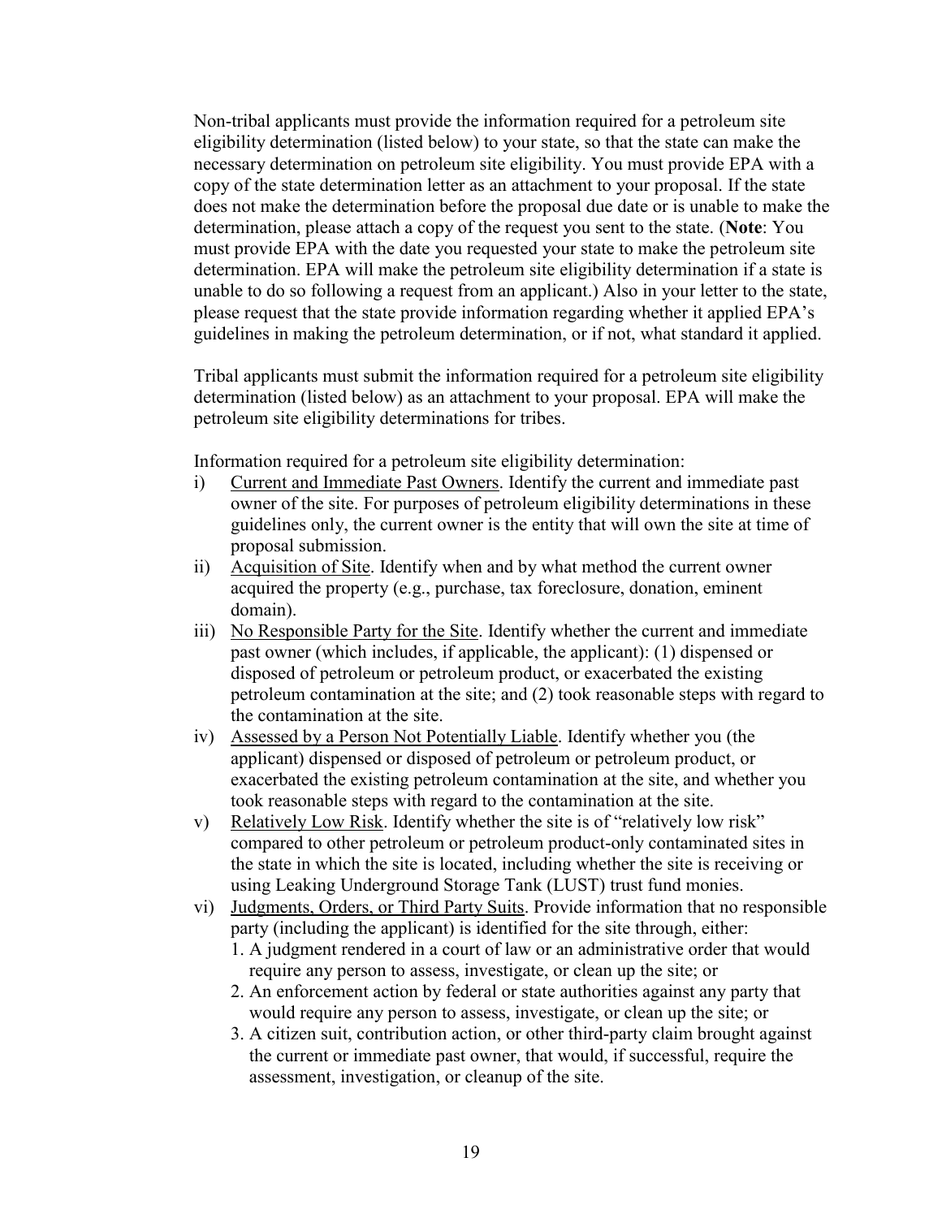Non-tribal applicants must provide the information required for a petroleum site eligibility determination (listed below) to your state, so that the state can make the necessary determination on petroleum site eligibility. You must provide EPA with a copy of the state determination letter as an attachment to your proposal. If the state does not make the determination before the proposal due date or is unable to make the determination, please attach a copy of the request you sent to the state. (**Note**: You must provide EPA with the date you requested your state to make the petroleum site determination. EPA will make the petroleum site eligibility determination if a state is unable to do so following a request from an applicant.) Also in your letter to the state, please request that the state provide information regarding whether it applied EPA's guidelines in making the petroleum determination, or if not, what standard it applied.

Tribal applicants must submit the information required for a petroleum site eligibility determination (listed below) as an attachment to your proposal. EPA will make the petroleum site eligibility determinations for tribes.

Information required for a petroleum site eligibility determination:

i) <u>Current and Immediate Past Owners</u>. Identify the current and immediate past owner of the site. For purposes of petroleum eligibility determinations in these guidelines only, the current owner is the entity that will own the site at time of proposal submission.
ii) <u>Acquisition of Site</u>. Identify when and by what method the current owner acquired the property (e.g., purchase, tax foreclosure, donation, eminent domain).
iii) <u>No Responsible Party for the Site</u>. Identify whether the current and immediate past owner (which includes, if applicable, the applicant): (1) dispensed or disposed of petroleum or petroleum product, or exacerbated the existing petroleum contamination at the site; and (2) took reasonable steps with regard to the contamination at the site.
iv) <u>Assessed by a Person Not Potentially Liable</u>. Identify whether you (the applicant) dispensed or disposed of petroleum or petroleum product, or exacerbated the existing petroleum contamination at the site, and whether you took reasonable steps with regard to the contamination at the site.
v) <u>Relatively Low Risk</u>. Identify whether the site is of "relatively low risk" compared to other petroleum or petroleum product-only contaminated sites in the state in which the site is located, including whether the site is receiving or using Leaking Underground Storage Tank (LUST) trust fund monies.
vi) <u>Judgments, Orders, or Third Party Suits</u>. Provide information that no responsible party (including the applicant) is identified for the site through, either:
    1. A judgment rendered in a court of law or an administrative order that would require any person to assess, investigate, or clean up the site; or
    2. An enforcement action by federal or state authorities against any party that would require any person to assess, investigate, or clean up the site; or
    3. A citizen suit, contribution action, or other third-party claim brought against the current or immediate past owner, that would, if successful, require the assessment, investigation, or cleanup of the site.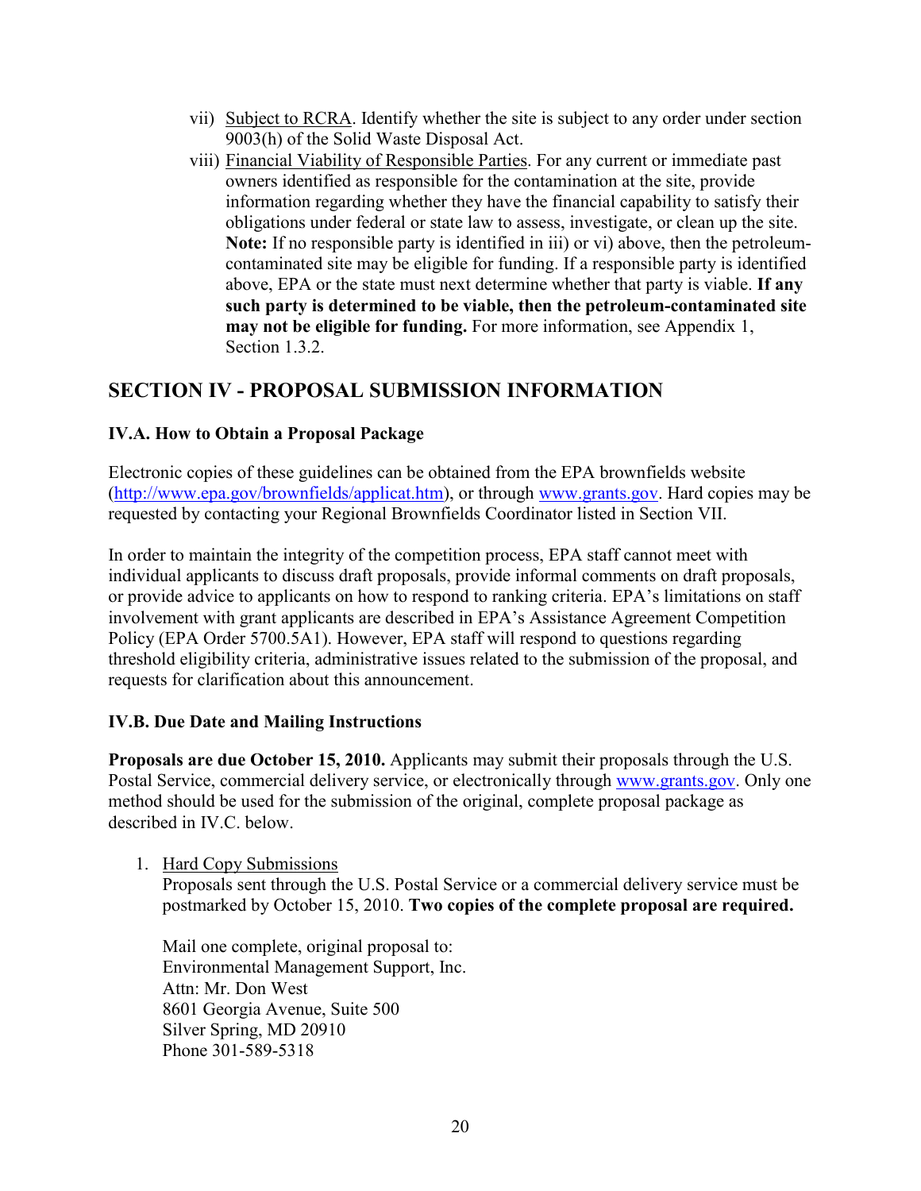vii) Subject to RCRA. Identify whether the site is subject to any order under section 9003(h) of the Solid Waste Disposal Act.

viii) Financial Viability of Responsible Parties. For any current or immediate past owners identified as responsible for the contamination at the site, provide information regarding whether they have the financial capability to satisfy their obligations under federal or state law to assess, investigate, or clean up the site. **Note:** If no responsible party is identified in iii) or vi) above, then the petroleum-contaminated site may be eligible for funding. If a responsible party is identified above, EPA or the state must next determine whether that party is viable. **If any such party is determined to be viable, then the petroleum-contaminated site may not be eligible for funding.** For more information, see Appendix 1, Section 1.3.2.

## SECTION IV - PROPOSAL SUBMISSION INFORMATION

### IV.A. How to Obtain a Proposal Package

Electronic copies of these guidelines can be obtained from the EPA brownfields website (http://www.epa.gov/brownfields/applicat.htm), or through www.grants.gov. Hard copies may be requested by contacting your Regional Brownfields Coordinator listed in Section VII.

In order to maintain the integrity of the competition process, EPA staff cannot meet with individual applicants to discuss draft proposals, provide informal comments on draft proposals, or provide advice to applicants on how to respond to ranking criteria. EPA's limitations on staff involvement with grant applicants are described in EPA's Assistance Agreement Competition Policy (EPA Order 5700.5A1). However, EPA staff will respond to questions regarding threshold eligibility criteria, administrative issues related to the submission of the proposal, and requests for clarification about this announcement.

### IV.B. Due Date and Mailing Instructions

**Proposals are due October 15, 2010.** Applicants may submit their proposals through the U.S. Postal Service, commercial delivery service, or electronically through www.grants.gov. Only one method should be used for the submission of the original, complete proposal package as described in IV.C. below.

1. Hard Copy Submissions
   Proposals sent through the U.S. Postal Service or a commercial delivery service must be postmarked by October 15, 2010. **Two copies of the complete proposal are required.**

   Mail one complete, original proposal to:
   Environmental Management Support, Inc.
   Attn: Mr. Don West
   8601 Georgia Avenue, Suite 500
   Silver Spring, MD 20910
   Phone 301-589-5318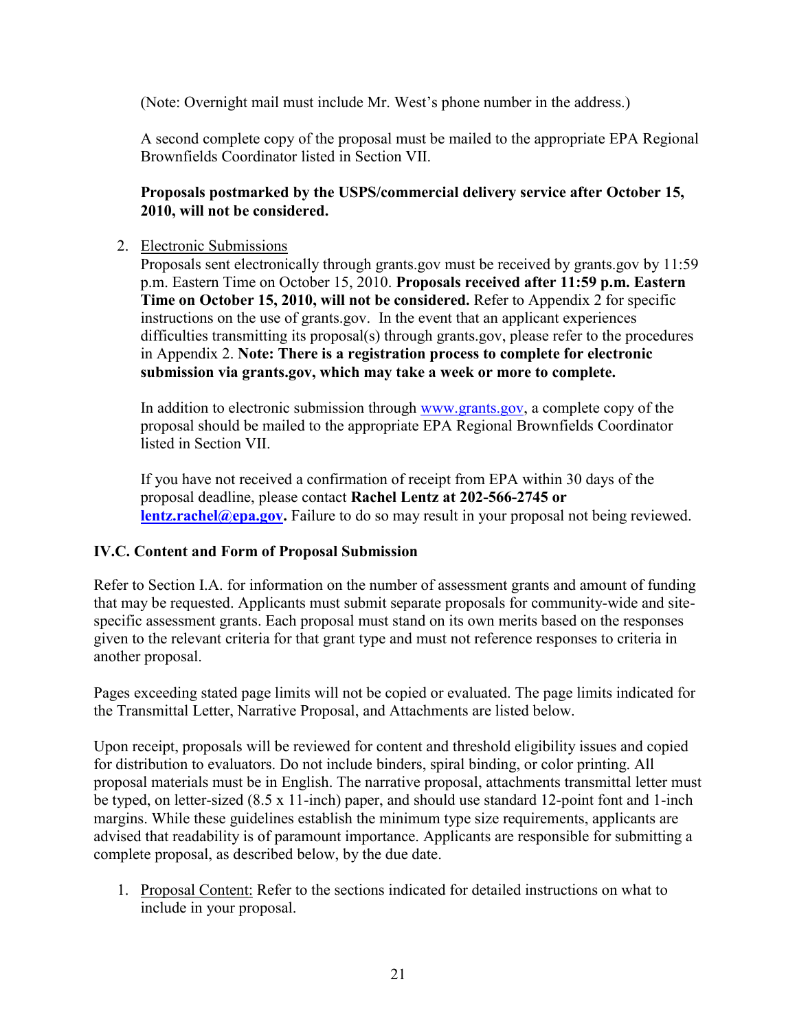(Note: Overnight mail must include Mr. West's phone number in the address.)

A second complete copy of the proposal must be mailed to the appropriate EPA Regional Brownfields Coordinator listed in Section VII.

**Proposals postmarked by the USPS/commercial delivery service after October 15, 2010, will not be considered.**

2. Electronic Submissions
   Proposals sent electronically through grants.gov must be received by grants.gov by 11:59 p.m. Eastern Time on October 15, 2010. **Proposals received after 11:59 p.m. Eastern Time on October 15, 2010, will not be considered.** Refer to Appendix 2 for specific instructions on the use of grants.gov. In the event that an applicant experiences difficulties transmitting its proposal(s) through grants.gov, please refer to the procedures in Appendix 2. **Note: There is a registration process to complete for electronic submission via grants.gov, which may take a week or more to complete.**

   In addition to electronic submission through www.grants.gov, a complete copy of the proposal should be mailed to the appropriate EPA Regional Brownfields Coordinator listed in Section VII.

   If you have not received a confirmation of receipt from EPA within 30 days of the proposal deadline, please contact **Rachel Lentz at 202-566-2745 or lentz.rachel@epa.gov.** Failure to do so may result in your proposal not being reviewed.

### IV.C. Content and Form of Proposal Submission

Refer to Section I.A. for information on the number of assessment grants and amount of funding that may be requested. Applicants must submit separate proposals for community-wide and site-specific assessment grants. Each proposal must stand on its own merits based on the responses given to the relevant criteria for that grant type and must not reference responses to criteria in another proposal.

Pages exceeding stated page limits will not be copied or evaluated. The page limits indicated for the Transmittal Letter, Narrative Proposal, and Attachments are listed below.

Upon receipt, proposals will be reviewed for content and threshold eligibility issues and copied for distribution to evaluators. Do not include binders, spiral binding, or color printing. All proposal materials must be in English. The narrative proposal, attachments transmittal letter must be typed, on letter-sized (8.5 x 11-inch) paper, and should use standard 12-point font and 1-inch margins. While these guidelines establish the minimum type size requirements, applicants are advised that readability is of paramount importance. Applicants are responsible for submitting a complete proposal, as described below, by the due date.

1. Proposal Content: Refer to the sections indicated for detailed instructions on what to include in your proposal.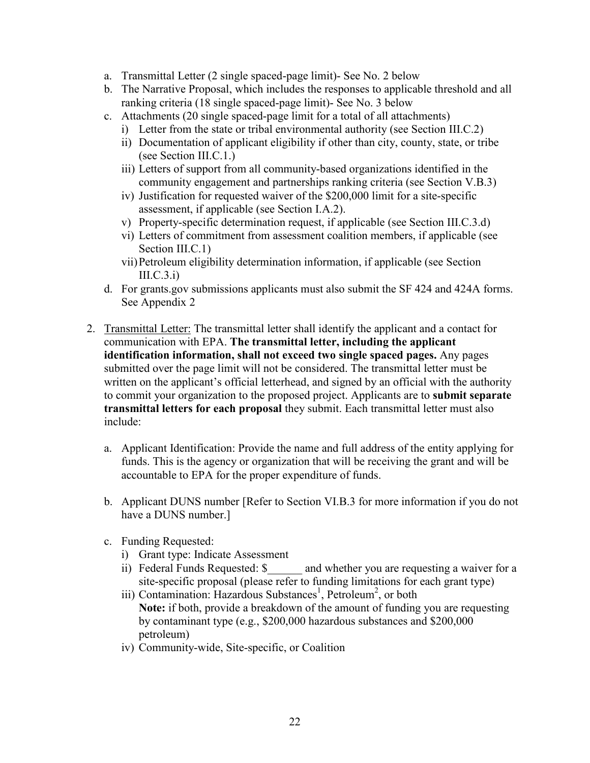a. Transmittal Letter (2 single spaced-page limit)- See No. 2 below
b. The Narrative Proposal, which includes the responses to applicable threshold and all ranking criteria (18 single spaced-page limit)- See No. 3 below
c. Attachments (20 single spaced-page limit for a total of all attachments)
   i) Letter from the state or tribal environmental authority (see Section III.C.2)
   ii) Documentation of applicant eligibility if other than city, county, state, or tribe (see Section III.C.1.)
   iii) Letters of support from all community-based organizations identified in the community engagement and partnerships ranking criteria (see Section V.B.3)
   iv) Justification for requested waiver of the $200,000 limit for a site-specific assessment, if applicable (see Section I.A.2).
   v) Property-specific determination request, if applicable (see Section III.C.3.d)
   vi) Letters of commitment from assessment coalition members, if applicable (see Section III.C.1)
   vii) Petroleum eligibility determination information, if applicable (see Section III.C.3.i)
d. For grants.gov submissions applicants must also submit the SF 424 and 424A forms. See Appendix 2

2. Transmittal Letter: The transmittal letter shall identify the applicant and a contact for communication with EPA. **The transmittal letter, including the applicant identification information, shall not exceed two single spaced pages.** Any pages submitted over the page limit will not be considered. The transmittal letter must be written on the applicant's official letterhead, and signed by an official with the authority to commit your organization to the proposed project. Applicants are to **submit separate transmittal letters for each proposal** they submit. Each transmittal letter must also include:

   a. Applicant Identification: Provide the name and full address of the entity applying for funds. This is the agency or organization that will be receiving the grant and will be accountable to EPA for the proper expenditure of funds.

   b. Applicant DUNS number [Refer to Section VI.B.3 for more information if you do not have a DUNS number.]

   c. Funding Requested:
      i) Grant type: Indicate Assessment
      ii) Federal Funds Requested: $______ and whether you are requesting a waiver for a site-specific proposal (please refer to funding limitations for each grant type)
      iii) Contamination: Hazardous Substances[1], Petroleum[2], or both
      **Note:** if both, provide a breakdown of the amount of funding you are requesting by contaminant type (e.g., $200,000 hazardous substances and $200,000 petroleum)
      iv) Community-wide, Site-specific, or Coalition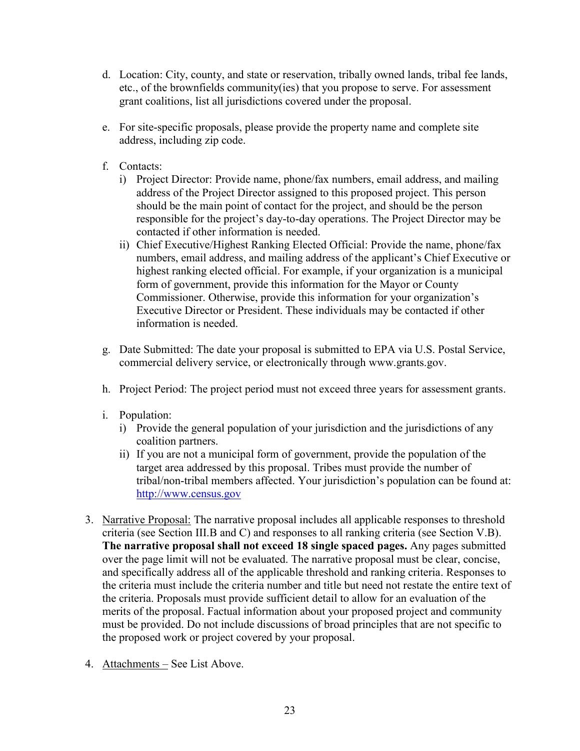d. Location: City, county, and state or reservation, tribally owned lands, tribal fee lands, etc., of the brownfields community(ies) that you propose to serve. For assessment grant coalitions, list all jurisdictions covered under the proposal.

e. For site-specific proposals, please provide the property name and complete site address, including zip code.

f. Contacts:
   i) Project Director: Provide name, phone/fax numbers, email address, and mailing address of the Project Director assigned to this proposed project. This person should be the main point of contact for the project, and should be the person responsible for the project's day-to-day operations. The Project Director may be contacted if other information is needed.
   ii) Chief Executive/Highest Ranking Elected Official: Provide the name, phone/fax numbers, email address, and mailing address of the applicant's Chief Executive or highest ranking elected official. For example, if your organization is a municipal form of government, provide this information for the Mayor or County Commissioner. Otherwise, provide this information for your organization's Executive Director or President. These individuals may be contacted if other information is needed.

g. Date Submitted: The date your proposal is submitted to EPA via U.S. Postal Service, commercial delivery service, or electronically through www.grants.gov.

h. Project Period: The project period must not exceed three years for assessment grants.

i. Population:
   i) Provide the general population of your jurisdiction and the jurisdictions of any coalition partners.
   ii) If you are not a municipal form of government, provide the population of the target area addressed by this proposal. Tribes must provide the number of tribal/non-tribal members affected. Your jurisdiction's population can be found at: [http://www.census.gov](http://www.census.gov)

3. Narrative Proposal: The narrative proposal includes all applicable responses to threshold criteria (see Section III.B and C) and responses to all ranking criteria (see Section V.B). **The narrative proposal shall not exceed 18 single spaced pages.** Any pages submitted over the page limit will not be evaluated. The narrative proposal must be clear, concise, and specifically address all of the applicable threshold and ranking criteria. Responses to the criteria must include the criteria number and title but need not restate the entire text of the criteria. Proposals must provide sufficient detail to allow for an evaluation of the merits of the proposal. Factual information about your proposed project and community must be provided. Do not include discussions of broad principles that are not specific to the proposed work or project covered by your proposal.

4. Attachments – See List Above.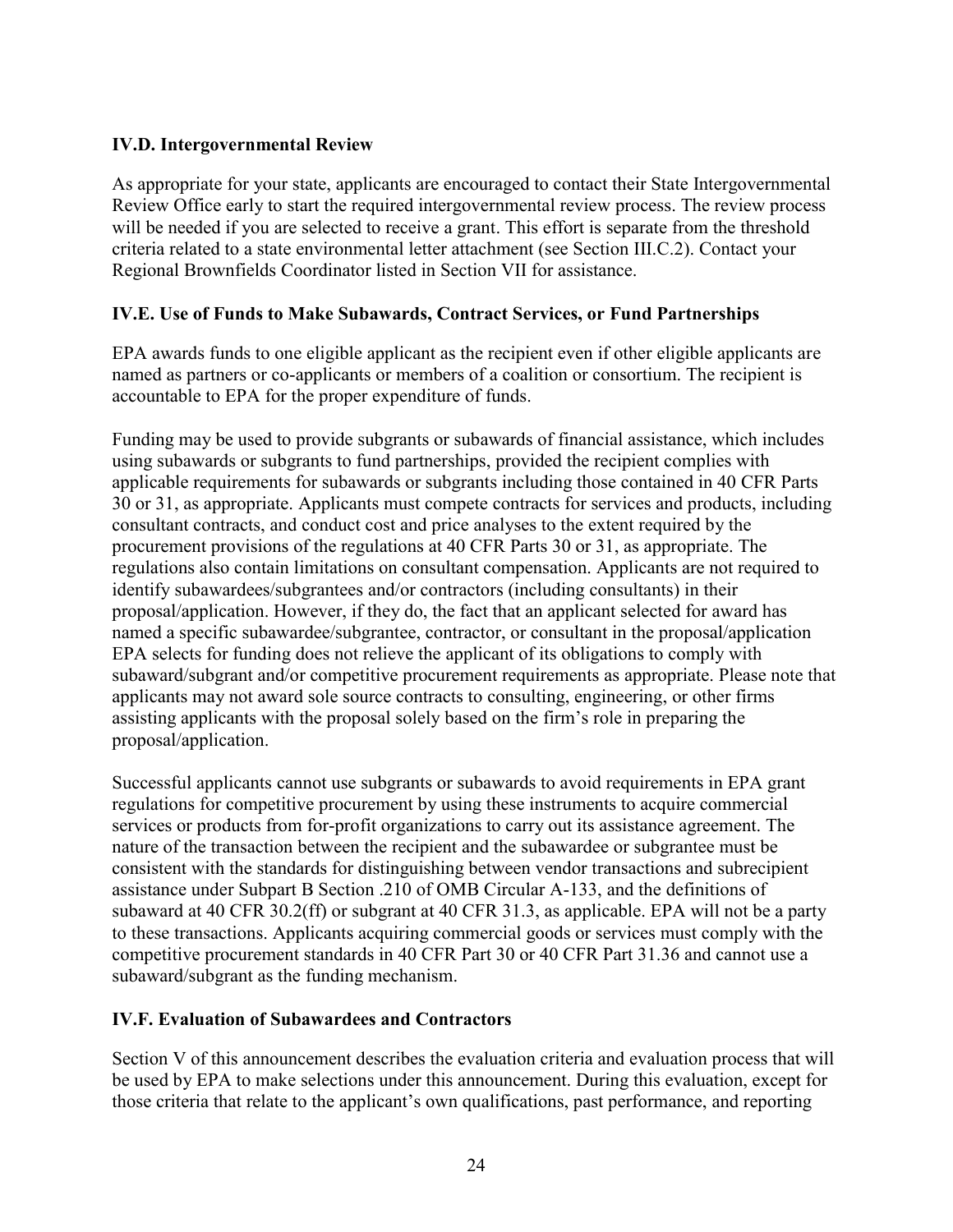**IV.D. Intergovernmental Review**

As appropriate for your state, applicants are encouraged to contact their State Intergovernmental Review Office early to start the required intergovernmental review process. The review process will be needed if you are selected to receive a grant. This effort is separate from the threshold criteria related to a state environmental letter attachment (see Section III.C.2). Contact your Regional Brownfields Coordinator listed in Section VII for assistance.

**IV.E. Use of Funds to Make Subawards, Contract Services, or Fund Partnerships**

EPA awards funds to one eligible applicant as the recipient even if other eligible applicants are named as partners or co-applicants or members of a coalition or consortium. The recipient is accountable to EPA for the proper expenditure of funds.

Funding may be used to provide subgrants or subawards of financial assistance, which includes using subawards or subgrants to fund partnerships, provided the recipient complies with applicable requirements for subawards or subgrants including those contained in 40 CFR Parts 30 or 31, as appropriate. Applicants must compete contracts for services and products, including consultant contracts, and conduct cost and price analyses to the extent required by the procurement provisions of the regulations at 40 CFR Parts 30 or 31, as appropriate. The regulations also contain limitations on consultant compensation. Applicants are not required to identify subawardees/subgrantees and/or contractors (including consultants) in their proposal/application. However, if they do, the fact that an applicant selected for award has named a specific subawardee/subgrantee, contractor, or consultant in the proposal/application EPA selects for funding does not relieve the applicant of its obligations to comply with subaward/subgrant and/or competitive procurement requirements as appropriate. Please note that applicants may not award sole source contracts to consulting, engineering, or other firms assisting applicants with the proposal solely based on the firm's role in preparing the proposal/application.

Successful applicants cannot use subgrants or subawards to avoid requirements in EPA grant regulations for competitive procurement by using these instruments to acquire commercial services or products from for-profit organizations to carry out its assistance agreement. The nature of the transaction between the recipient and the subawardee or subgrantee must be consistent with the standards for distinguishing between vendor transactions and subrecipient assistance under Subpart B Section .210 of OMB Circular A-133, and the definitions of subaward at 40 CFR 30.2(ff) or subgrant at 40 CFR 31.3, as applicable. EPA will not be a party to these transactions. Applicants acquiring commercial goods or services must comply with the competitive procurement standards in 40 CFR Part 30 or 40 CFR Part 31.36 and cannot use a subaward/subgrant as the funding mechanism.

**IV.F. Evaluation of Subawardees and Contractors**

Section V of this announcement describes the evaluation criteria and evaluation process that will be used by EPA to make selections under this announcement. During this evaluation, except for those criteria that relate to the applicant's own qualifications, past performance, and reporting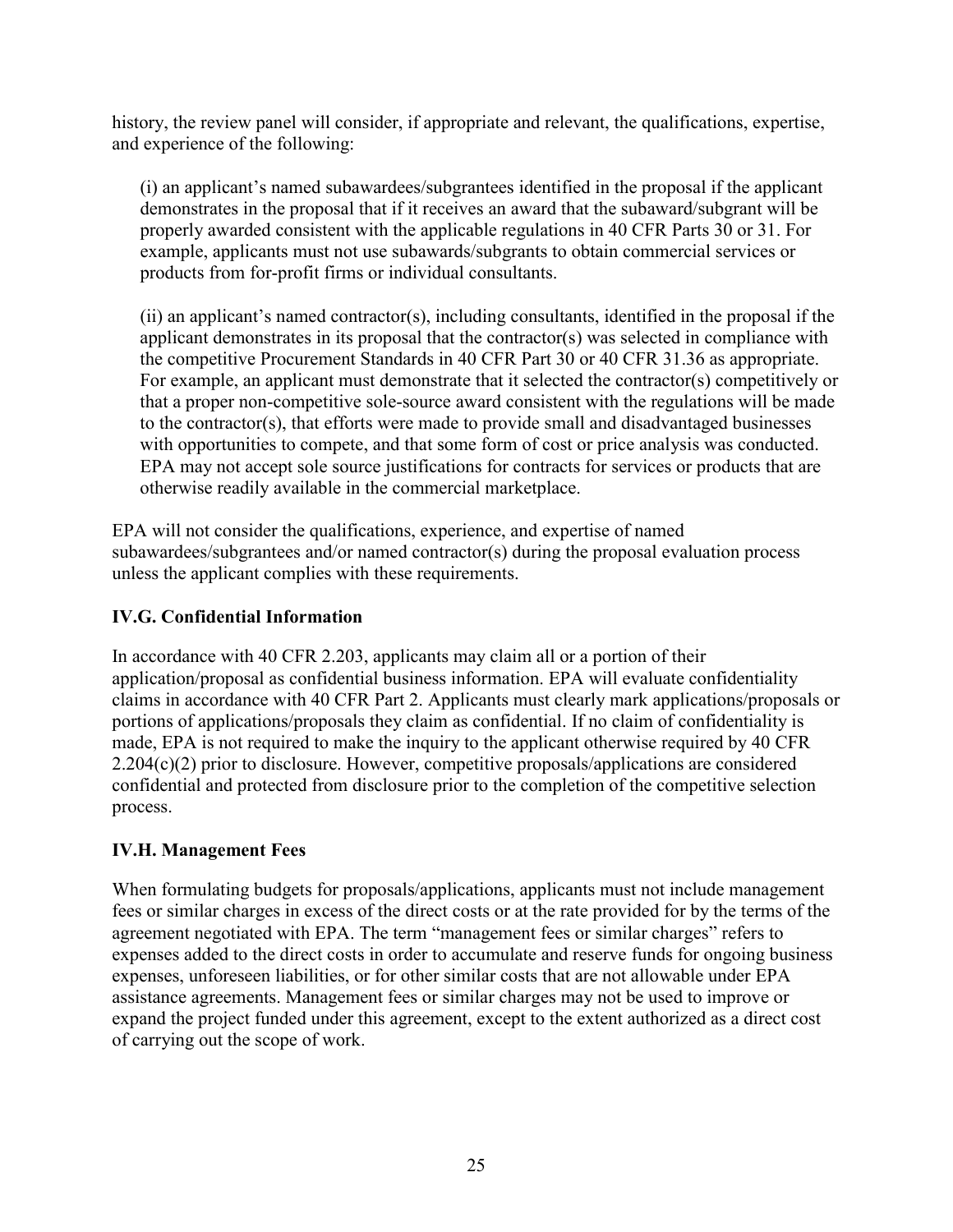history, the review panel will consider, if appropriate and relevant, the qualifications, expertise, and experience of the following:

(i) an applicant's named subawardees/subgrantees identified in the proposal if the applicant demonstrates in the proposal that if it receives an award that the subaward/subgrant will be properly awarded consistent with the applicable regulations in 40 CFR Parts 30 or 31. For example, applicants must not use subawards/subgrants to obtain commercial services or products from for-profit firms or individual consultants.

(ii) an applicant's named contractor(s), including consultants, identified in the proposal if the applicant demonstrates in its proposal that the contractor(s) was selected in compliance with the competitive Procurement Standards in 40 CFR Part 30 or 40 CFR 31.36 as appropriate. For example, an applicant must demonstrate that it selected the contractor(s) competitively or that a proper non-competitive sole-source award consistent with the regulations will be made to the contractor(s), that efforts were made to provide small and disadvantaged businesses with opportunities to compete, and that some form of cost or price analysis was conducted. EPA may not accept sole source justifications for contracts for services or products that are otherwise readily available in the commercial marketplace.

EPA will not consider the qualifications, experience, and expertise of named subawardees/subgrantees and/or named contractor(s) during the proposal evaluation process unless the applicant complies with these requirements.

### IV.G. Confidential Information

In accordance with 40 CFR 2.203, applicants may claim all or a portion of their application/proposal as confidential business information. EPA will evaluate confidentiality claims in accordance with 40 CFR Part 2. Applicants must clearly mark applications/proposals or portions of applications/proposals they claim as confidential. If no claim of confidentiality is made, EPA is not required to make the inquiry to the applicant otherwise required by 40 CFR 2.204(c)(2) prior to disclosure. However, competitive proposals/applications are considered confidential and protected from disclosure prior to the completion of the competitive selection process.

### IV.H. Management Fees

When formulating budgets for proposals/applications, applicants must not include management fees or similar charges in excess of the direct costs or at the rate provided for by the terms of the agreement negotiated with EPA. The term "management fees or similar charges" refers to expenses added to the direct costs in order to accumulate and reserve funds for ongoing business expenses, unforeseen liabilities, or for other similar costs that are not allowable under EPA assistance agreements. Management fees or similar charges may not be used to improve or expand the project funded under this agreement, except to the extent authorized as a direct cost of carrying out the scope of work.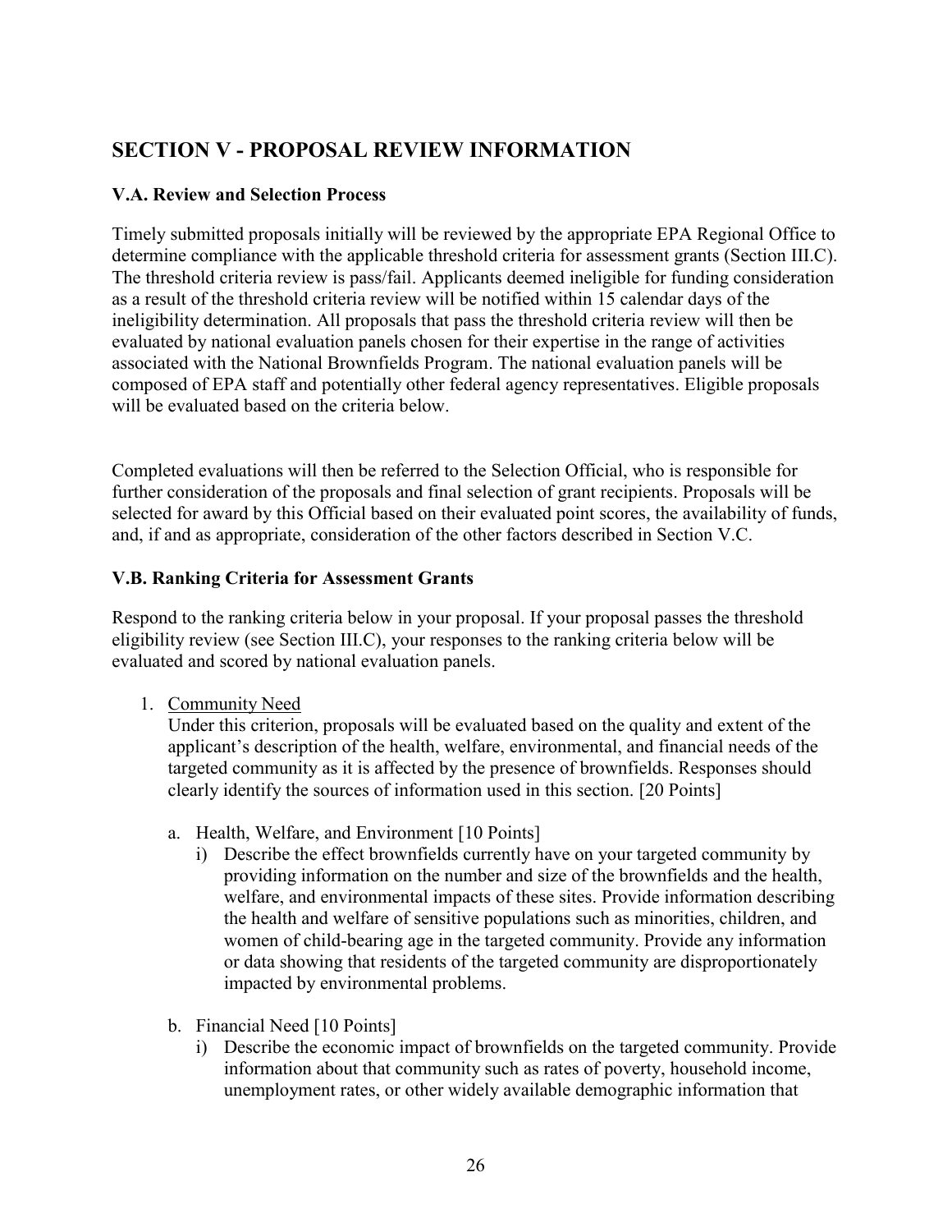## SECTION V - PROPOSAL REVIEW INFORMATION

### V.A. Review and Selection Process

Timely submitted proposals initially will be reviewed by the appropriate EPA Regional Office to determine compliance with the applicable threshold criteria for assessment grants (Section III.C). The threshold criteria review is pass/fail. Applicants deemed ineligible for funding consideration as a result of the threshold criteria review will be notified within 15 calendar days of the ineligibility determination. All proposals that pass the threshold criteria review will then be evaluated by national evaluation panels chosen for their expertise in the range of activities associated with the National Brownfields Program. The national evaluation panels will be composed of EPA staff and potentially other federal agency representatives. Eligible proposals will be evaluated based on the criteria below.

Completed evaluations will then be referred to the Selection Official, who is responsible for further consideration of the proposals and final selection of grant recipients. Proposals will be selected for award by this Official based on their evaluated point scores, the availability of funds, and, if and as appropriate, consideration of the other factors described in Section V.C.

### V.B. Ranking Criteria for Assessment Grants

Respond to the ranking criteria below in your proposal. If your proposal passes the threshold eligibility review (see Section III.C), your responses to the ranking criteria below will be evaluated and scored by national evaluation panels.

1. Community Need
   Under this criterion, proposals will be evaluated based on the quality and extent of the applicant's description of the health, welfare, environmental, and financial needs of the targeted community as it is affected by the presence of brownfields. Responses should clearly identify the sources of information used in this section. [20 Points]

   a. Health, Welfare, and Environment [10 Points]
      i) Describe the effect brownfields currently have on your targeted community by providing information on the number and size of the brownfields and the health, welfare, and environmental impacts of these sites. Provide information describing the health and welfare of sensitive populations such as minorities, children, and women of child-bearing age in the targeted community. Provide any information or data showing that residents of the targeted community are disproportionately impacted by environmental problems.

   b. Financial Need [10 Points]
      i) Describe the economic impact of brownfields on the targeted community. Provide information about that community such as rates of poverty, household income, unemployment rates, or other widely available demographic information that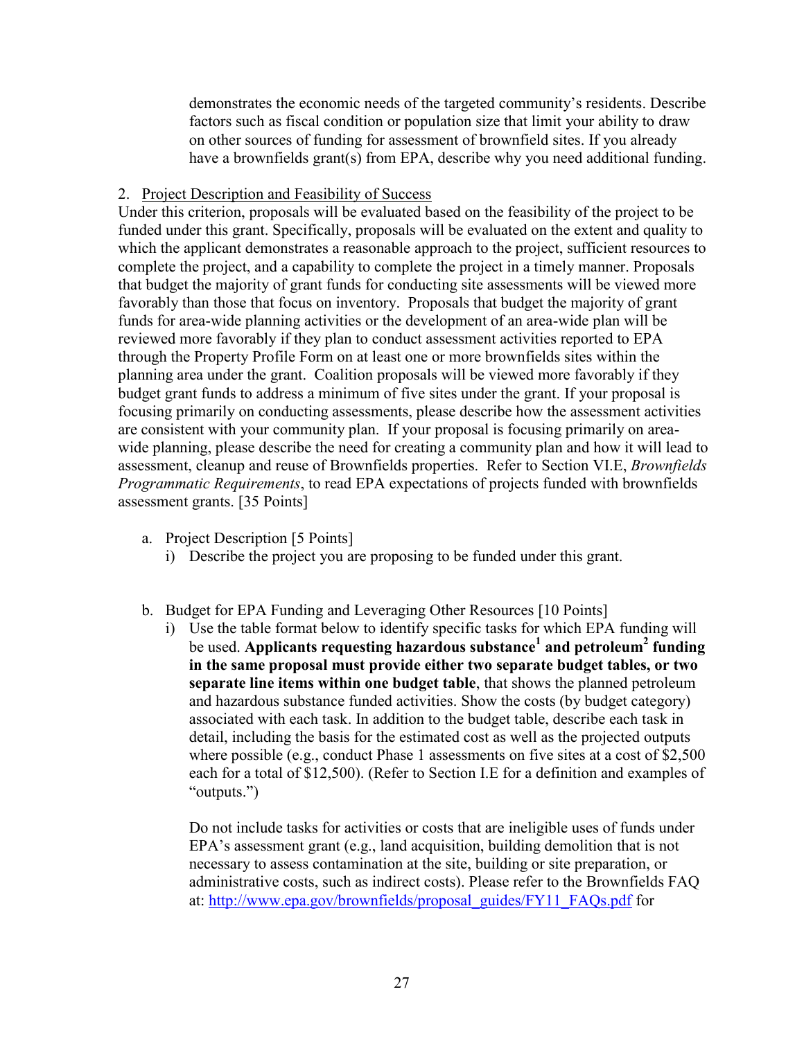demonstrates the economic needs of the targeted community's residents. Describe factors such as fiscal condition or population size that limit your ability to draw on other sources of funding for assessment of brownfield sites. If you already have a brownfields grant(s) from EPA, describe why you need additional funding.

2. Project Description and Feasibility of Success

Under this criterion, proposals will be evaluated based on the feasibility of the project to be funded under this grant. Specifically, proposals will be evaluated on the extent and quality to which the applicant demonstrates a reasonable approach to the project, sufficient resources to complete the project, and a capability to complete the project in a timely manner. Proposals that budget the majority of grant funds for conducting site assessments will be viewed more favorably than those that focus on inventory. Proposals that budget the majority of grant funds for area-wide planning activities or the development of an area-wide plan will be reviewed more favorably if they plan to conduct assessment activities reported to EPA through the Property Profile Form on at least one or more brownfields sites within the planning area under the grant. Coalition proposals will be viewed more favorably if they budget grant funds to address a minimum of five sites under the grant. If your proposal is focusing primarily on conducting assessments, please describe how the assessment activities are consistent with your community plan. If your proposal is focusing primarily on area-wide planning, please describe the need for creating a community plan and how it will lead to assessment, cleanup and reuse of Brownfields properties. Refer to Section VI.E, *Brownfields Programmatic Requirements*, to read EPA expectations of projects funded with brownfields assessment grants. [35 Points]

a. Project Description [5 Points]
   i) Describe the project you are proposing to be funded under this grant.

b. Budget for EPA Funding and Leveraging Other Resources [10 Points]
   i) Use the table format below to identify specific tasks for which EPA funding will be used. **Applicants requesting hazardous substance[1] and petroleum[2] funding in the same proposal must provide either two separate budget tables, or two separate line items within one budget table**, that shows the planned petroleum and hazardous substance funded activities. Show the costs (by budget category) associated with each task. In addition to the budget table, describe each task in detail, including the basis for the estimated cost as well as the projected outputs where possible (e.g., conduct Phase 1 assessments on five sites at a cost of $2,500 each for a total of $12,500). (Refer to Section I.E for a definition and examples of "outputs.")

   Do not include tasks for activities or costs that are ineligible uses of funds under EPA's assessment grant (e.g., land acquisition, building demolition that is not necessary to assess contamination at the site, building or site preparation, or administrative costs, such as indirect costs). Please refer to the Brownfields FAQ at: http://www.epa.gov/brownfields/proposal_guides/FY11_FAQs.pdf for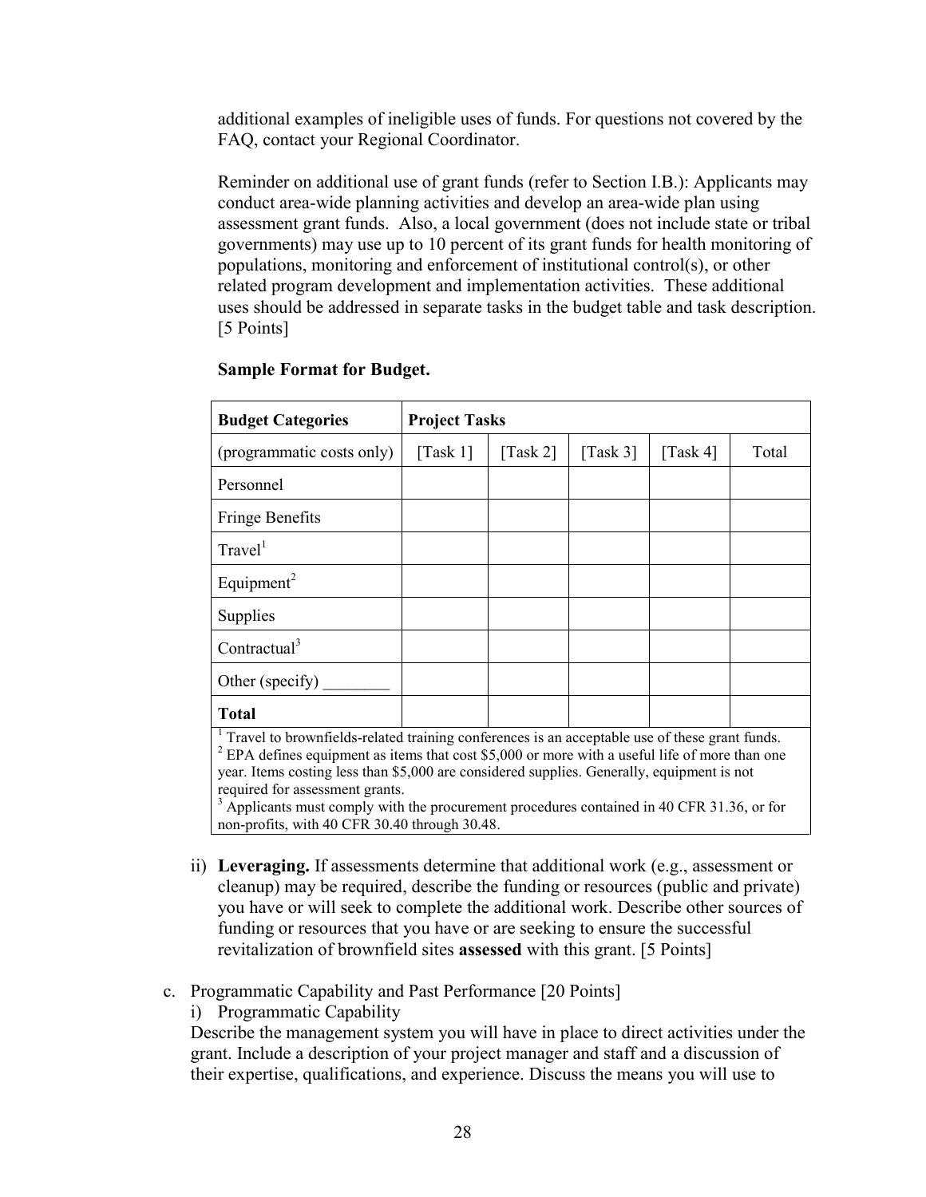additional examples of ineligible uses of funds. For questions not covered by the FAQ, contact your Regional Coordinator.

Reminder on additional use of grant funds (refer to Section I.B.): Applicants may conduct area-wide planning activities and develop an area-wide plan using assessment grant funds. Also, a local government (does not include state or tribal governments) may use up to 10 percent of its grant funds for health monitoring of populations, monitoring and enforcement of institutional control(s), or other related program development and implementation activities. These additional uses should be addressed in separate tasks in the budget table and task description. [5 Points]

**Sample Format for Budget.**

| **Budget Categories** | **Project Tasks** | | | | |
|---|---|---|---|---|---|
| (programmatic costs only) | [Task 1] | [Task 2] | [Task 3] | [Task 4] | Total |
| Personnel | | | | | |
| Fringe Benefits | | | | | |
| Travel[1] | | | | | |
| Equipment[2] | | | | | |
| Supplies | | | | | |
| Contractual[3] | | | | | |
| Other (specify) ________ | | | | | |
| **Total** | | | | | |

[1] Travel to brownfields-related training conferences is an acceptable use of these grant funds.
[2] EPA defines equipment as items that cost $5,000 or more with a useful life of more than one year. Items costing less than $5,000 are considered supplies. Generally, equipment is not required for assessment grants.
[3] Applicants must comply with the procurement procedures contained in 40 CFR 31.36, or for non-profits, with 40 CFR 30.40 through 30.48.

ii) **Leveraging.** If assessments determine that additional work (e.g., assessment or cleanup) may be required, describe the funding or resources (public and private) you have or will seek to complete the additional work. Describe other sources of funding or resources that you have or are seeking to ensure the successful revitalization of brownfield sites **assessed** with this grant. [5 Points]

c. Programmatic Capability and Past Performance [20 Points]

i) Programmatic Capability

Describe the management system you will have in place to direct activities under the grant. Include a description of your project manager and staff and a discussion of their expertise, qualifications, and experience. Discuss the means you will use to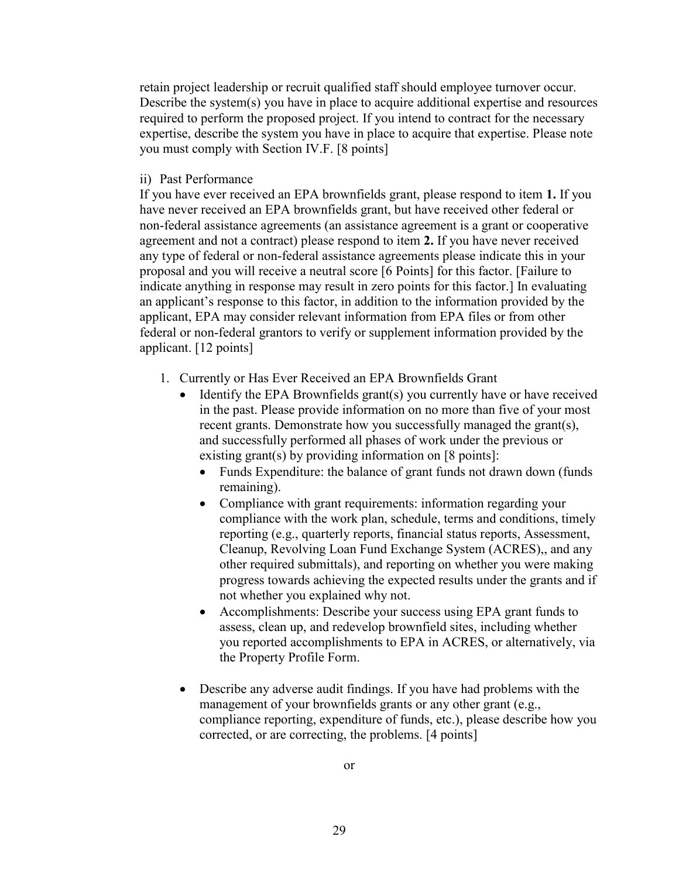retain project leadership or recruit qualified staff should employee turnover occur. Describe the system(s) you have in place to acquire additional expertise and resources required to perform the proposed project. If you intend to contract for the necessary expertise, describe the system you have in place to acquire that expertise. Please note you must comply with Section IV.F. [8 points]

ii) Past Performance

If you have ever received an EPA brownfields grant, please respond to item **1.** If you have never received an EPA brownfields grant, but have received other federal or non-federal assistance agreements (an assistance agreement is a grant or cooperative agreement and not a contract) please respond to item **2.** If you have never received any type of federal or non-federal assistance agreements please indicate this in your proposal and you will receive a neutral score [6 Points] for this factor. [Failure to indicate anything in response may result in zero points for this factor.] In evaluating an applicant's response to this factor, in addition to the information provided by the applicant, EPA may consider relevant information from EPA files or from other federal or non-federal grantors to verify or supplement information provided by the applicant. [12 points]

1. Currently or Has Ever Received an EPA Brownfields Grant
   - Identify the EPA Brownfields grant(s) you currently have or have received in the past. Please provide information on no more than five of your most recent grants. Demonstrate how you successfully managed the grant(s), and successfully performed all phases of work under the previous or existing grant(s) by providing information on [8 points]:
     - Funds Expenditure: the balance of grant funds not drawn down (funds remaining).
     - Compliance with grant requirements: information regarding your compliance with the work plan, schedule, terms and conditions, timely reporting (e.g., quarterly reports, financial status reports, Assessment, Cleanup, Revolving Loan Fund Exchange System (ACRES),, and any other required submittals), and reporting on whether you were making progress towards achieving the expected results under the grants and if not whether you explained why not.
     - Accomplishments: Describe your success using EPA grant funds to assess, clean up, and redevelop brownfield sites, including whether you reported accomplishments to EPA in ACRES, or alternatively, via the Property Profile Form.
   - Describe any adverse audit findings. If you have had problems with the management of your brownfields grants or any other grant (e.g., compliance reporting, expenditure of funds, etc.), please describe how you corrected, or are correcting, the problems. [4 points]

or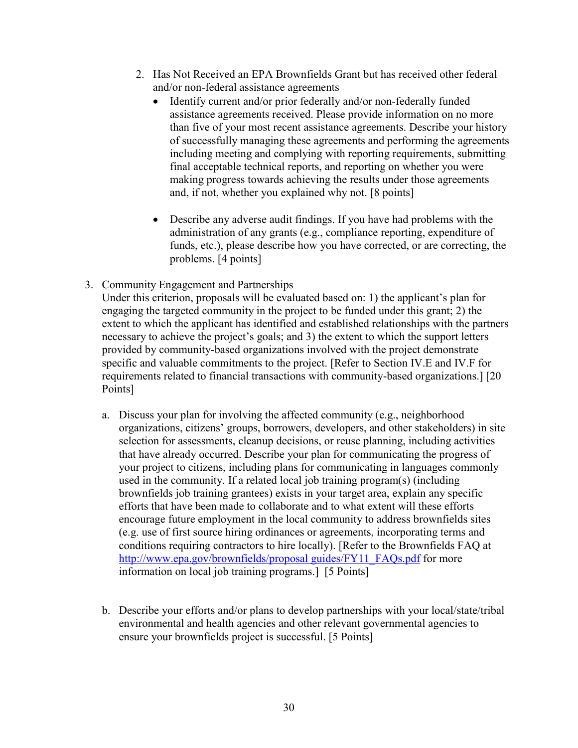2. Has Not Received an EPA Brownfields Grant but has received other federal and/or non-federal assistance agreements
   - Identify current and/or prior federally and/or non-federally funded assistance agreements received. Please provide information on no more than five of your most recent assistance agreements. Describe your history of successfully managing these agreements and performing the agreements including meeting and complying with reporting requirements, submitting final acceptable technical reports, and reporting on whether you were making progress towards achieving the results under those agreements and, if not, whether you explained why not. [8 points]

   - Describe any adverse audit findings. If you have had problems with the administration of any grants (e.g., compliance reporting, expenditure of funds, etc.), please describe how you have corrected, or are correcting, the problems. [4 points]

3. <u>Community Engagement and Partnerships</u>
   Under this criterion, proposals will be evaluated based on: 1) the applicant's plan for engaging the targeted community in the project to be funded under this grant; 2) the extent to which the applicant has identified and established relationships with the partners necessary to achieve the project's goals; and 3) the extent to which the support letters provided by community-based organizations involved with the project demonstrate specific and valuable commitments to the project. [Refer to Section IV.E and IV.F for requirements related to financial transactions with community-based organizations.] [20 Points]

   a. Discuss your plan for involving the affected community (e.g., neighborhood organizations, citizens' groups, borrowers, developers, and other stakeholders) in site selection for assessments, cleanup decisions, or reuse planning, including activities that have already occurred. Describe your plan for communicating the progress of your project to citizens, including plans for communicating in languages commonly used in the community. If a related local job training program(s) (including brownfields job training grantees) exists in your target area, explain any specific efforts that have been made to collaborate and to what extent will these efforts encourage future employment in the local community to address brownfields sites (e.g. use of first source hiring ordinances or agreements, incorporating terms and conditions requiring contractors to hire locally). [Refer to the Brownfields FAQ at http://www.epa.gov/brownfields/proposal_guides/FY11_FAQs.pdf for more information on local job training programs.] [5 Points]

   b. Describe your efforts and/or plans to develop partnerships with your local/state/tribal environmental and health agencies and other relevant governmental agencies to ensure your brownfields project is successful. [5 Points]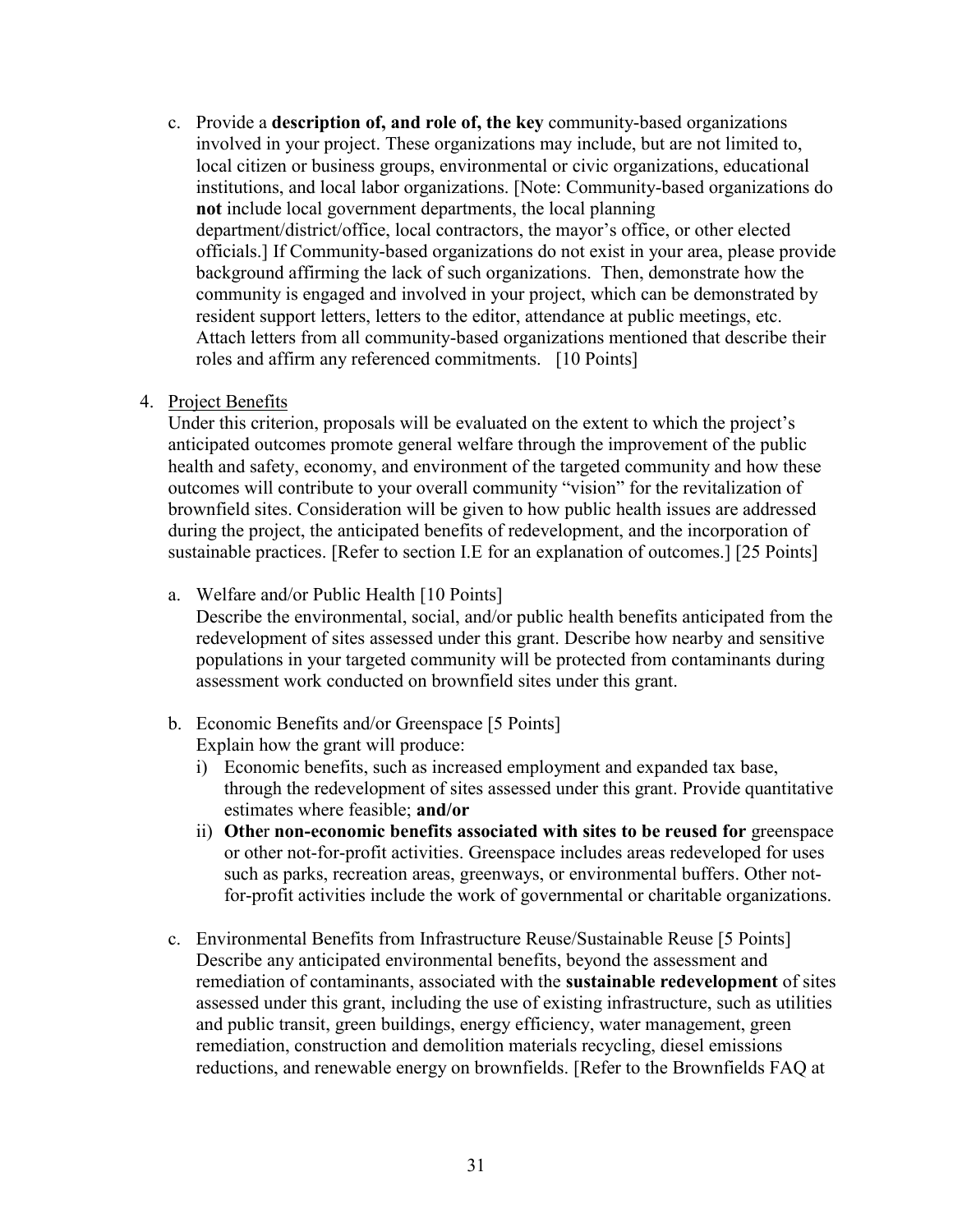c. Provide a **description of, and role of, the key** community-based organizations involved in your project. These organizations may include, but are not limited to, local citizen or business groups, environmental or civic organizations, educational institutions, and local labor organizations. [Note: Community-based organizations do **not** include local government departments, the local planning department/district/office, local contractors, the mayor's office, or other elected officials.] If Community-based organizations do not exist in your area, please provide background affirming the lack of such organizations. Then, demonstrate how the community is engaged and involved in your project, which can be demonstrated by resident support letters, letters to the editor, attendance at public meetings, etc. Attach letters from all community-based organizations mentioned that describe their roles and affirm any referenced commitments. [10 Points]

4. Project Benefits

Under this criterion, proposals will be evaluated on the extent to which the project's anticipated outcomes promote general welfare through the improvement of the public health and safety, economy, and environment of the targeted community and how these outcomes will contribute to your overall community "vision" for the revitalization of brownfield sites. Consideration will be given to how public health issues are addressed during the project, the anticipated benefits of redevelopment, and the incorporation of sustainable practices. [Refer to section I.E for an explanation of outcomes.] [25 Points]

a. Welfare and/or Public Health [10 Points]
   Describe the environmental, social, and/or public health benefits anticipated from the redevelopment of sites assessed under this grant. Describe how nearby and sensitive populations in your targeted community will be protected from contaminants during assessment work conducted on brownfield sites under this grant.

b. Economic Benefits and/or Greenspace [5 Points]
   Explain how the grant will produce:
   i) Economic benefits, such as increased employment and expanded tax base, through the redevelopment of sites assessed under this grant. Provide quantitative estimates where feasible; **and/or**
   ii) **Other non-economic benefits associated with sites to be reused for** greenspace or other not-for-profit activities. Greenspace includes areas redeveloped for uses such as parks, recreation areas, greenways, or environmental buffers. Other not-for-profit activities include the work of governmental or charitable organizations.

c. Environmental Benefits from Infrastructure Reuse/Sustainable Reuse [5 Points]
   Describe any anticipated environmental benefits, beyond the assessment and remediation of contaminants, associated with the **sustainable redevelopment** of sites assessed under this grant, including the use of existing infrastructure, such as utilities and public transit, green buildings, energy efficiency, water management, green remediation, construction and demolition materials recycling, diesel emissions reductions, and renewable energy on brownfields. [Refer to the Brownfields FAQ at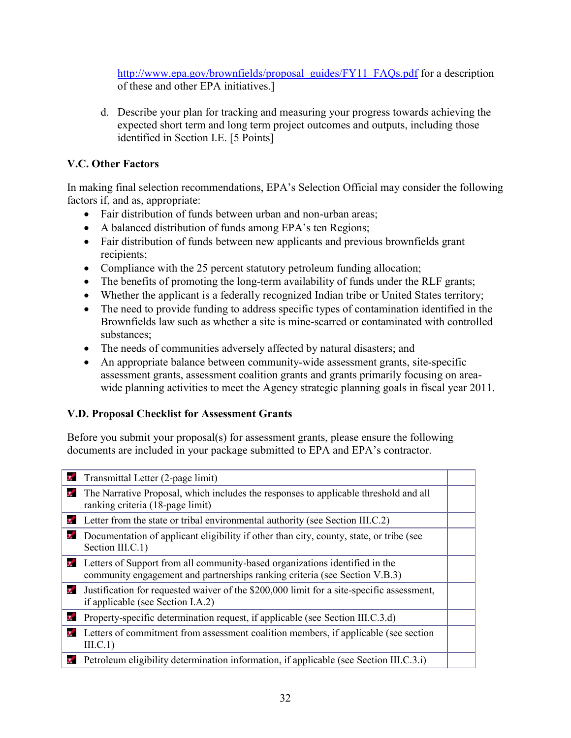http://www.epa.gov/brownfields/proposal_guides/FY11_FAQs.pdf for a description of these and other EPA initiatives.]

d. Describe your plan for tracking and measuring your progress towards achieving the expected short term and long term project outcomes and outputs, including those identified in Section I.E. [5 Points]

### V.C. Other Factors

In making final selection recommendations, EPA's Selection Official may consider the following factors if, and as, appropriate:

- Fair distribution of funds between urban and non-urban areas;
- A balanced distribution of funds among EPA's ten Regions;
- Fair distribution of funds between new applicants and previous brownfields grant recipients;
- Compliance with the 25 percent statutory petroleum funding allocation;
- The benefits of promoting the long-term availability of funds under the RLF grants;
- Whether the applicant is a federally recognized Indian tribe or United States territory;
- The need to provide funding to address specific types of contamination identified in the Brownfields law such as whether a site is mine-scarred or contaminated with controlled substances;
- The needs of communities adversely affected by natural disasters; and
- An appropriate balance between community-wide assessment grants, site-specific assessment grants, assessment coalition grants and grants primarily focusing on area-wide planning activities to meet the Agency strategic planning goals in fiscal year 2011.

### V.D. Proposal Checklist for Assessment Grants

Before you submit your proposal(s) for assessment grants, please ensure the following documents are included in your package submitted to EPA and EPA's contractor.

| Item | |
|---|---|
| Transmittal Letter (2-page limit) | |
| The Narrative Proposal, which includes the responses to applicable threshold and all ranking criteria (18-page limit) | |
| Letter from the state or tribal environmental authority (see Section III.C.2) | |
| Documentation of applicant eligibility if other than city, county, state, or tribe (see Section III.C.1) | |
| Letters of Support from all community-based organizations identified in the community engagement and partnerships ranking criteria (see Section V.B.3) | |
| Justification for requested waiver of the $200,000 limit for a site-specific assessment, if applicable (see Section I.A.2) | |
| Property-specific determination request, if applicable (see Section III.C.3.d) | |
| Letters of commitment from assessment coalition members, if applicable (see section III.C.1) | |
| Petroleum eligibility determination information, if applicable (see Section III.C.3.i) | |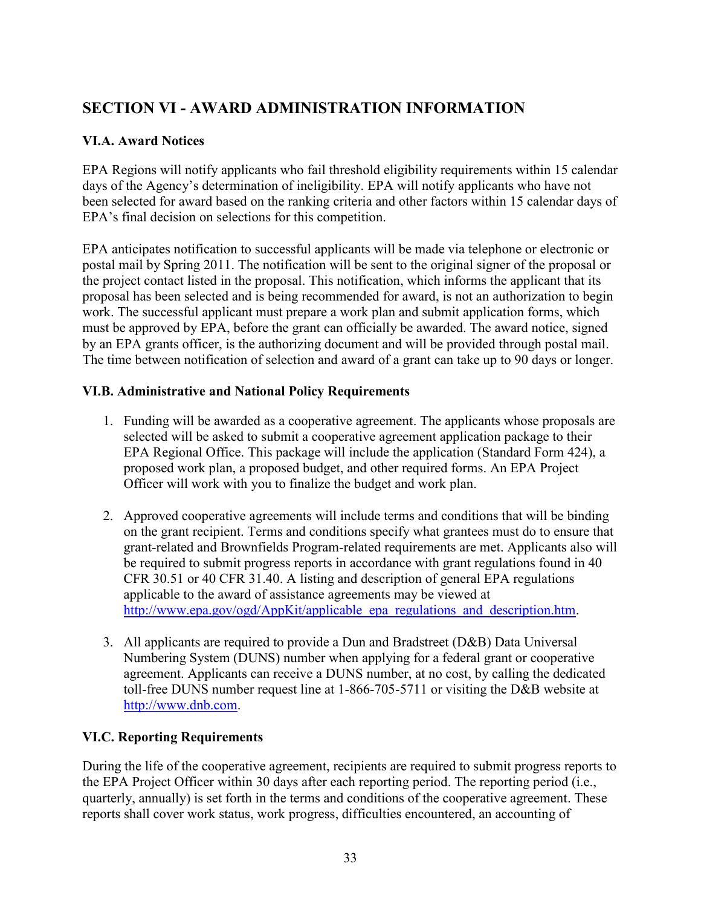## SECTION VI - AWARD ADMINISTRATION INFORMATION

### VI.A. Award Notices

EPA Regions will notify applicants who fail threshold eligibility requirements within 15 calendar days of the Agency's determination of ineligibility. EPA will notify applicants who have not been selected for award based on the ranking criteria and other factors within 15 calendar days of EPA's final decision on selections for this competition.

EPA anticipates notification to successful applicants will be made via telephone or electronic or postal mail by Spring 2011. The notification will be sent to the original signer of the proposal or the project contact listed in the proposal. This notification, which informs the applicant that its proposal has been selected and is being recommended for award, is not an authorization to begin work. The successful applicant must prepare a work plan and submit application forms, which must be approved by EPA, before the grant can officially be awarded. The award notice, signed by an EPA grants officer, is the authorizing document and will be provided through postal mail. The time between notification of selection and award of a grant can take up to 90 days or longer.

### VI.B. Administrative and National Policy Requirements

1. Funding will be awarded as a cooperative agreement. The applicants whose proposals are selected will be asked to submit a cooperative agreement application package to their EPA Regional Office. This package will include the application (Standard Form 424), a proposed work plan, a proposed budget, and other required forms. An EPA Project Officer will work with you to finalize the budget and work plan.

2. Approved cooperative agreements will include terms and conditions that will be binding on the grant recipient. Terms and conditions specify what grantees must do to ensure that grant-related and Brownfields Program-related requirements are met. Applicants also will be required to submit progress reports in accordance with grant regulations found in 40 CFR 30.51 or 40 CFR 31.40. A listing and description of general EPA regulations applicable to the award of assistance agreements may be viewed at http://www.epa.gov/ogd/AppKit/applicable_epa_regulations_and_description.htm.

3. All applicants are required to provide a Dun and Bradstreet (D&B) Data Universal Numbering System (DUNS) number when applying for a federal grant or cooperative agreement. Applicants can receive a DUNS number, at no cost, by calling the dedicated toll-free DUNS number request line at 1-866-705-5711 or visiting the D&B website at http://www.dnb.com.

### VI.C. Reporting Requirements

During the life of the cooperative agreement, recipients are required to submit progress reports to the EPA Project Officer within 30 days after each reporting period. The reporting period (i.e., quarterly, annually) is set forth in the terms and conditions of the cooperative agreement. These reports shall cover work status, work progress, difficulties encountered, an accounting of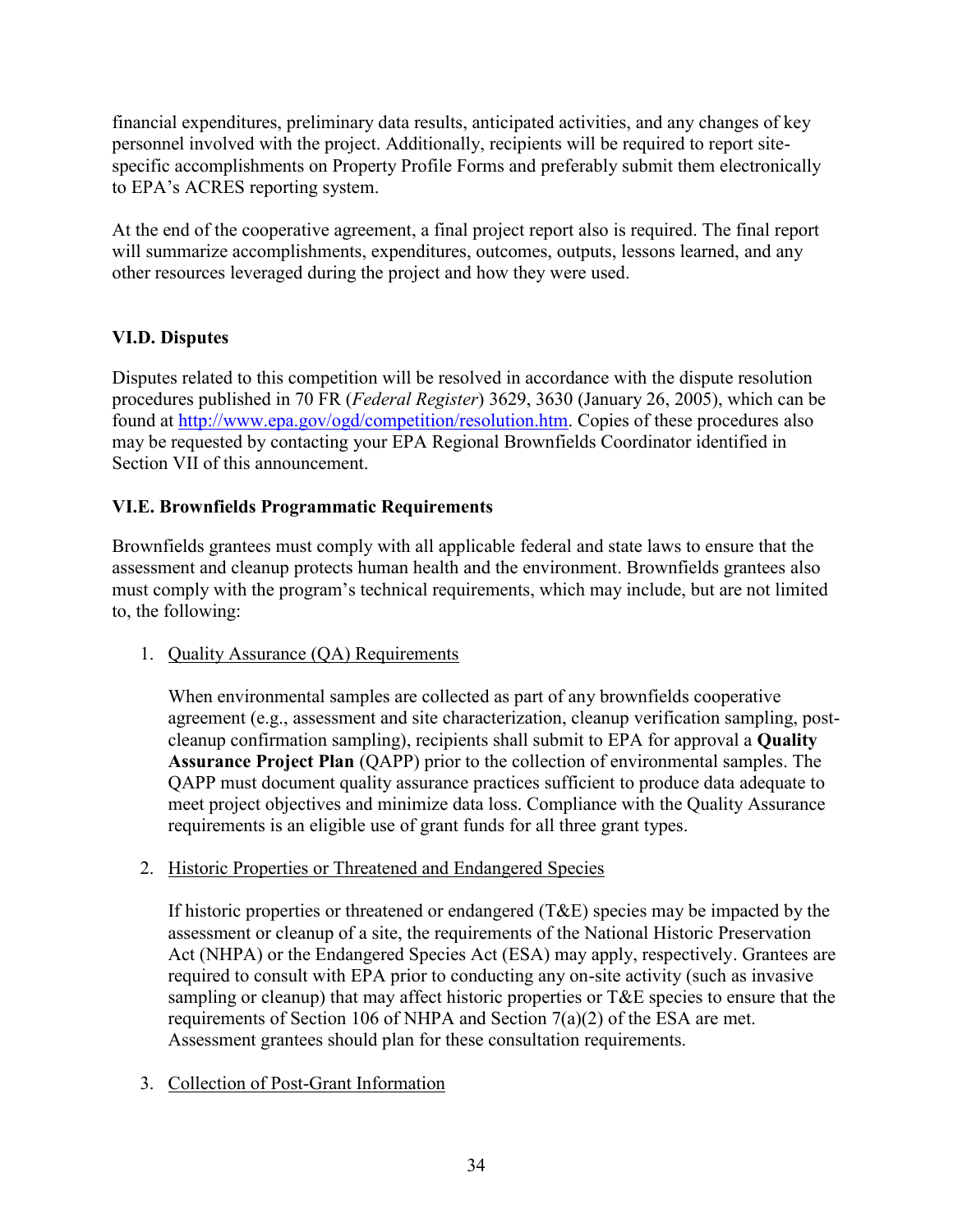financial expenditures, preliminary data results, anticipated activities, and any changes of key personnel involved with the project. Additionally, recipients will be required to report site-specific accomplishments on Property Profile Forms and preferably submit them electronically to EPA's ACRES reporting system.

At the end of the cooperative agreement, a final project report also is required. The final report will summarize accomplishments, expenditures, outcomes, outputs, lessons learned, and any other resources leveraged during the project and how they were used.

### VI.D. Disputes

Disputes related to this competition will be resolved in accordance with the dispute resolution procedures published in 70 FR (*Federal Register*) 3629, 3630 (January 26, 2005), which can be found at [http://www.epa.gov/ogd/competition/resolution.htm](http://www.epa.gov/ogd/competition/resolution.htm). Copies of these procedures also may be requested by contacting your EPA Regional Brownfields Coordinator identified in Section VII of this announcement.

### VI.E. Brownfields Programmatic Requirements

Brownfields grantees must comply with all applicable federal and state laws to ensure that the assessment and cleanup protects human health and the environment. Brownfields grantees also must comply with the program's technical requirements, which may include, but are not limited to, the following:

1. <u>Quality Assurance (QA) Requirements</u>

   When environmental samples are collected as part of any brownfields cooperative agreement (e.g., assessment and site characterization, cleanup verification sampling, post-cleanup confirmation sampling), recipients shall submit to EPA for approval a **Quality Assurance Project Plan** (QAPP) prior to the collection of environmental samples. The QAPP must document quality assurance practices sufficient to produce data adequate to meet project objectives and minimize data loss. Compliance with the Quality Assurance requirements is an eligible use of grant funds for all three grant types.

2. <u>Historic Properties or Threatened and Endangered Species</u>

   If historic properties or threatened or endangered (T&E) species may be impacted by the assessment or cleanup of a site, the requirements of the National Historic Preservation Act (NHPA) or the Endangered Species Act (ESA) may apply, respectively. Grantees are required to consult with EPA prior to conducting any on-site activity (such as invasive sampling or cleanup) that may affect historic properties or T&E species to ensure that the requirements of Section 106 of NHPA and Section 7(a)(2) of the ESA are met. Assessment grantees should plan for these consultation requirements.

3. <u>Collection of Post-Grant Information</u>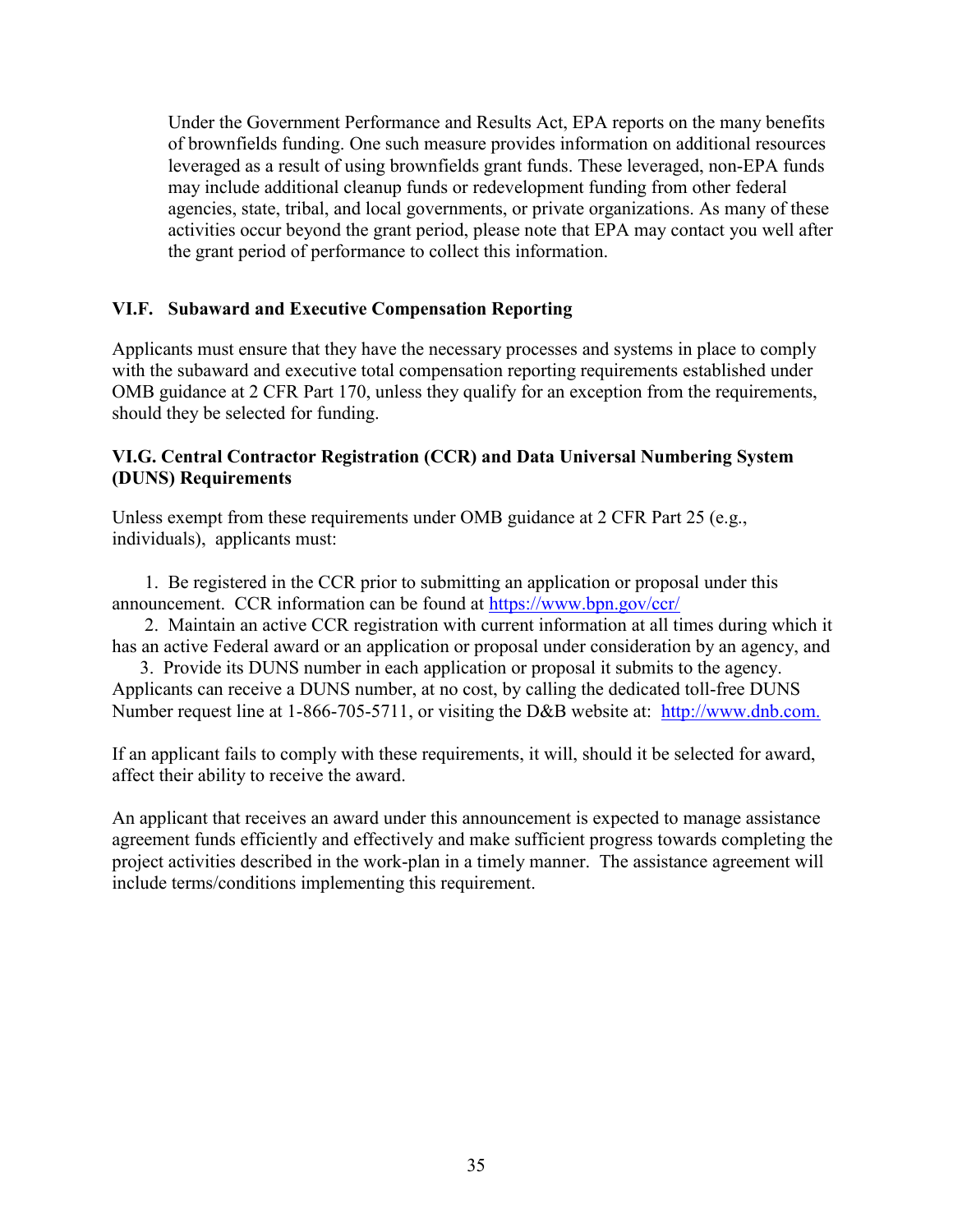Under the Government Performance and Results Act, EPA reports on the many benefits of brownfields funding. One such measure provides information on additional resources leveraged as a result of using brownfields grant funds. These leveraged, non-EPA funds may include additional cleanup funds or redevelopment funding from other federal agencies, state, tribal, and local governments, or private organizations. As many of these activities occur beyond the grant period, please note that EPA may contact you well after the grant period of performance to collect this information.

### VI.F. Subaward and Executive Compensation Reporting

Applicants must ensure that they have the necessary processes and systems in place to comply with the subaward and executive total compensation reporting requirements established under OMB guidance at 2 CFR Part 170, unless they qualify for an exception from the requirements, should they be selected for funding.

### VI.G. Central Contractor Registration (CCR) and Data Universal Numbering System (DUNS) Requirements

Unless exempt from these requirements under OMB guidance at 2 CFR Part 25 (e.g., individuals), applicants must:

1. Be registered in the CCR prior to submitting an application or proposal under this announcement. CCR information can be found at https://www.bpn.gov/ccr/
2. Maintain an active CCR registration with current information at all times during which it has an active Federal award or an application or proposal under consideration by an agency, and
3. Provide its DUNS number in each application or proposal it submits to the agency. Applicants can receive a DUNS number, at no cost, by calling the dedicated toll-free DUNS Number request line at 1-866-705-5711, or visiting the D&B website at: http://www.dnb.com.

If an applicant fails to comply with these requirements, it will, should it be selected for award, affect their ability to receive the award.

An applicant that receives an award under this announcement is expected to manage assistance agreement funds efficiently and effectively and make sufficient progress towards completing the project activities described in the work-plan in a timely manner. The assistance agreement will include terms/conditions implementing this requirement.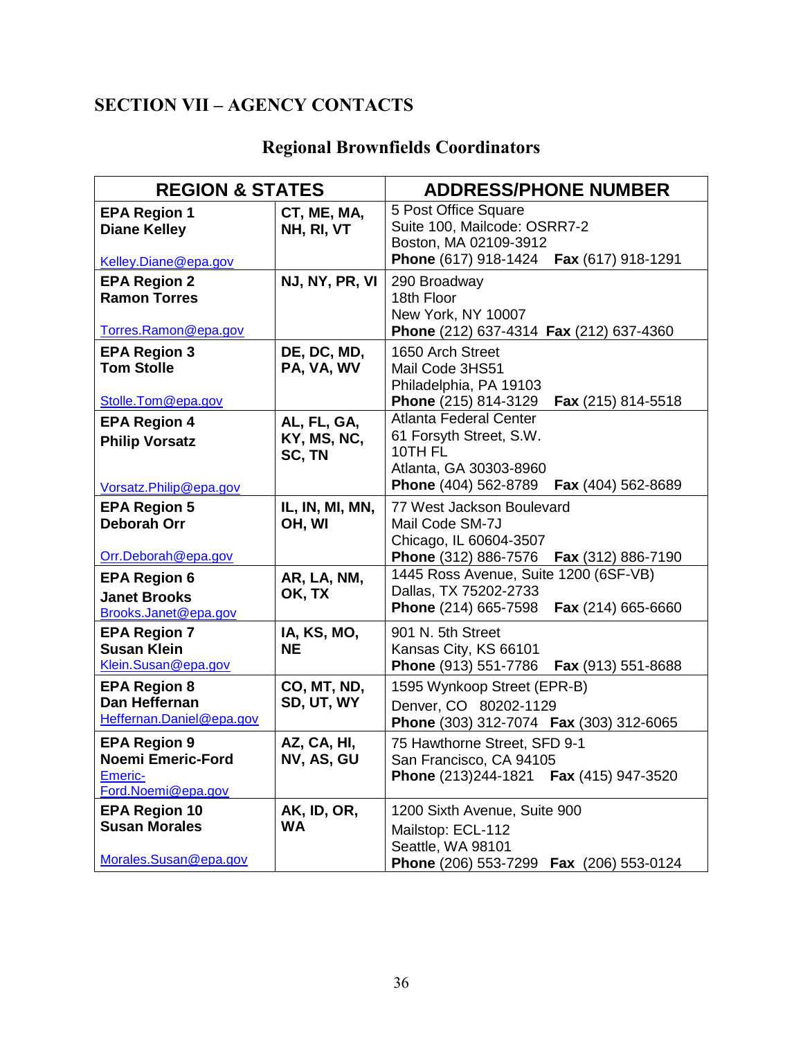## SECTION VII – AGENCY CONTACTS

### Regional Brownfields Coordinators

| REGION & STATES | | ADDRESS/PHONE NUMBER |
|---|---|---|
| **EPA Region 1**<br>**Diane Kelley**<br><br>Kelley.Diane@epa.gov | **CT, ME, MA, NH, RI, VT** | 5 Post Office Square<br>Suite 100, Mailcode: OSRR7-2<br>Boston, MA 02109-3912<br>**Phone** (617) 918-1424 **Fax** (617) 918-1291 |
| **EPA Region 2**<br>**Ramon Torres**<br><br>Torres.Ramon@epa.gov | **NJ, NY, PR, VI** | 290 Broadway<br>18th Floor<br>New York, NY 10007<br>**Phone** (212) 637-4314 **Fax** (212) 637-4360 |
| **EPA Region 3**<br>**Tom Stolle**<br><br>Stolle.Tom@epa.gov | **DE, DC, MD, PA, VA, WV** | 1650 Arch Street<br>Mail Code 3HS51<br>Philadelphia, PA 19103<br>**Phone** (215) 814-3129 **Fax** (215) 814-5518 |
| **EPA Region 4**<br>**Philip Vorsatz**<br><br>Vorsatz.Philip@epa.gov | **AL, FL, GA, KY, MS, NC, SC, TN** | Atlanta Federal Center<br>61 Forsyth Street, S.W.<br>10TH FL<br>Atlanta, GA 30303-8960<br>**Phone** (404) 562-8789 **Fax** (404) 562-8689 |
| **EPA Region 5**<br>**Deborah Orr**<br><br>Orr.Deborah@epa.gov | **IL, IN, MI, MN, OH, WI** | 77 West Jackson Boulevard<br>Mail Code SM-7J<br>Chicago, IL 60604-3507<br>**Phone** (312) 886-7576 **Fax** (312) 886-7190 |
| **EPA Region 6**<br>**Janet Brooks**<br>Brooks.Janet@epa.gov | **AR, LA, NM, OK, TX** | 1445 Ross Avenue, Suite 1200 (6SF-VB)<br>Dallas, TX 75202-2733<br>**Phone** (214) 665-7598 **Fax** (214) 665-6660 |
| **EPA Region 7**<br>**Susan Klein**<br>Klein.Susan@epa.gov | **IA, KS, MO, NE** | 901 N. 5th Street<br>Kansas City, KS 66101<br>**Phone** (913) 551-7786 **Fax** (913) 551-8688 |
| **EPA Region 8**<br>**Dan Heffernan**<br>Heffernan.Daniel@epa.gov | **CO, MT, ND, SD, UT, WY** | 1595 Wynkoop Street (EPR-B)<br>Denver, CO 80202-1129<br>**Phone** (303) 312-7074 **Fax** (303) 312-6065 |
| **EPA Region 9**<br>**Noemi Emeric-Ford**<br>Emeric-Ford.Noemi@epa.gov | **AZ, CA, HI, NV, AS, GU** | 75 Hawthorne Street, SFD 9-1<br>San Francisco, CA 94105<br>**Phone** (213)244-1821 **Fax** (415) 947-3520 |
| **EPA Region 10**<br>**Susan Morales**<br><br>Morales.Susan@epa.gov | **AK, ID, OR, WA** | 1200 Sixth Avenue, Suite 900<br>Mailstop: ECL-112<br>Seattle, WA 98101<br>**Phone** (206) 553-7299 **Fax** (206) 553-0124 |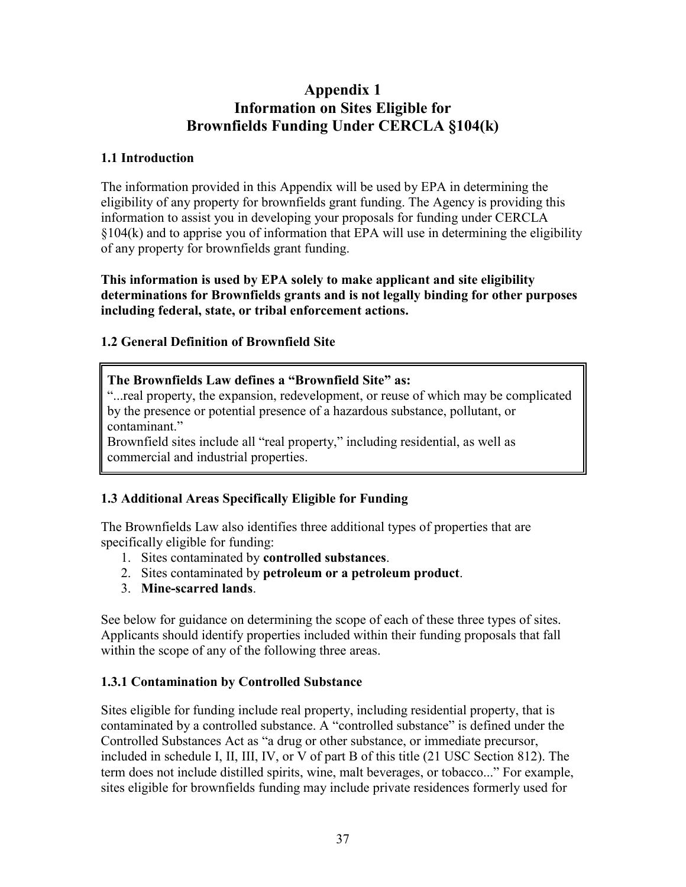# Appendix 1
# Information on Sites Eligible for Brownfields Funding Under CERCLA §104(k)

### 1.1 Introduction

The information provided in this Appendix will be used by EPA in determining the eligibility of any property for brownfields grant funding. The Agency is providing this information to assist you in developing your proposals for funding under CERCLA §104(k) and to apprise you of information that EPA will use in determining the eligibility of any property for brownfields grant funding.

**This information is used by EPA solely to make applicant and site eligibility determinations for Brownfields grants and is not legally binding for other purposes including federal, state, or tribal enforcement actions.**

### 1.2 General Definition of Brownfield Site

> **The Brownfields Law defines a "Brownfield Site" as:**
> "...real property, the expansion, redevelopment, or reuse of which may be complicated by the presence or potential presence of a hazardous substance, pollutant, or contaminant."
> Brownfield sites include all "real property," including residential, as well as commercial and industrial properties.

### 1.3 Additional Areas Specifically Eligible for Funding

The Brownfields Law also identifies three additional types of properties that are specifically eligible for funding:

1. Sites contaminated by **controlled substances**.
2. Sites contaminated by **petroleum or a petroleum product**.
3. **Mine-scarred lands**.

See below for guidance on determining the scope of each of these three types of sites. Applicants should identify properties included within their funding proposals that fall within the scope of any of the following three areas.

### 1.3.1 Contamination by Controlled Substance

Sites eligible for funding include real property, including residential property, that is contaminated by a controlled substance. A "controlled substance" is defined under the Controlled Substances Act as "a drug or other substance, or immediate precursor, included in schedule I, II, III, IV, or V of part B of this title (21 USC Section 812). The term does not include distilled spirits, wine, malt beverages, or tobacco..." For example, sites eligible for brownfields funding may include private residences formerly used for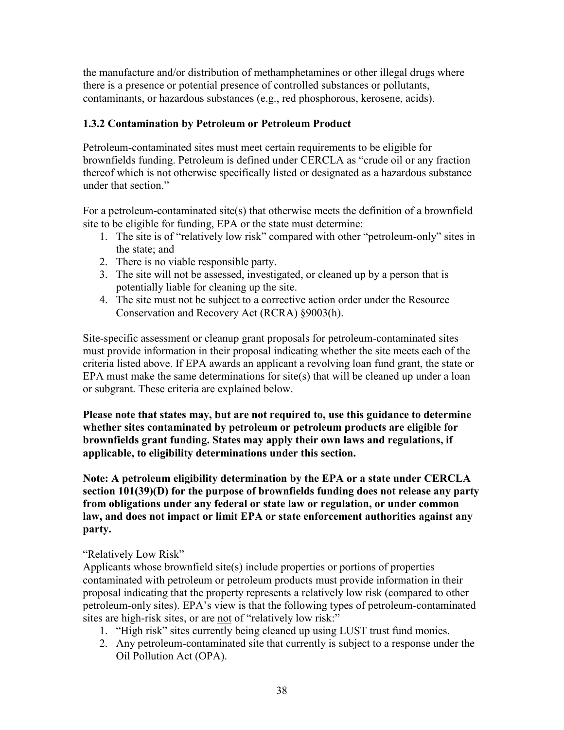the manufacture and/or distribution of methamphetamines or other illegal drugs where there is a presence or potential presence of controlled substances or pollutants, contaminants, or hazardous substances (e.g., red phosphorous, kerosene, acids).

### 1.3.2 Contamination by Petroleum or Petroleum Product

Petroleum-contaminated sites must meet certain requirements to be eligible for brownfields funding. Petroleum is defined under CERCLA as "crude oil or any fraction thereof which is not otherwise specifically listed or designated as a hazardous substance under that section."

For a petroleum-contaminated site(s) that otherwise meets the definition of a brownfield site to be eligible for funding, EPA or the state must determine:

1. The site is of "relatively low risk" compared with other "petroleum-only" sites in the state; and
2. There is no viable responsible party.
3. The site will not be assessed, investigated, or cleaned up by a person that is potentially liable for cleaning up the site.
4. The site must not be subject to a corrective action order under the Resource Conservation and Recovery Act (RCRA) §9003(h).

Site-specific assessment or cleanup grant proposals for petroleum-contaminated sites must provide information in their proposal indicating whether the site meets each of the criteria listed above. If EPA awards an applicant a revolving loan fund grant, the state or EPA must make the same determinations for site(s) that will be cleaned up under a loan or subgrant. These criteria are explained below.

**Please note that states may, but are not required to, use this guidance to determine whether sites contaminated by petroleum or petroleum products are eligible for brownfields grant funding. States may apply their own laws and regulations, if applicable, to eligibility determinations under this section.**

**Note: A petroleum eligibility determination by the EPA or a state under CERCLA section 101(39)(D) for the purpose of brownfields funding does not release any party from obligations under any federal or state law or regulation, or under common law, and does not impact or limit EPA or state enforcement authorities against any party.**

"Relatively Low Risk"

Applicants whose brownfield site(s) include properties or portions of properties contaminated with petroleum or petroleum products must provide information in their proposal indicating that the property represents a relatively low risk (compared to other petroleum-only sites). EPA's view is that the following types of petroleum-contaminated sites are high-risk sites, or are <u>not</u> of "relatively low risk:"

1. "High risk" sites currently being cleaned up using LUST trust fund monies.
2. Any petroleum-contaminated site that currently is subject to a response under the Oil Pollution Act (OPA).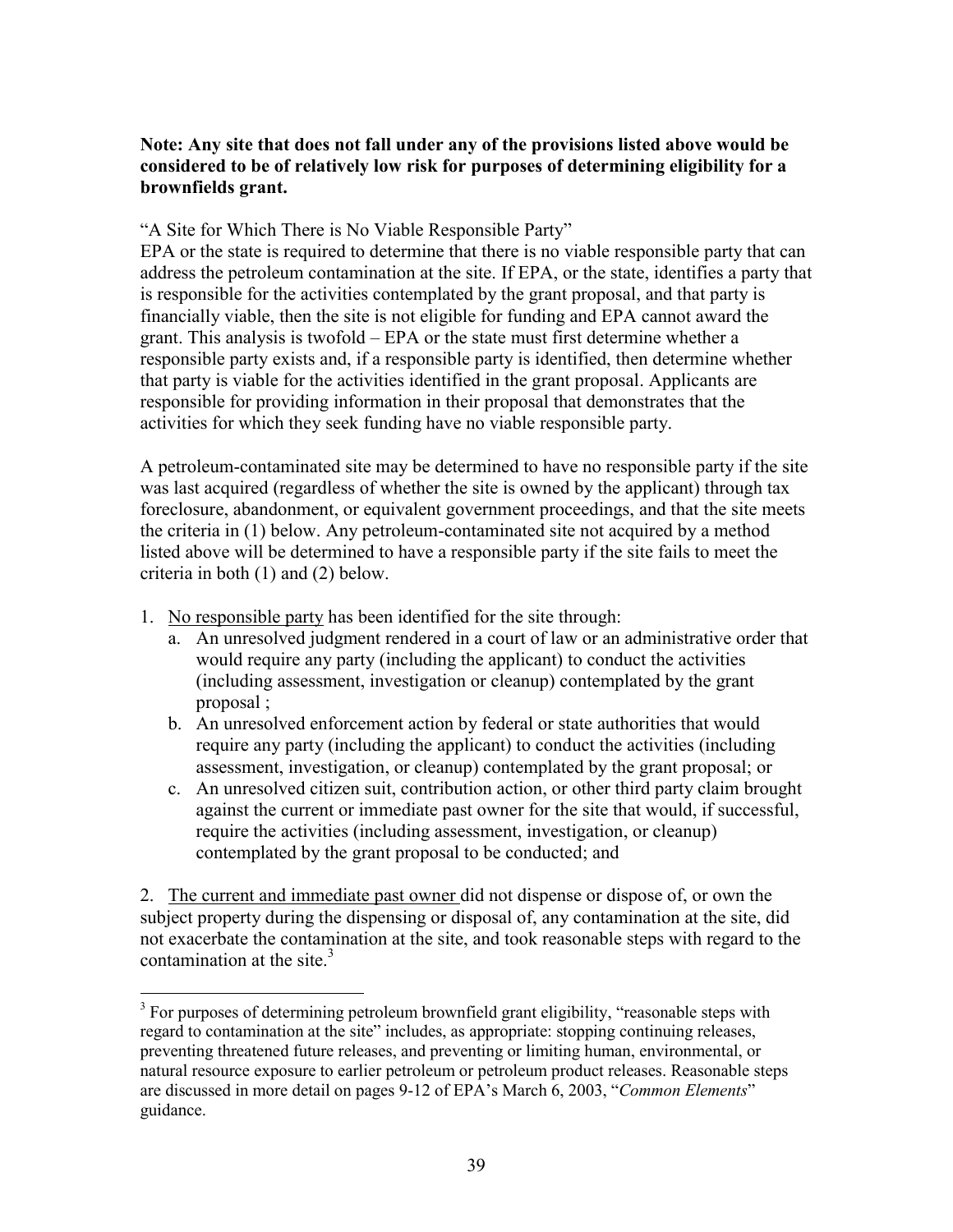**Note: Any site that does not fall under any of the provisions listed above would be considered to be of relatively low risk for purposes of determining eligibility for a brownfields grant.**

"A Site for Which There is No Viable Responsible Party"
EPA or the state is required to determine that there is no viable responsible party that can address the petroleum contamination at the site. If EPA, or the state, identifies a party that is responsible for the activities contemplated by the grant proposal, and that party is financially viable, then the site is not eligible for funding and EPA cannot award the grant. This analysis is twofold – EPA or the state must first determine whether a responsible party exists and, if a responsible party is identified, then determine whether that party is viable for the activities identified in the grant proposal. Applicants are responsible for providing information in their proposal that demonstrates that the activities for which they seek funding have no viable responsible party.

A petroleum-contaminated site may be determined to have no responsible party if the site was last acquired (regardless of whether the site is owned by the applicant) through tax foreclosure, abandonment, or equivalent government proceedings, and that the site meets the criteria in (1) below. Any petroleum-contaminated site not acquired by a method listed above will be determined to have a responsible party if the site fails to meet the criteria in both (1) and (2) below.

1. No responsible party has been identified for the site through:
   a. An unresolved judgment rendered in a court of law or an administrative order that would require any party (including the applicant) to conduct the activities (including assessment, investigation or cleanup) contemplated by the grant proposal ;
   b. An unresolved enforcement action by federal or state authorities that would require any party (including the applicant) to conduct the activities (including assessment, investigation, or cleanup) contemplated by the grant proposal; or
   c. An unresolved citizen suit, contribution action, or other third party claim brought against the current or immediate past owner for the site that would, if successful, require the activities (including assessment, investigation, or cleanup) contemplated by the grant proposal to be conducted; and

2. The current and immediate past owner did not dispense or dispose of, or own the subject property during the dispensing or disposal of, any contamination at the site, did not exacerbate the contamination at the site, and took reasonable steps with regard to the contamination at the site.[3]

[3] For purposes of determining petroleum brownfield grant eligibility, "reasonable steps with regard to contamination at the site" includes, as appropriate: stopping continuing releases, preventing threatened future releases, and preventing or limiting human, environmental, or natural resource exposure to earlier petroleum or petroleum product releases. Reasonable steps are discussed in more detail on pages 9-12 of EPA's March 6, 2003, "*Common Elements*" guidance.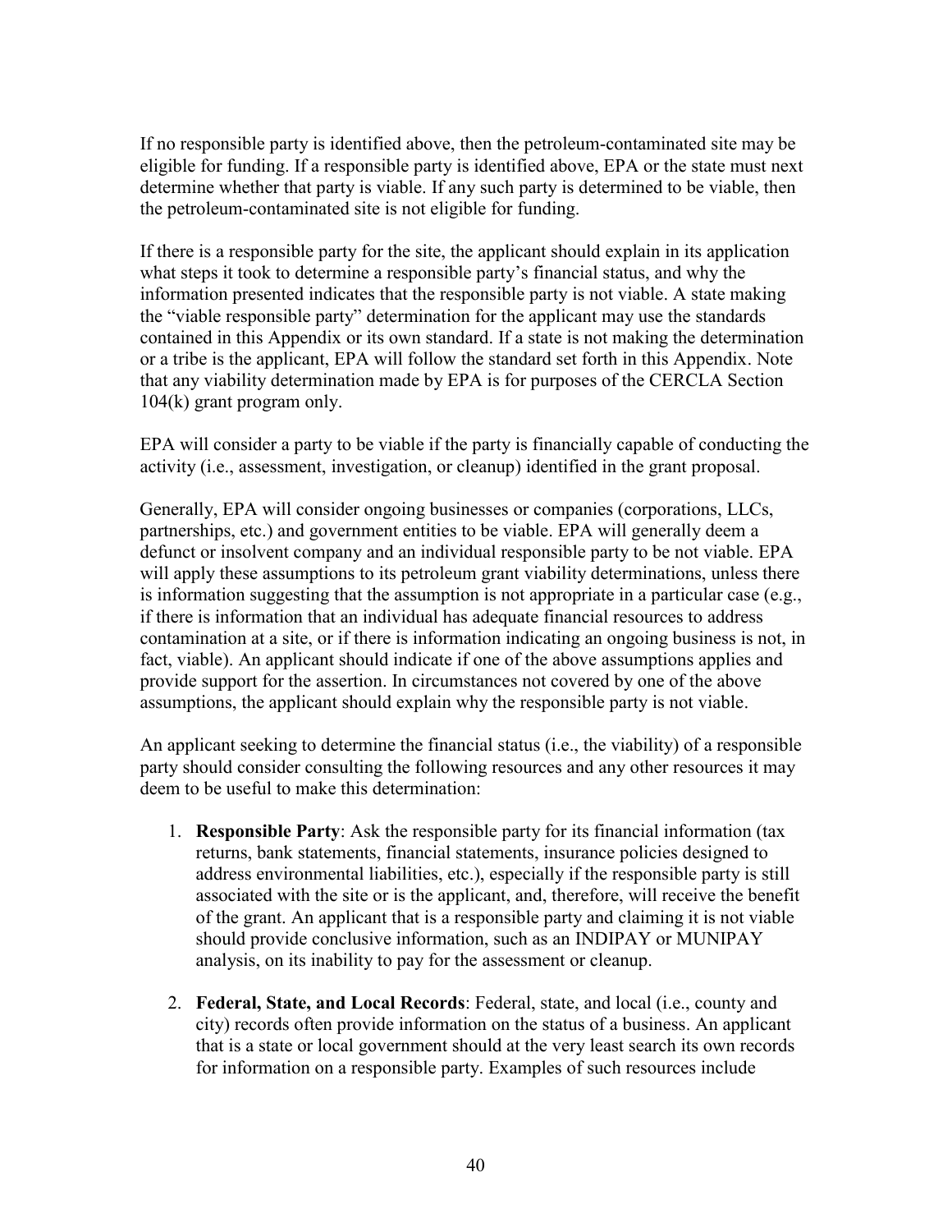If no responsible party is identified above, then the petroleum-contaminated site may be eligible for funding. If a responsible party is identified above, EPA or the state must next determine whether that party is viable. If any such party is determined to be viable, then the petroleum-contaminated site is not eligible for funding.

If there is a responsible party for the site, the applicant should explain in its application what steps it took to determine a responsible party's financial status, and why the information presented indicates that the responsible party is not viable. A state making the "viable responsible party" determination for the applicant may use the standards contained in this Appendix or its own standard. If a state is not making the determination or a tribe is the applicant, EPA will follow the standard set forth in this Appendix. Note that any viability determination made by EPA is for purposes of the CERCLA Section 104(k) grant program only.

EPA will consider a party to be viable if the party is financially capable of conducting the activity (i.e., assessment, investigation, or cleanup) identified in the grant proposal.

Generally, EPA will consider ongoing businesses or companies (corporations, LLCs, partnerships, etc.) and government entities to be viable. EPA will generally deem a defunct or insolvent company and an individual responsible party to be not viable. EPA will apply these assumptions to its petroleum grant viability determinations, unless there is information suggesting that the assumption is not appropriate in a particular case (e.g., if there is information that an individual has adequate financial resources to address contamination at a site, or if there is information indicating an ongoing business is not, in fact, viable). An applicant should indicate if one of the above assumptions applies and provide support for the assertion. In circumstances not covered by one of the above assumptions, the applicant should explain why the responsible party is not viable.

An applicant seeking to determine the financial status (i.e., the viability) of a responsible party should consider consulting the following resources and any other resources it may deem to be useful to make this determination:

1. **Responsible Party**: Ask the responsible party for its financial information (tax returns, bank statements, financial statements, insurance policies designed to address environmental liabilities, etc.), especially if the responsible party is still associated with the site or is the applicant, and, therefore, will receive the benefit of the grant. An applicant that is a responsible party and claiming it is not viable should provide conclusive information, such as an INDIPAY or MUNIPAY analysis, on its inability to pay for the assessment or cleanup.

2. **Federal, State, and Local Records**: Federal, state, and local (i.e., county and city) records often provide information on the status of a business. An applicant that is a state or local government should at the very least search its own records for information on a responsible party. Examples of such resources include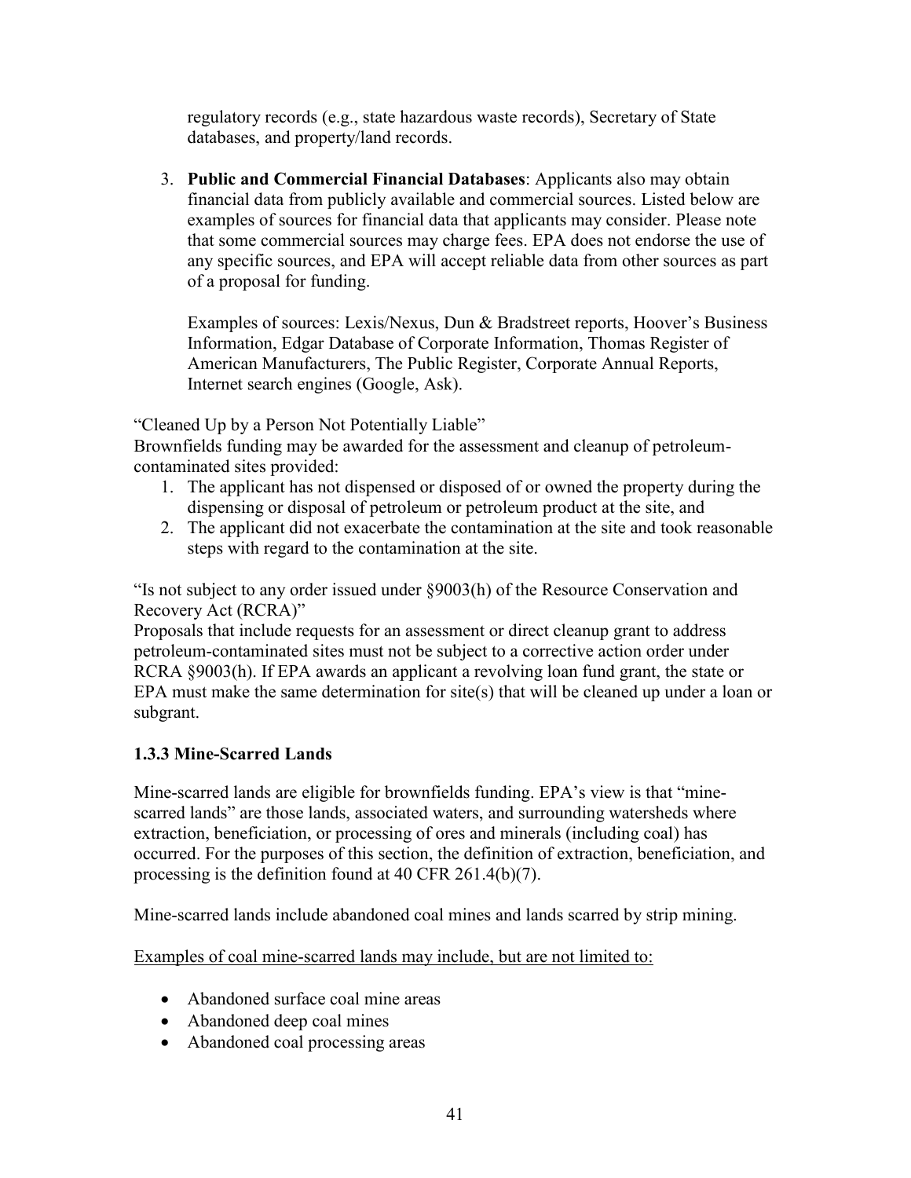regulatory records (e.g., state hazardous waste records), Secretary of State databases, and property/land records.

3. **Public and Commercial Financial Databases**: Applicants also may obtain financial data from publicly available and commercial sources. Listed below are examples of sources for financial data that applicants may consider. Please note that some commercial sources may charge fees. EPA does not endorse the use of any specific sources, and EPA will accept reliable data from other sources as part of a proposal for funding.

   Examples of sources: Lexis/Nexus, Dun & Bradstreet reports, Hoover's Business Information, Edgar Database of Corporate Information, Thomas Register of American Manufacturers, The Public Register, Corporate Annual Reports, Internet search engines (Google, Ask).

"Cleaned Up by a Person Not Potentially Liable"
Brownfields funding may be awarded for the assessment and cleanup of petroleum-contaminated sites provided:

1. The applicant has not dispensed or disposed of or owned the property during the dispensing or disposal of petroleum or petroleum product at the site, and
2. The applicant did not exacerbate the contamination at the site and took reasonable steps with regard to the contamination at the site.

"Is not subject to any order issued under §9003(h) of the Resource Conservation and Recovery Act (RCRA)"
Proposals that include requests for an assessment or direct cleanup grant to address petroleum-contaminated sites must not be subject to a corrective action order under RCRA §9003(h). If EPA awards an applicant a revolving loan fund grant, the state or EPA must make the same determination for site(s) that will be cleaned up under a loan or subgrant.

### 1.3.3 Mine-Scarred Lands

Mine-scarred lands are eligible for brownfields funding. EPA's view is that "mine-scarred lands" are those lands, associated waters, and surrounding watersheds where extraction, beneficiation, or processing of ores and minerals (including coal) has occurred. For the purposes of this section, the definition of extraction, beneficiation, and processing is the definition found at 40 CFR 261.4(b)(7).

Mine-scarred lands include abandoned coal mines and lands scarred by strip mining.

<u>Examples of coal mine-scarred lands may include, but are not limited to:</u>

- Abandoned surface coal mine areas
- Abandoned deep coal mines
- Abandoned coal processing areas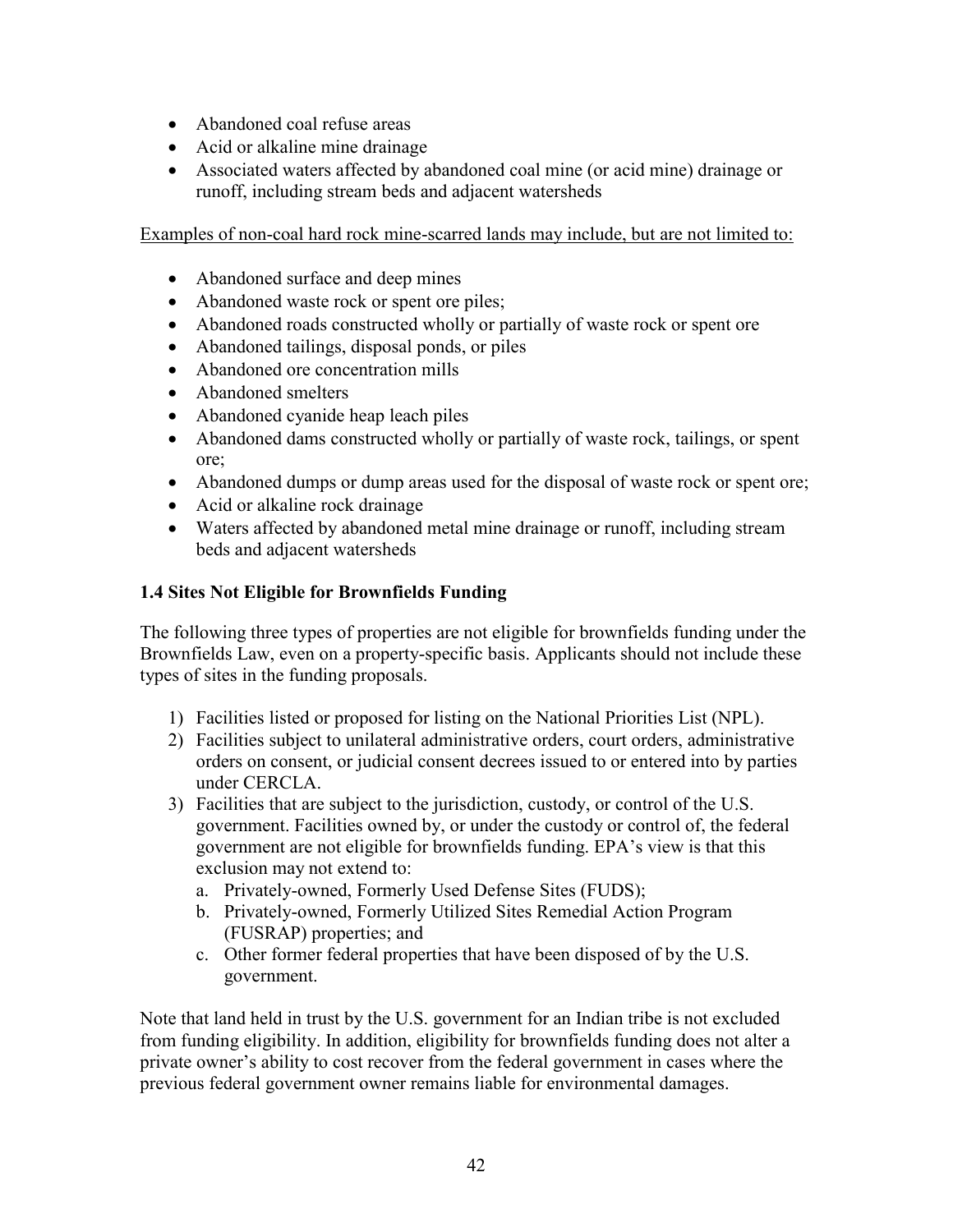- Abandoned coal refuse areas
- Acid or alkaline mine drainage
- Associated waters affected by abandoned coal mine (or acid mine) drainage or runoff, including stream beds and adjacent watersheds

<u>Examples of non-coal hard rock mine-scarred lands may include, but are not limited to:</u>

- Abandoned surface and deep mines
- Abandoned waste rock or spent ore piles;
- Abandoned roads constructed wholly or partially of waste rock or spent ore
- Abandoned tailings, disposal ponds, or piles
- Abandoned ore concentration mills
- Abandoned smelters
- Abandoned cyanide heap leach piles
- Abandoned dams constructed wholly or partially of waste rock, tailings, or spent ore;
- Abandoned dumps or dump areas used for the disposal of waste rock or spent ore;
- Acid or alkaline rock drainage
- Waters affected by abandoned metal mine drainage or runoff, including stream beds and adjacent watersheds

### 1.4 Sites Not Eligible for Brownfields Funding

The following three types of properties are not eligible for brownfields funding under the Brownfields Law, even on a property-specific basis. Applicants should not include these types of sites in the funding proposals.

1) Facilities listed or proposed for listing on the National Priorities List (NPL).
2) Facilities subject to unilateral administrative orders, court orders, administrative orders on consent, or judicial consent decrees issued to or entered into by parties under CERCLA.
3) Facilities that are subject to the jurisdiction, custody, or control of the U.S. government. Facilities owned by, or under the custody or control of, the federal government are not eligible for brownfields funding. EPA's view is that this exclusion may not extend to:
   a. Privately-owned, Formerly Used Defense Sites (FUDS);
   b. Privately-owned, Formerly Utilized Sites Remedial Action Program (FUSRAP) properties; and
   c. Other former federal properties that have been disposed of by the U.S. government.

Note that land held in trust by the U.S. government for an Indian tribe is not excluded from funding eligibility. In addition, eligibility for brownfields funding does not alter a private owner's ability to cost recover from the federal government in cases where the previous federal government owner remains liable for environmental damages.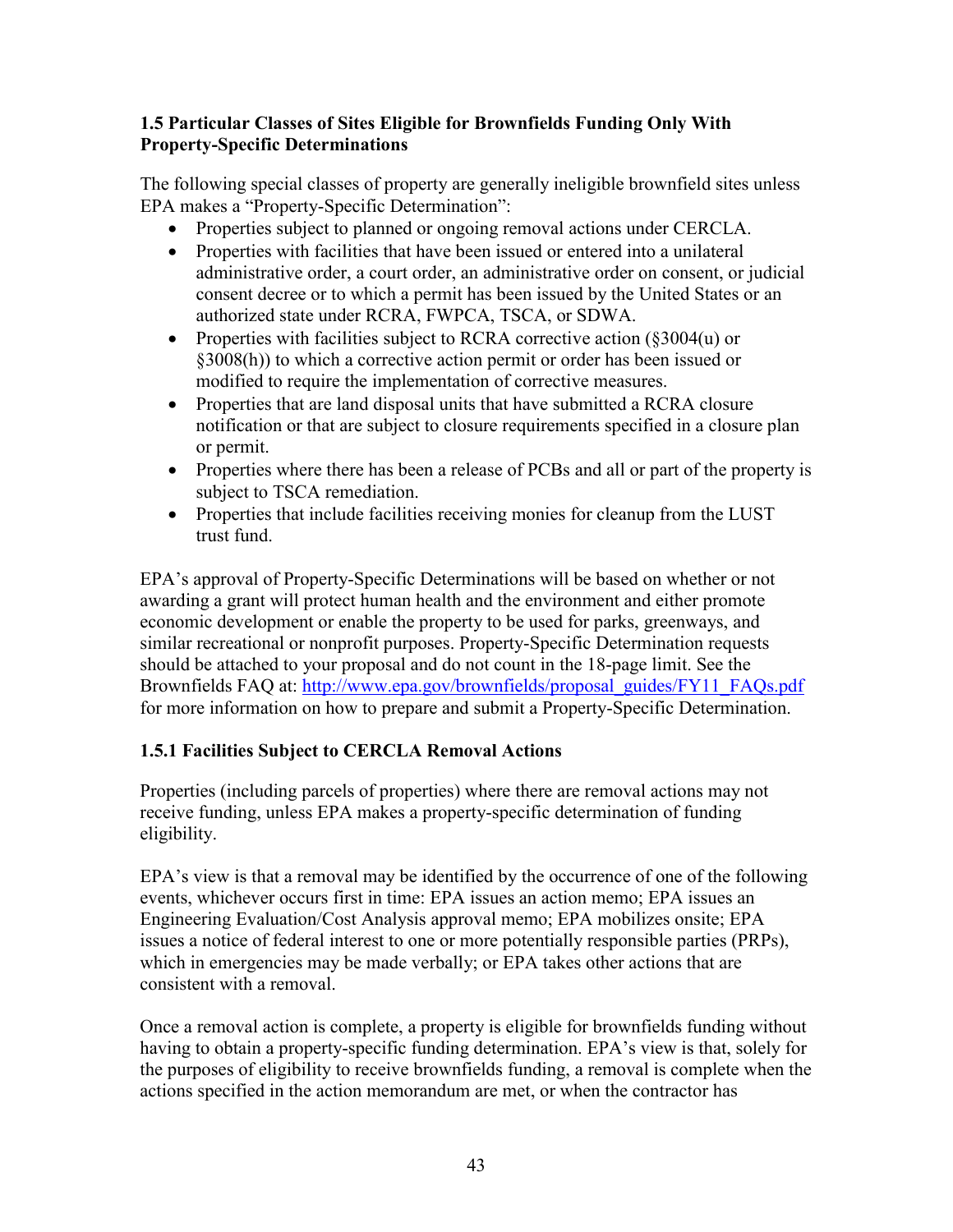### 1.5 Particular Classes of Sites Eligible for Brownfields Funding Only With Property-Specific Determinations

The following special classes of property are generally ineligible brownfield sites unless EPA makes a "Property-Specific Determination":

- Properties subject to planned or ongoing removal actions under CERCLA.
- Properties with facilities that have been issued or entered into a unilateral administrative order, a court order, an administrative order on consent, or judicial consent decree or to which a permit has been issued by the United States or an authorized state under RCRA, FWPCA, TSCA, or SDWA.
- Properties with facilities subject to RCRA corrective action (§3004(u) or §3008(h)) to which a corrective action permit or order has been issued or modified to require the implementation of corrective measures.
- Properties that are land disposal units that have submitted a RCRA closure notification or that are subject to closure requirements specified in a closure plan or permit.
- Properties where there has been a release of PCBs and all or part of the property is subject to TSCA remediation.
- Properties that include facilities receiving monies for cleanup from the LUST trust fund.

EPA's approval of Property-Specific Determinations will be based on whether or not awarding a grant will protect human health and the environment and either promote economic development or enable the property to be used for parks, greenways, and similar recreational or nonprofit purposes. Property-Specific Determination requests should be attached to your proposal and do not count in the 18-page limit. See the Brownfields FAQ at: [http://www.epa.gov/brownfields/proposal_guides/FY11_FAQs.pdf](http://www.epa.gov/brownfields/proposal_guides/FY11_FAQs.pdf) for more information on how to prepare and submit a Property-Specific Determination.

#### 1.5.1 Facilities Subject to CERCLA Removal Actions

Properties (including parcels of properties) where there are removal actions may not receive funding, unless EPA makes a property-specific determination of funding eligibility.

EPA's view is that a removal may be identified by the occurrence of one of the following events, whichever occurs first in time: EPA issues an action memo; EPA issues an Engineering Evaluation/Cost Analysis approval memo; EPA mobilizes onsite; EPA issues a notice of federal interest to one or more potentially responsible parties (PRPs), which in emergencies may be made verbally; or EPA takes other actions that are consistent with a removal.

Once a removal action is complete, a property is eligible for brownfields funding without having to obtain a property-specific funding determination. EPA's view is that, solely for the purposes of eligibility to receive brownfields funding, a removal is complete when the actions specified in the action memorandum are met, or when the contractor has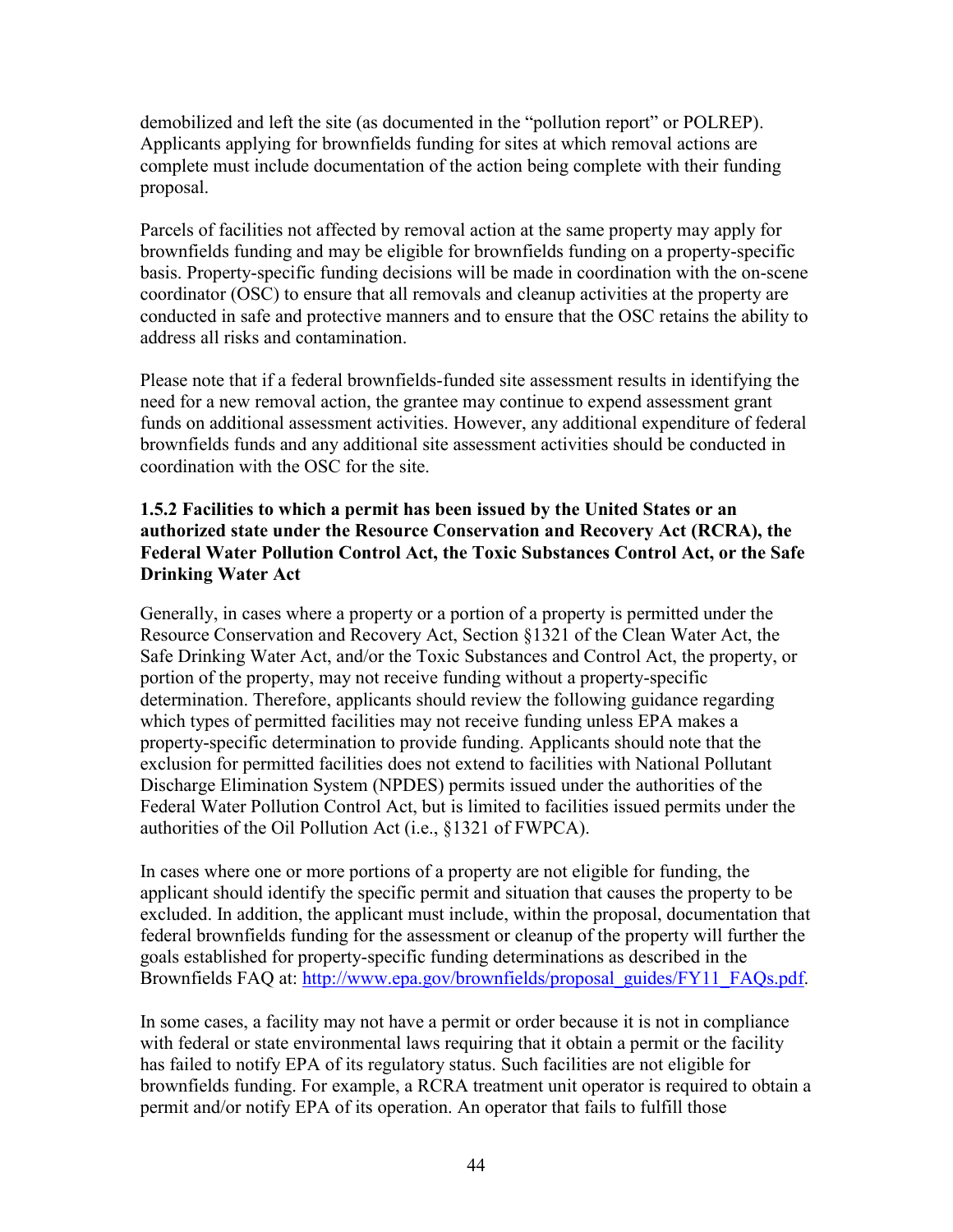demobilized and left the site (as documented in the "pollution report" or POLREP). Applicants applying for brownfields funding for sites at which removal actions are complete must include documentation of the action being complete with their funding proposal.

Parcels of facilities not affected by removal action at the same property may apply for brownfields funding and may be eligible for brownfields funding on a property-specific basis. Property-specific funding decisions will be made in coordination with the on-scene coordinator (OSC) to ensure that all removals and cleanup activities at the property are conducted in safe and protective manners and to ensure that the OSC retains the ability to address all risks and contamination.

Please note that if a federal brownfields-funded site assessment results in identifying the need for a new removal action, the grantee may continue to expend assessment grant funds on additional assessment activities. However, any additional expenditure of federal brownfields funds and any additional site assessment activities should be conducted in coordination with the OSC for the site.

### 1.5.2 Facilities to which a permit has been issued by the United States or an authorized state under the Resource Conservation and Recovery Act (RCRA), the Federal Water Pollution Control Act, the Toxic Substances Control Act, or the Safe Drinking Water Act

Generally, in cases where a property or a portion of a property is permitted under the Resource Conservation and Recovery Act, Section §1321 of the Clean Water Act, the Safe Drinking Water Act, and/or the Toxic Substances and Control Act, the property, or portion of the property, may not receive funding without a property-specific determination. Therefore, applicants should review the following guidance regarding which types of permitted facilities may not receive funding unless EPA makes a property-specific determination to provide funding. Applicants should note that the exclusion for permitted facilities does not extend to facilities with National Pollutant Discharge Elimination System (NPDES) permits issued under the authorities of the Federal Water Pollution Control Act, but is limited to facilities issued permits under the authorities of the Oil Pollution Act (i.e., §1321 of FWPCA).

In cases where one or more portions of a property are not eligible for funding, the applicant should identify the specific permit and situation that causes the property to be excluded. In addition, the applicant must include, within the proposal, documentation that federal brownfields funding for the assessment or cleanup of the property will further the goals established for property-specific funding determinations as described in the Brownfields FAQ at: [http://www.epa.gov/brownfields/proposal_guides/FY11_FAQs.pdf](http://www.epa.gov/brownfields/proposal_guides/FY11_FAQs.pdf).

In some cases, a facility may not have a permit or order because it is not in compliance with federal or state environmental laws requiring that it obtain a permit or the facility has failed to notify EPA of its regulatory status. Such facilities are not eligible for brownfields funding. For example, a RCRA treatment unit operator is required to obtain a permit and/or notify EPA of its operation. An operator that fails to fulfill those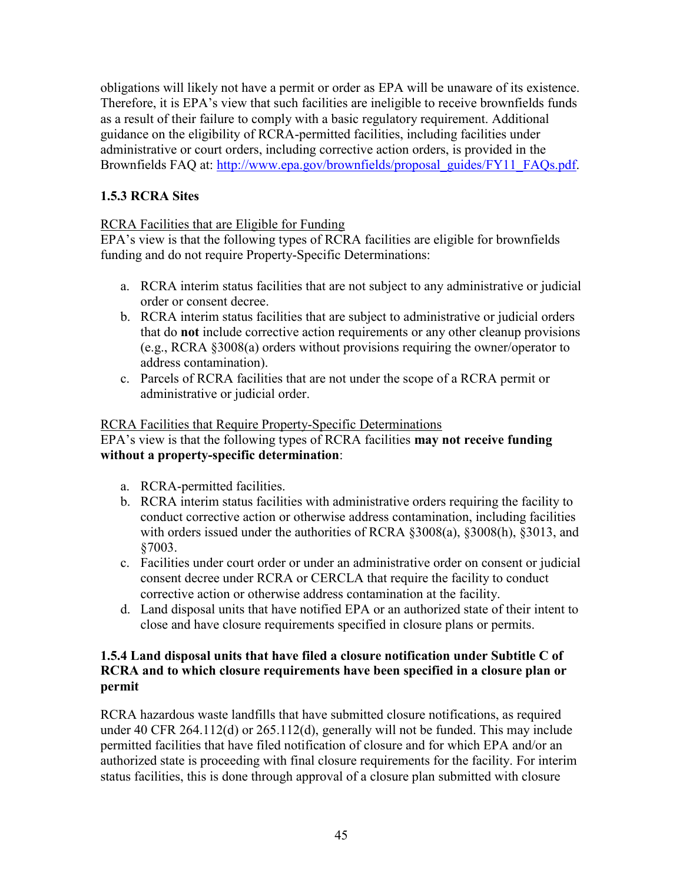obligations will likely not have a permit or order as EPA will be unaware of its existence. Therefore, it is EPA's view that such facilities are ineligible to receive brownfields funds as a result of their failure to comply with a basic regulatory requirement. Additional guidance on the eligibility of RCRA-permitted facilities, including facilities under administrative or court orders, including corrective action orders, is provided in the Brownfields FAQ at: http://www.epa.gov/brownfields/proposal_guides/FY11_FAQs.pdf.

### 1.5.3 RCRA Sites

RCRA Facilities that are Eligible for Funding

EPA's view is that the following types of RCRA facilities are eligible for brownfields funding and do not require Property-Specific Determinations:

a. RCRA interim status facilities that are not subject to any administrative or judicial order or consent decree.
b. RCRA interim status facilities that are subject to administrative or judicial orders that do **not** include corrective action requirements or any other cleanup provisions (e.g., RCRA §3008(a) orders without provisions requiring the owner/operator to address contamination).
c. Parcels of RCRA facilities that are not under the scope of a RCRA permit or administrative or judicial order.

RCRA Facilities that Require Property-Specific Determinations

EPA's view is that the following types of RCRA facilities **may not receive funding without a property-specific determination**:

a. RCRA-permitted facilities.
b. RCRA interim status facilities with administrative orders requiring the facility to conduct corrective action or otherwise address contamination, including facilities with orders issued under the authorities of RCRA §3008(a), §3008(h), §3013, and §7003.
c. Facilities under court order or under an administrative order on consent or judicial consent decree under RCRA or CERCLA that require the facility to conduct corrective action or otherwise address contamination at the facility.
d. Land disposal units that have notified EPA or an authorized state of their intent to close and have closure requirements specified in closure plans or permits.

### 1.5.4 Land disposal units that have filed a closure notification under Subtitle C of RCRA and to which closure requirements have been specified in a closure plan or permit

RCRA hazardous waste landfills that have submitted closure notifications, as required under 40 CFR 264.112(d) or 265.112(d), generally will not be funded. This may include permitted facilities that have filed notification of closure and for which EPA and/or an authorized state is proceeding with final closure requirements for the facility. For interim status facilities, this is done through approval of a closure plan submitted with closure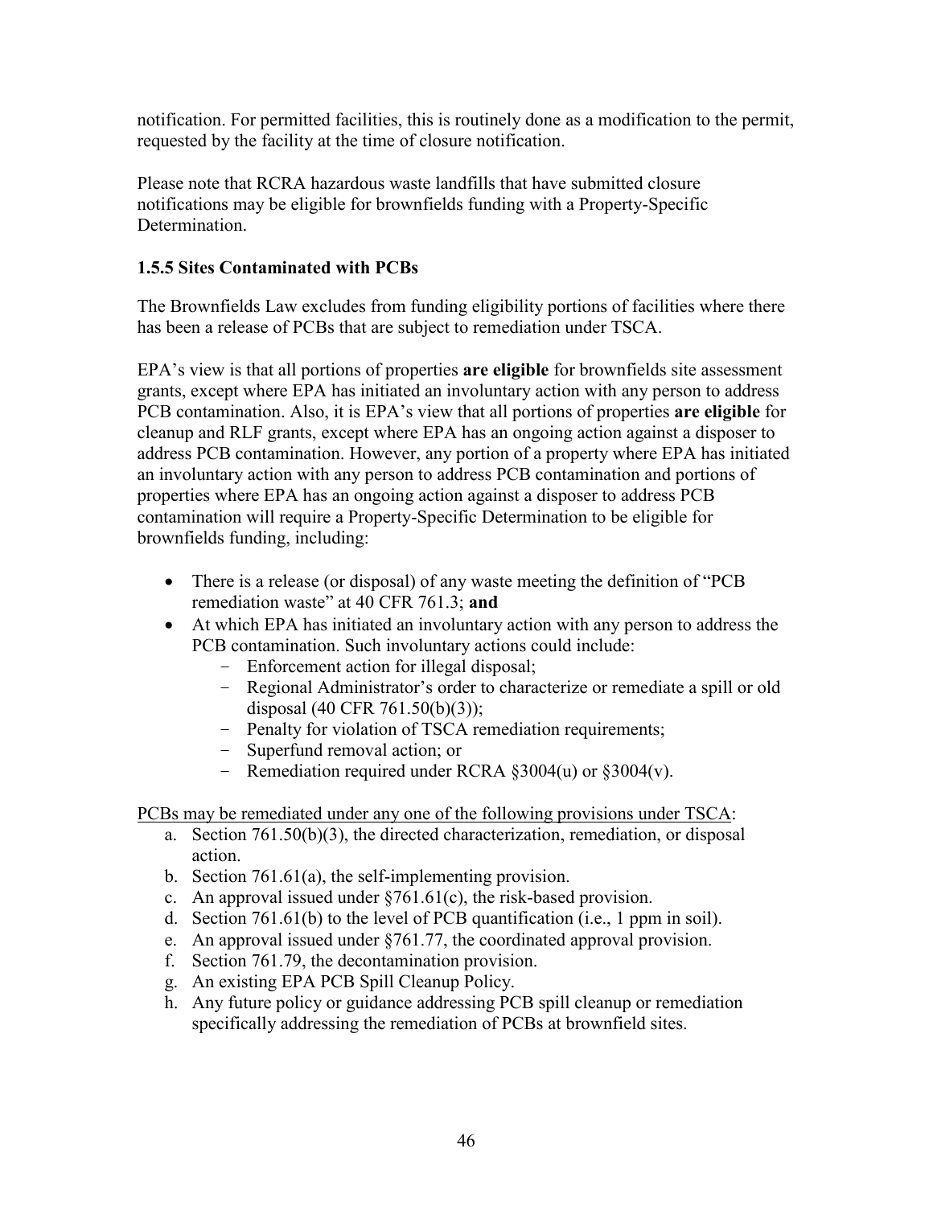notification. For permitted facilities, this is routinely done as a modification to the permit, requested by the facility at the time of closure notification.

Please note that RCRA hazardous waste landfills that have submitted closure notifications may be eligible for brownfields funding with a Property-Specific Determination.

### 1.5.5 Sites Contaminated with PCBs

The Brownfields Law excludes from funding eligibility portions of facilities where there has been a release of PCBs that are subject to remediation under TSCA.

EPA's view is that all portions of properties **are eligible** for brownfields site assessment grants, except where EPA has initiated an involuntary action with any person to address PCB contamination. Also, it is EPA's view that all portions of properties **are eligible** for cleanup and RLF grants, except where EPA has an ongoing action against a disposer to address PCB contamination. However, any portion of a property where EPA has initiated an involuntary action with any person to address PCB contamination and portions of properties where EPA has an ongoing action against a disposer to address PCB contamination will require a Property-Specific Determination to be eligible for brownfields funding, including:

- There is a release (or disposal) of any waste meeting the definition of "PCB remediation waste" at 40 CFR 761.3; **and**
- At which EPA has initiated an involuntary action with any person to address the PCB contamination. Such involuntary actions could include:
  - Enforcement action for illegal disposal;
  - Regional Administrator's order to characterize or remediate a spill or old disposal (40 CFR 761.50(b)(3));
  - Penalty for violation of TSCA remediation requirements;
  - Superfund removal action; or
  - Remediation required under RCRA §3004(u) or §3004(v).

<u>PCBs may be remediated under any one of the following provisions under TSCA</u>:

a. Section 761.50(b)(3), the directed characterization, remediation, or disposal action.
b. Section 761.61(a), the self-implementing provision.
c. An approval issued under §761.61(c), the risk-based provision.
d. Section 761.61(b) to the level of PCB quantification (i.e., 1 ppm in soil).
e. An approval issued under §761.77, the coordinated approval provision.
f. Section 761.79, the decontamination provision.
g. An existing EPA PCB Spill Cleanup Policy.
h. Any future policy or guidance addressing PCB spill cleanup or remediation specifically addressing the remediation of PCBs at brownfield sites.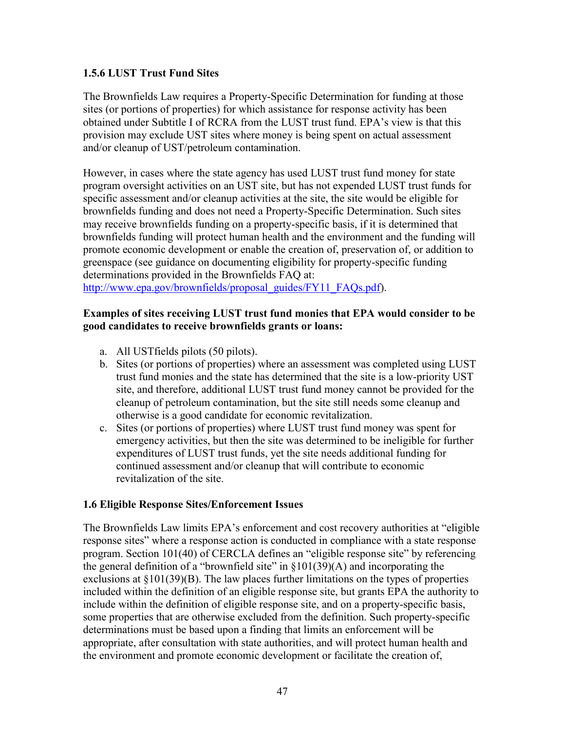### 1.5.6 LUST Trust Fund Sites

The Brownfields Law requires a Property-Specific Determination for funding at those sites (or portions of properties) for which assistance for response activity has been obtained under Subtitle I of RCRA from the LUST trust fund. EPA's view is that this provision may exclude UST sites where money is being spent on actual assessment and/or cleanup of UST/petroleum contamination.

However, in cases where the state agency has used LUST trust fund money for state program oversight activities on an UST site, but has not expended LUST trust funds for specific assessment and/or cleanup activities at the site, the site would be eligible for brownfields funding and does not need a Property-Specific Determination. Such sites may receive brownfields funding on a property-specific basis, if it is determined that brownfields funding will protect human health and the environment and the funding will promote economic development or enable the creation of, preservation of, or addition to greenspace (see guidance on documenting eligibility for property-specific funding determinations provided in the Brownfields FAQ at: http://www.epa.gov/brownfields/proposal_guides/FY11_FAQs.pdf).

**Examples of sites receiving LUST trust fund monies that EPA would consider to be good candidates to receive brownfields grants or loans:**

a. All USTfields pilots (50 pilots).
b. Sites (or portions of properties) where an assessment was completed using LUST trust fund monies and the state has determined that the site is a low-priority UST site, and therefore, additional LUST trust fund money cannot be provided for the cleanup of petroleum contamination, but the site still needs some cleanup and otherwise is a good candidate for economic revitalization.
c. Sites (or portions of properties) where LUST trust fund money was spent for emergency activities, but then the site was determined to be ineligible for further expenditures of LUST trust funds, yet the site needs additional funding for continued assessment and/or cleanup that will contribute to economic revitalization of the site.

### 1.6 Eligible Response Sites/Enforcement Issues

The Brownfields Law limits EPA's enforcement and cost recovery authorities at "eligible response sites" where a response action is conducted in compliance with a state response program. Section 101(40) of CERCLA defines an "eligible response site" by referencing the general definition of a "brownfield site" in §101(39)(A) and incorporating the exclusions at §101(39)(B). The law places further limitations on the types of properties included within the definition of an eligible response site, but grants EPA the authority to include within the definition of eligible response site, and on a property-specific basis, some properties that are otherwise excluded from the definition. Such property-specific determinations must be based upon a finding that limits an enforcement will be appropriate, after consultation with state authorities, and will protect human health and the environment and promote economic development or facilitate the creation of,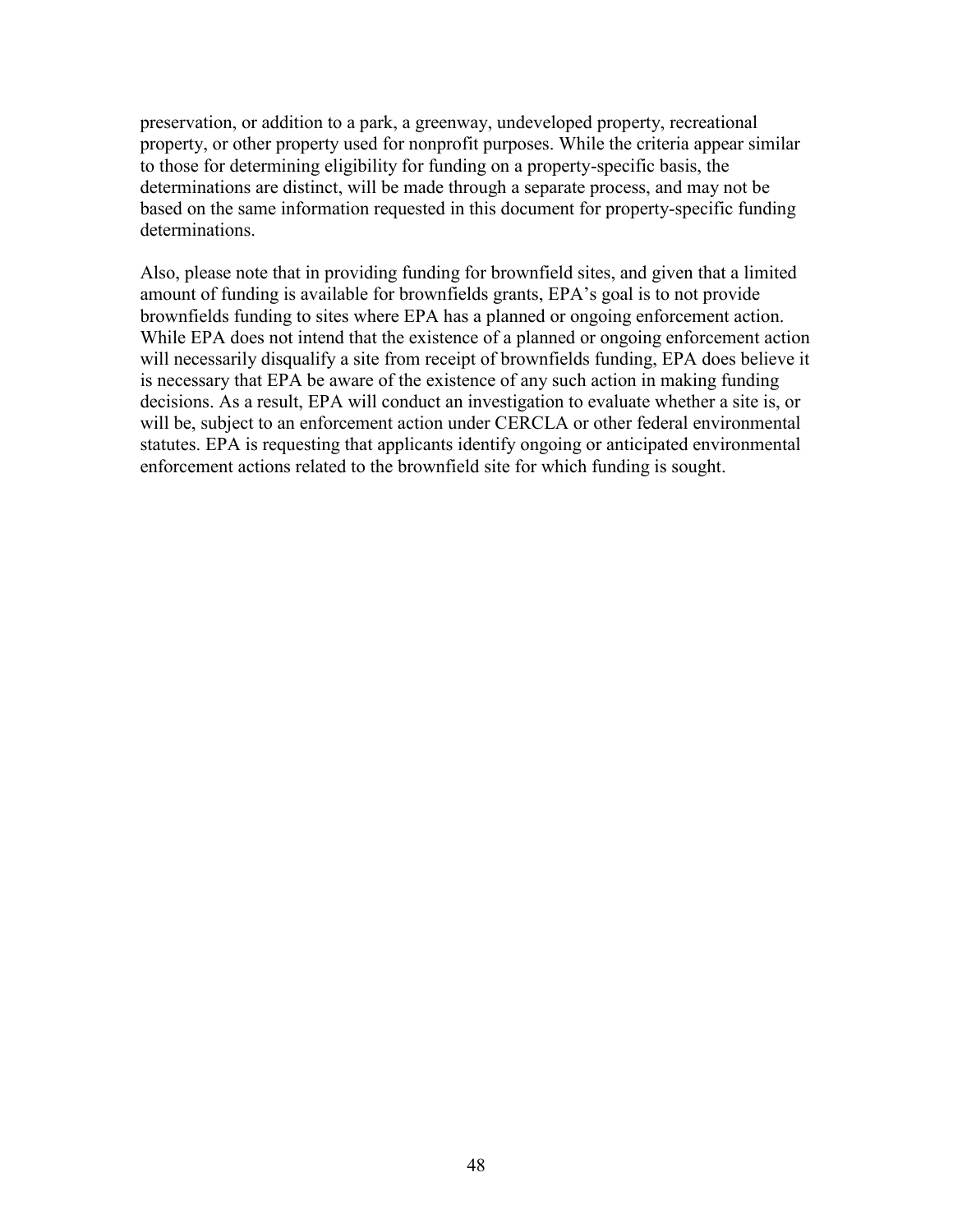preservation, or addition to a park, a greenway, undeveloped property, recreational property, or other property used for nonprofit purposes. While the criteria appear similar to those for determining eligibility for funding on a property-specific basis, the determinations are distinct, will be made through a separate process, and may not be based on the same information requested in this document for property-specific funding determinations.

Also, please note that in providing funding for brownfield sites, and given that a limited amount of funding is available for brownfields grants, EPA's goal is to not provide brownfields funding to sites where EPA has a planned or ongoing enforcement action. While EPA does not intend that the existence of a planned or ongoing enforcement action will necessarily disqualify a site from receipt of brownfields funding, EPA does believe it is necessary that EPA be aware of the existence of any such action in making funding decisions. As a result, EPA will conduct an investigation to evaluate whether a site is, or will be, subject to an enforcement action under CERCLA or other federal environmental statutes. EPA is requesting that applicants identify ongoing or anticipated environmental enforcement actions related to the brownfield site for which funding is sought.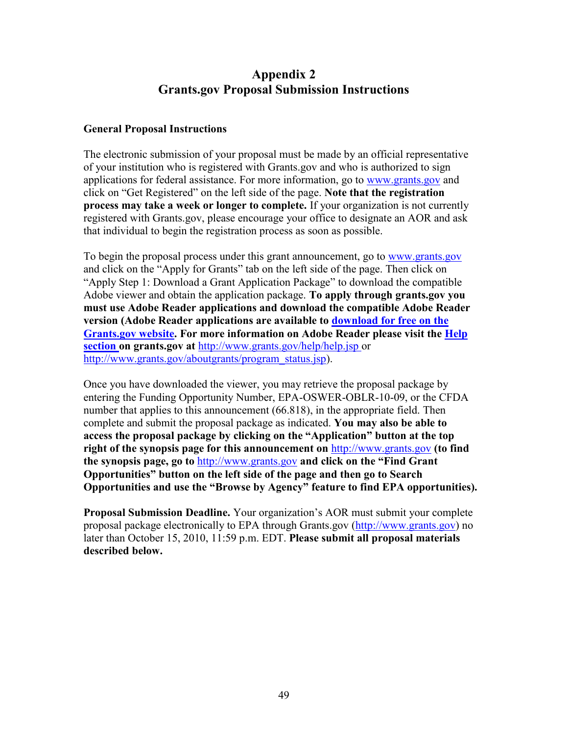# Appendix 2
# Grants.gov Proposal Submission Instructions

**General Proposal Instructions**

The electronic submission of your proposal must be made by an official representative of your institution who is registered with Grants.gov and who is authorized to sign applications for federal assistance. For more information, go to www.grants.gov and click on "Get Registered" on the left side of the page. **Note that the registration process may take a week or longer to complete.** If your organization is not currently registered with Grants.gov, please encourage your office to designate an AOR and ask that individual to begin the registration process as soon as possible.

To begin the proposal process under this grant announcement, go to www.grants.gov and click on the "Apply for Grants" tab on the left side of the page. Then click on "Apply Step 1: Download a Grant Application Package" to download the compatible Adobe viewer and obtain the application package. **To apply through grants.gov you must use Adobe Reader applications and download the compatible Adobe Reader version (Adobe Reader applications are available to download for free on the Grants.gov website. For more information on Adobe Reader please visit the Help section on grants.gov at** http://www.grants.gov/help/help.jsp or http://www.grants.gov/aboutgrants/program_status.jsp).

Once you have downloaded the viewer, you may retrieve the proposal package by entering the Funding Opportunity Number, EPA-OSWER-OBLR-10-09, or the CFDA number that applies to this announcement (66.818), in the appropriate field. Then complete and submit the proposal package as indicated. **You may also be able to access the proposal package by clicking on the "Application" button at the top right of the synopsis page for this announcement on** http://www.grants.gov **(to find the synopsis page, go to** http://www.grants.gov **and click on the "Find Grant Opportunities" button on the left side of the page and then go to Search Opportunities and use the "Browse by Agency" feature to find EPA opportunities).**

**Proposal Submission Deadline.** Your organization's AOR must submit your complete proposal package electronically to EPA through Grants.gov (http://www.grants.gov) no later than October 15, 2010, 11:59 p.m. EDT. **Please submit all proposal materials described below.**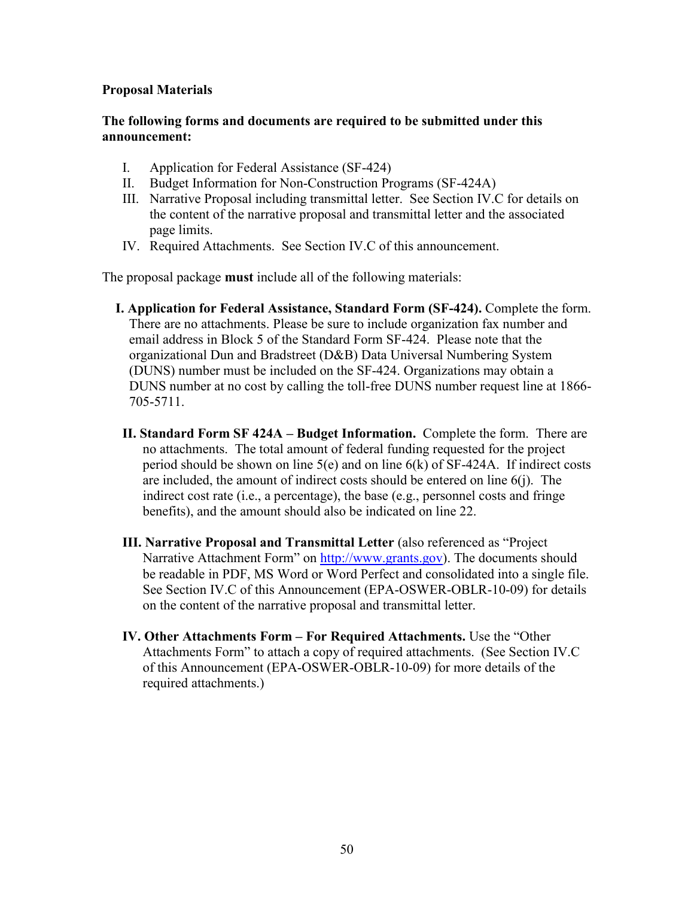**Proposal Materials**

**The following forms and documents are required to be submitted under this announcement:**

I. Application for Federal Assistance (SF-424)
II. Budget Information for Non-Construction Programs (SF-424A)
III. Narrative Proposal including transmittal letter. See Section IV.C for details on the content of the narrative proposal and transmittal letter and the associated page limits.
IV. Required Attachments. See Section IV.C of this announcement.

The proposal package **must** include all of the following materials:

**I. Application for Federal Assistance, Standard Form (SF-424).** Complete the form. There are no attachments. Please be sure to include organization fax number and email address in Block 5 of the Standard Form SF-424. Please note that the organizational Dun and Bradstreet (D&B) Data Universal Numbering System (DUNS) number must be included on the SF-424. Organizations may obtain a DUNS number at no cost by calling the toll-free DUNS number request line at 1866-705-5711.

**II. Standard Form SF 424A – Budget Information.** Complete the form. There are no attachments. The total amount of federal funding requested for the project period should be shown on line 5(e) and on line 6(k) of SF-424A. If indirect costs are included, the amount of indirect costs should be entered on line 6(j). The indirect cost rate (i.e., a percentage), the base (e.g., personnel costs and fringe benefits), and the amount should also be indicated on line 22.

**III. Narrative Proposal and Transmittal Letter** (also referenced as "Project Narrative Attachment Form" on http://www.grants.gov). The documents should be readable in PDF, MS Word or Word Perfect and consolidated into a single file. See Section IV.C of this Announcement (EPA-OSWER-OBLR-10-09) for details on the content of the narrative proposal and transmittal letter.

**IV. Other Attachments Form – For Required Attachments.** Use the "Other Attachments Form" to attach a copy of required attachments. (See Section IV.C of this Announcement (EPA-OSWER-OBLR-10-09) for more details of the required attachments.)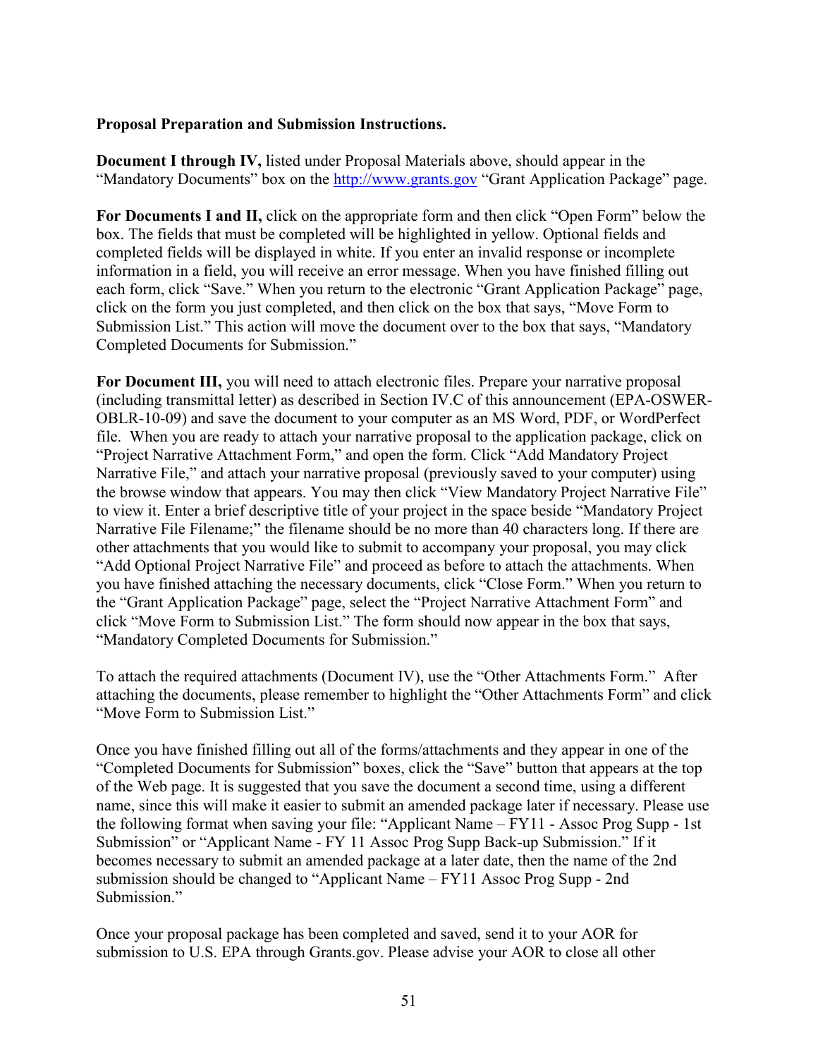**Proposal Preparation and Submission Instructions.**

**Document I through IV,** listed under Proposal Materials above, should appear in the "Mandatory Documents" box on the [http://www.grants.gov](http://www.grants.gov) "Grant Application Package" page.

**For Documents I and II,** click on the appropriate form and then click "Open Form" below the box. The fields that must be completed will be highlighted in yellow. Optional fields and completed fields will be displayed in white. If you enter an invalid response or incomplete information in a field, you will receive an error message. When you have finished filling out each form, click "Save." When you return to the electronic "Grant Application Package" page, click on the form you just completed, and then click on the box that says, "Move Form to Submission List." This action will move the document over to the box that says, "Mandatory Completed Documents for Submission."

**For Document III,** you will need to attach electronic files. Prepare your narrative proposal (including transmittal letter) as described in Section IV.C of this announcement (EPA-OSWER-OBLR-10-09) and save the document to your computer as an MS Word, PDF, or WordPerfect file. When you are ready to attach your narrative proposal to the application package, click on "Project Narrative Attachment Form," and open the form. Click "Add Mandatory Project Narrative File," and attach your narrative proposal (previously saved to your computer) using the browse window that appears. You may then click "View Mandatory Project Narrative File" to view it. Enter a brief descriptive title of your project in the space beside "Mandatory Project Narrative File Filename;" the filename should be no more than 40 characters long. If there are other attachments that you would like to submit to accompany your proposal, you may click "Add Optional Project Narrative File" and proceed as before to attach the attachments. When you have finished attaching the necessary documents, click "Close Form." When you return to the "Grant Application Package" page, select the "Project Narrative Attachment Form" and click "Move Form to Submission List." The form should now appear in the box that says, "Mandatory Completed Documents for Submission."

To attach the required attachments (Document IV), use the "Other Attachments Form." After attaching the documents, please remember to highlight the "Other Attachments Form" and click "Move Form to Submission List."

Once you have finished filling out all of the forms/attachments and they appear in one of the "Completed Documents for Submission" boxes, click the "Save" button that appears at the top of the Web page. It is suggested that you save the document a second time, using a different name, since this will make it easier to submit an amended package later if necessary. Please use the following format when saving your file: "Applicant Name – FY11 - Assoc Prog Supp - 1st Submission" or "Applicant Name - FY 11 Assoc Prog Supp Back-up Submission." If it becomes necessary to submit an amended package at a later date, then the name of the 2nd submission should be changed to "Applicant Name – FY11 Assoc Prog Supp - 2nd Submission."

Once your proposal package has been completed and saved, send it to your AOR for submission to U.S. EPA through Grants.gov. Please advise your AOR to close all other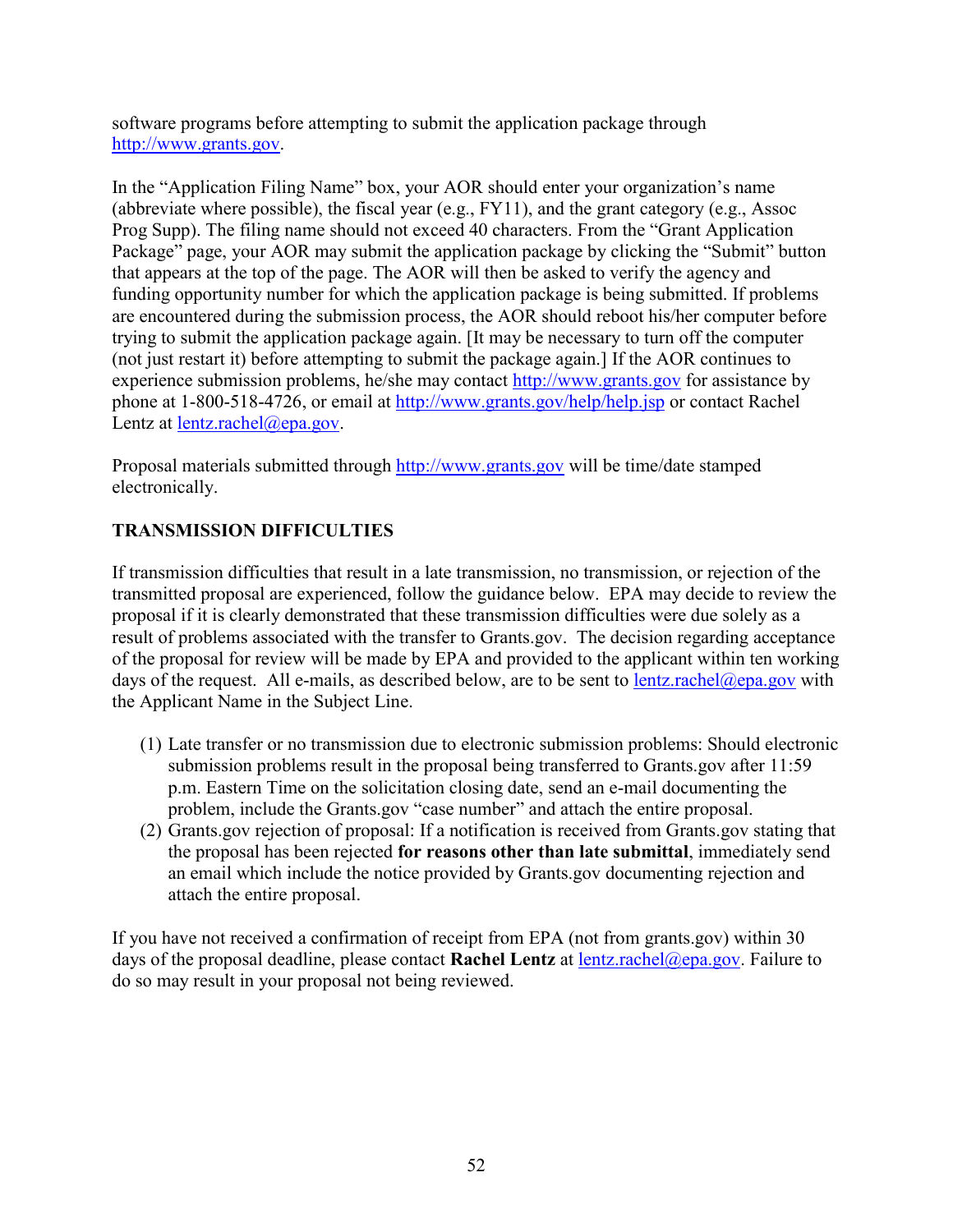software programs before attempting to submit the application package through http://www.grants.gov.

In the "Application Filing Name" box, your AOR should enter your organization's name (abbreviate where possible), the fiscal year (e.g., FY11), and the grant category (e.g., Assoc Prog Supp). The filing name should not exceed 40 characters. From the "Grant Application Package" page, your AOR may submit the application package by clicking the "Submit" button that appears at the top of the page. The AOR will then be asked to verify the agency and funding opportunity number for which the application package is being submitted. If problems are encountered during the submission process, the AOR should reboot his/her computer before trying to submit the application package again. [It may be necessary to turn off the computer (not just restart it) before attempting to submit the package again.] If the AOR continues to experience submission problems, he/she may contact http://www.grants.gov for assistance by phone at 1-800-518-4726, or email at http://www.grants.gov/help/help.jsp or contact Rachel Lentz at lentz.rachel@epa.gov.

Proposal materials submitted through http://www.grants.gov will be time/date stamped electronically.

**TRANSMISSION DIFFICULTIES**

If transmission difficulties that result in a late transmission, no transmission, or rejection of the transmitted proposal are experienced, follow the guidance below. EPA may decide to review the proposal if it is clearly demonstrated that these transmission difficulties were due solely as a result of problems associated with the transfer to Grants.gov. The decision regarding acceptance of the proposal for review will be made by EPA and provided to the applicant within ten working days of the request. All e-mails, as described below, are to be sent to lentz.rachel@epa.gov with the Applicant Name in the Subject Line.

(1) Late transfer or no transmission due to electronic submission problems: Should electronic submission problems result in the proposal being transferred to Grants.gov after 11:59 p.m. Eastern Time on the solicitation closing date, send an e-mail documenting the problem, include the Grants.gov "case number" and attach the entire proposal.
(2) Grants.gov rejection of proposal: If a notification is received from Grants.gov stating that the proposal has been rejected **for reasons other than late submittal**, immediately send an email which include the notice provided by Grants.gov documenting rejection and attach the entire proposal.

If you have not received a confirmation of receipt from EPA (not from grants.gov) within 30 days of the proposal deadline, please contact **Rachel Lentz** at lentz.rachel@epa.gov. Failure to do so may result in your proposal not being reviewed.